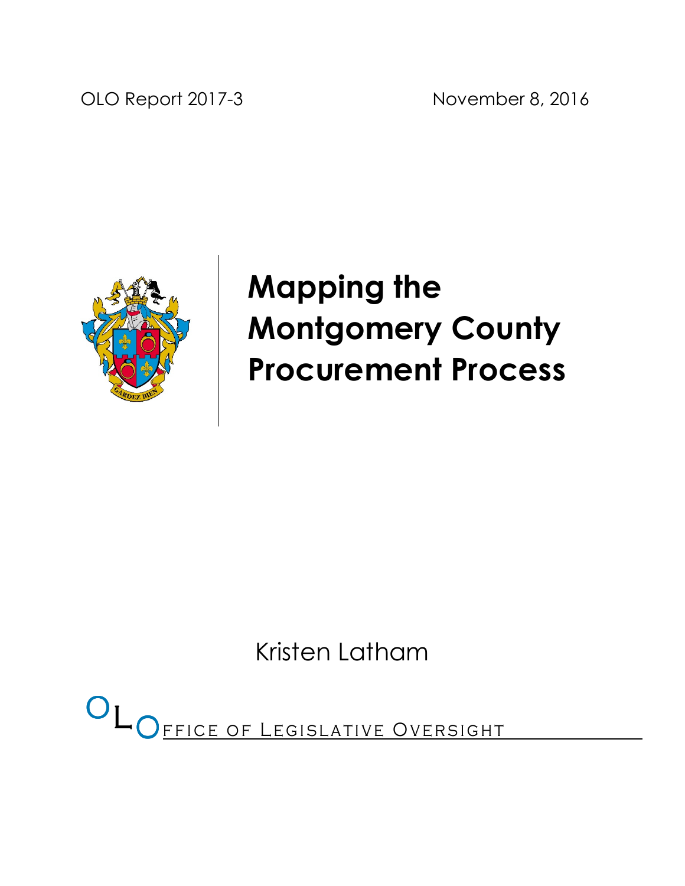OLO Report 2017-3 November 8, 2016

# Mapping the Montgomery County Procurement Process

Kristen Latham

OLO Office of Legislative Oversight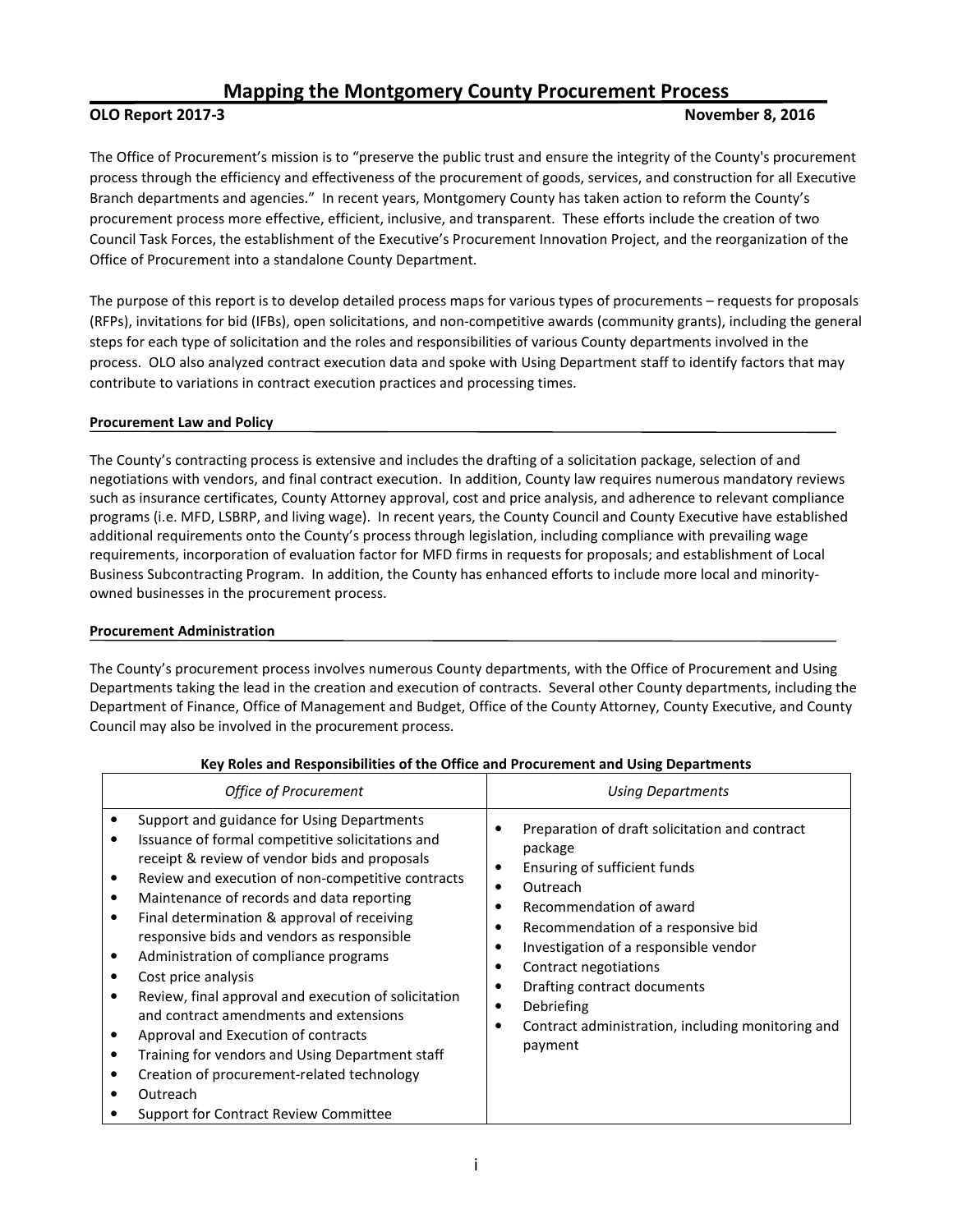# Mapping the Montgomery County Procurement Process

**OLO Report 2017-3** **November 8, 2016**

The Office of Procurement's mission is to "preserve the public trust and ensure the integrity of the County's procurement process through the efficiency and effectiveness of the procurement of goods, services, and construction for all Executive Branch departments and agencies." In recent years, Montgomery County has taken action to reform the County's procurement process more effective, efficient, inclusive, and transparent. These efforts include the creation of two Council Task Forces, the establishment of the Executive's Procurement Innovation Project, and the reorganization of the Office of Procurement into a standalone County Department.

The purpose of this report is to develop detailed process maps for various types of procurements – requests for proposals (RFPs), invitations for bid (IFBs), open solicitations, and non-competitive awards (community grants), including the general steps for each type of solicitation and the roles and responsibilities of various County departments involved in the process. OLO also analyzed contract execution data and spoke with Using Department staff to identify factors that may contribute to variations in contract execution practices and processing times.

## Procurement Law and Policy

The County's contracting process is extensive and includes the drafting of a solicitation package, selection of and negotiations with vendors, and final contract execution. In addition, County law requires numerous mandatory reviews such as insurance certificates, County Attorney approval, cost and price analysis, and adherence to relevant compliance programs (i.e. MFD, LSBRP, and living wage). In recent years, the County Council and County Executive have established additional requirements onto the County's process through legislation, including compliance with prevailing wage requirements, incorporation of evaluation factor for MFD firms in requests for proposals; and establishment of Local Business Subcontracting Program. In addition, the County has enhanced efforts to include more local and minority-owned businesses in the procurement process.

## Procurement Administration

The County's procurement process involves numerous County departments, with the Office of Procurement and Using Departments taking the lead in the creation and execution of contracts. Several other County departments, including the Department of Finance, Office of Management and Budget, Office of the County Attorney, County Executive, and County Council may also be involved in the procurement process.

**Key Roles and Responsibilities of the Office and Procurement and Using Departments**

| *Office of Procurement* | *Using Departments* |
|---|---|
| • Support and guidance for Using Departments<br>• Issuance of formal competitive solicitations and receipt & review of vendor bids and proposals<br>• Review and execution of non-competitive contracts<br>• Maintenance of records and data reporting<br>• Final determination & approval of receiving responsive bids and vendors as responsible<br>• Administration of compliance programs<br>• Cost price analysis<br>• Review, final approval and execution of solicitation and contract amendments and extensions<br>• Approval and Execution of contracts<br>• Training for vendors and Using Department staff<br>• Creation of procurement-related technology<br>• Outreach<br>• Support for Contract Review Committee | • Preparation of draft solicitation and contract package<br>• Ensuring of sufficient funds<br>• Outreach<br>• Recommendation of award<br>• Recommendation of a responsive bid<br>• Investigation of a responsible vendor<br>• Contract negotiations<br>• Drafting contract documents<br>• Debriefing<br>• Contract administration, including monitoring and payment |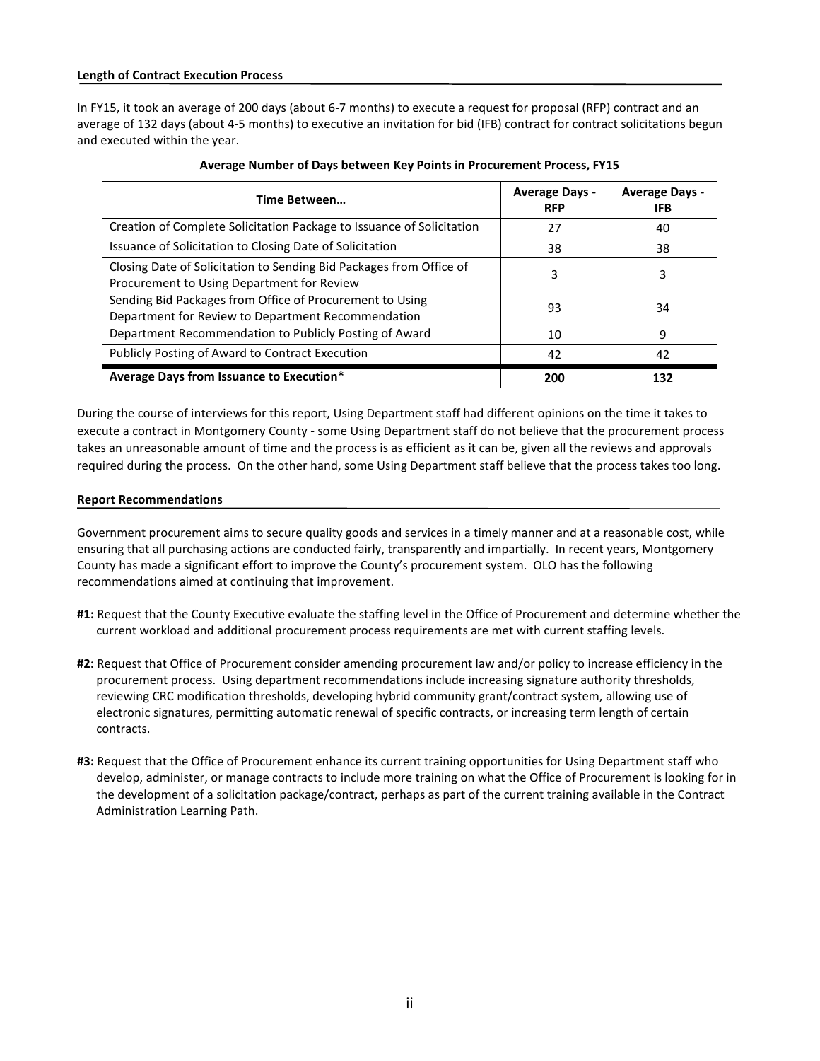**Length of Contract Execution Process**

In FY15, it took an average of 200 days (about 6-7 months) to execute a request for proposal (RFP) contract and an average of 132 days (about 4-5 months) to executive an invitation for bid (IFB) contract for contract solicitations begun and executed within the year.

**Average Number of Days between Key Points in Procurement Process, FY15**

| Time Between… | Average Days - RFP | Average Days - IFB |
|---|---|---|
| Creation of Complete Solicitation Package to Issuance of Solicitation | 27 | 40 |
| Issuance of Solicitation to Closing Date of Solicitation | 38 | 38 |
| Closing Date of Solicitation to Sending Bid Packages from Office of Procurement to Using Department for Review | 3 | 3 |
| Sending Bid Packages from Office of Procurement to Using Department for Review to Department Recommendation | 93 | 34 |
| Department Recommendation to Publicly Posting of Award | 10 | 9 |
| Publicly Posting of Award to Contract Execution | 42 | 42 |
| **Average Days from Issuance to Execution*** | **200** | **132** |

During the course of interviews for this report, Using Department staff had different opinions on the time it takes to execute a contract in Montgomery County - some Using Department staff do not believe that the procurement process takes an unreasonable amount of time and the process is as efficient as it can be, given all the reviews and approvals required during the process. On the other hand, some Using Department staff believe that the process takes too long.

**Report Recommendations**

Government procurement aims to secure quality goods and services in a timely manner and at a reasonable cost, while ensuring that all purchasing actions are conducted fairly, transparently and impartially. In recent years, Montgomery County has made a significant effort to improve the County's procurement system. OLO has the following recommendations aimed at continuing that improvement.

**#1:** Request that the County Executive evaluate the staffing level in the Office of Procurement and determine whether the current workload and additional procurement process requirements are met with current staffing levels.

**#2:** Request that Office of Procurement consider amending procurement law and/or policy to increase efficiency in the procurement process. Using department recommendations include increasing signature authority thresholds, reviewing CRC modification thresholds, developing hybrid community grant/contract system, allowing use of electronic signatures, permitting automatic renewal of specific contracts, or increasing term length of certain contracts.

**#3:** Request that the Office of Procurement enhance its current training opportunities for Using Department staff who develop, administer, or manage contracts to include more training on what the Office of Procurement is looking for in the development of a solicitation package/contract, perhaps as part of the current training available in the Contract Administration Learning Path.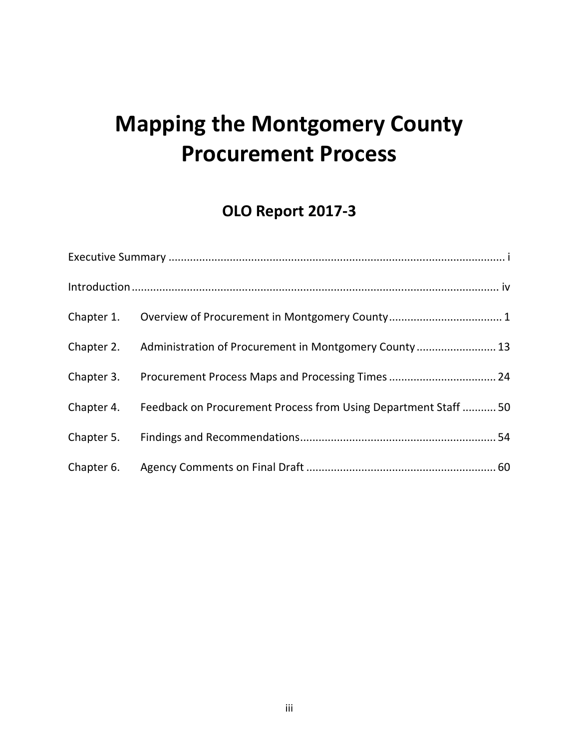# Mapping the Montgomery County Procurement Process

## OLO Report 2017-3

| | | |
|---|---|---|
| Executive Summary | | i |
| Introduction | | iv |
| Chapter 1. | Overview of Procurement in Montgomery County | 1 |
| Chapter 2. | Administration of Procurement in Montgomery County | 13 |
| Chapter 3. | Procurement Process Maps and Processing Times | 24 |
| Chapter 4. | Feedback on Procurement Process from Using Department Staff | 50 |
| Chapter 5. | Findings and Recommendations | 54 |
| Chapter 6. | Agency Comments on Final Draft | 60 |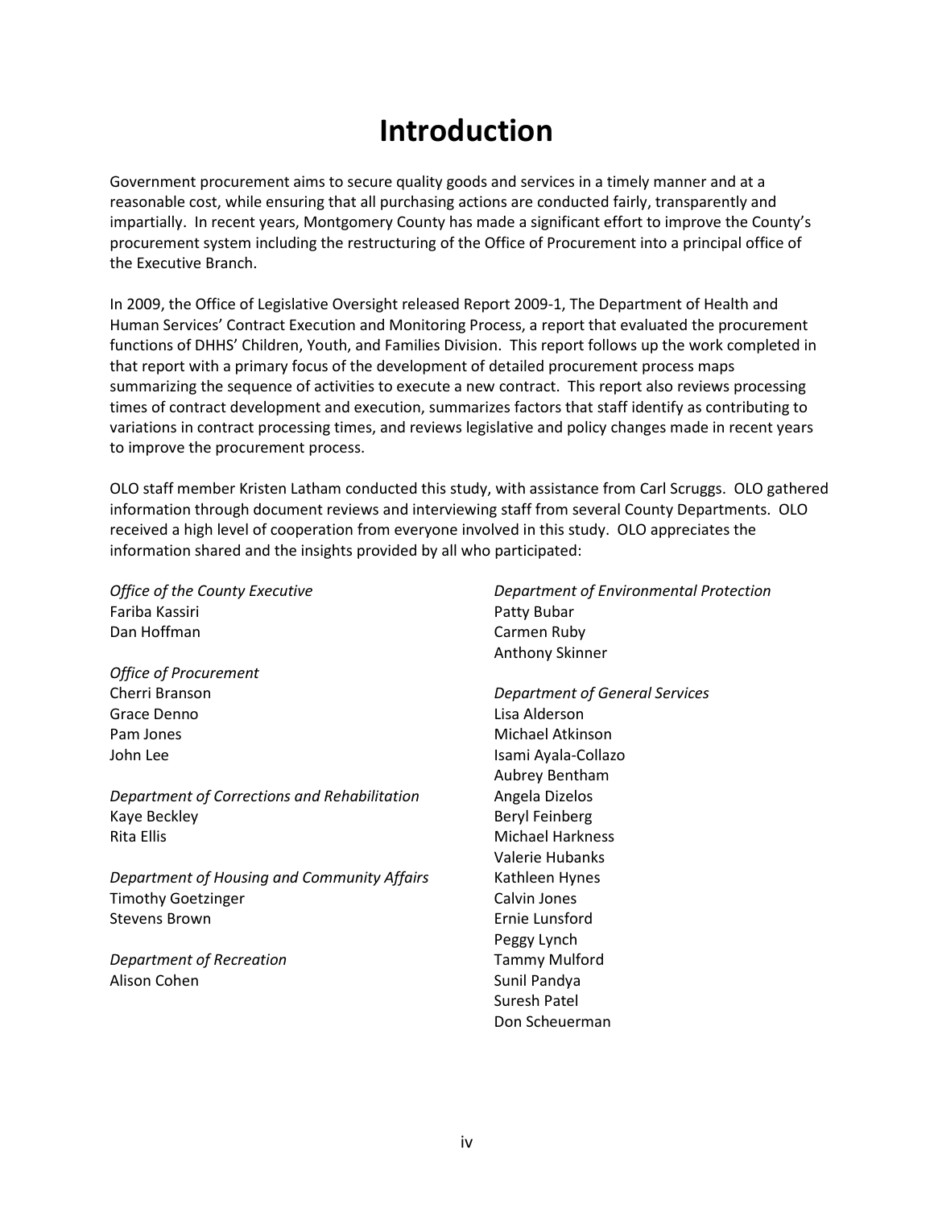# Introduction

Government procurement aims to secure quality goods and services in a timely manner and at a reasonable cost, while ensuring that all purchasing actions are conducted fairly, transparently and impartially. In recent years, Montgomery County has made a significant effort to improve the County's procurement system including the restructuring of the Office of Procurement into a principal office of the Executive Branch.

In 2009, the Office of Legislative Oversight released Report 2009-1, The Department of Health and Human Services' Contract Execution and Monitoring Process, a report that evaluated the procurement functions of DHHS' Children, Youth, and Families Division. This report follows up the work completed in that report with a primary focus of the development of detailed procurement process maps summarizing the sequence of activities to execute a new contract. This report also reviews processing times of contract development and execution, summarizes factors that staff identify as contributing to variations in contract processing times, and reviews legislative and policy changes made in recent years to improve the procurement process.

OLO staff member Kristen Latham conducted this study, with assistance from Carl Scruggs. OLO gathered information through document reviews and interviewing staff from several County Departments. OLO received a high level of cooperation from everyone involved in this study. OLO appreciates the information shared and the insights provided by all who participated:

*Office of the County Executive*
Fariba Kassiri
Dan Hoffman

*Office of Procurement*
Cherri Branson
Grace Denno
Pam Jones
John Lee

*Department of Corrections and Rehabilitation*
Kaye Beckley
Rita Ellis

*Department of Housing and Community Affairs*
Timothy Goetzinger
Stevens Brown

*Department of Recreation*
Alison Cohen

*Department of Environmental Protection*
Patty Bubar
Carmen Ruby
Anthony Skinner

*Department of General Services*
Lisa Alderson
Michael Atkinson
Isami Ayala-Collazo
Aubrey Bentham
Angela Dizelos
Beryl Feinberg
Michael Harkness
Valerie Hubanks
Kathleen Hynes
Calvin Jones
Ernie Lunsford
Peggy Lynch
Tammy Mulford
Sunil Pandya
Suresh Patel
Don Scheuerman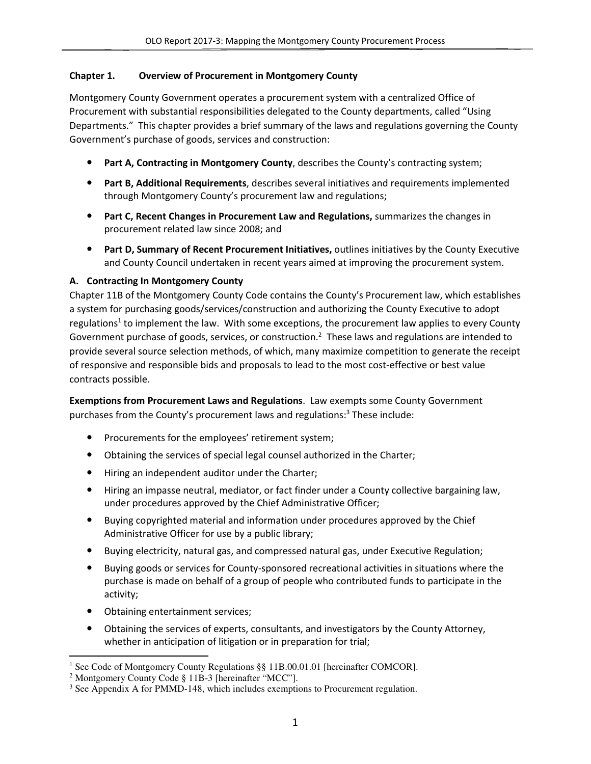## Chapter 1. Overview of Procurement in Montgomery County

Montgomery County Government operates a procurement system with a centralized Office of Procurement with substantial responsibilities delegated to the County departments, called "Using Departments." This chapter provides a brief summary of the laws and regulations governing the County Government's purchase of goods, services and construction:

- **Part A, Contracting in Montgomery County**, describes the County's contracting system;
- **Part B, Additional Requirements**, describes several initiatives and requirements implemented through Montgomery County's procurement law and regulations;
- **Part C, Recent Changes in Procurement Law and Regulations,** summarizes the changes in procurement related law since 2008; and
- **Part D, Summary of Recent Procurement Initiatives,** outlines initiatives by the County Executive and County Council undertaken in recent years aimed at improving the procurement system.

### A. Contracting In Montgomery County

Chapter 11B of the Montgomery County Code contains the County's Procurement law, which establishes a system for purchasing goods/services/construction and authorizing the County Executive to adopt regulations[1] to implement the law. With some exceptions, the procurement law applies to every County Government purchase of goods, services, or construction.[2] These laws and regulations are intended to provide several source selection methods, of which, many maximize competition to generate the receipt of responsive and responsible bids and proposals to lead to the most cost-effective or best value contracts possible.

**Exemptions from Procurement Laws and Regulations**. Law exempts some County Government purchases from the County's procurement laws and regulations:[3] These include:

- Procurements for the employees' retirement system;
- Obtaining the services of special legal counsel authorized in the Charter;
- Hiring an independent auditor under the Charter;
- Hiring an impasse neutral, mediator, or fact finder under a County collective bargaining law, under procedures approved by the Chief Administrative Officer;
- Buying copyrighted material and information under procedures approved by the Chief Administrative Officer for use by a public library;
- Buying electricity, natural gas, and compressed natural gas, under Executive Regulation;
- Buying goods or services for County-sponsored recreational activities in situations where the purchase is made on behalf of a group of people who contributed funds to participate in the activity;
- Obtaining entertainment services;
- Obtaining the services of experts, consultants, and investigators by the County Attorney, whether in anticipation of litigation or in preparation for trial;

---

[1] See Code of Montgomery County Regulations §§ 11B.00.01.01 [hereinafter COMCOR].

[2] Montgomery County Code § 11B-3 [hereinafter "MCC"].

[3] See Appendix A for PMMD-148, which includes exemptions to Procurement regulation.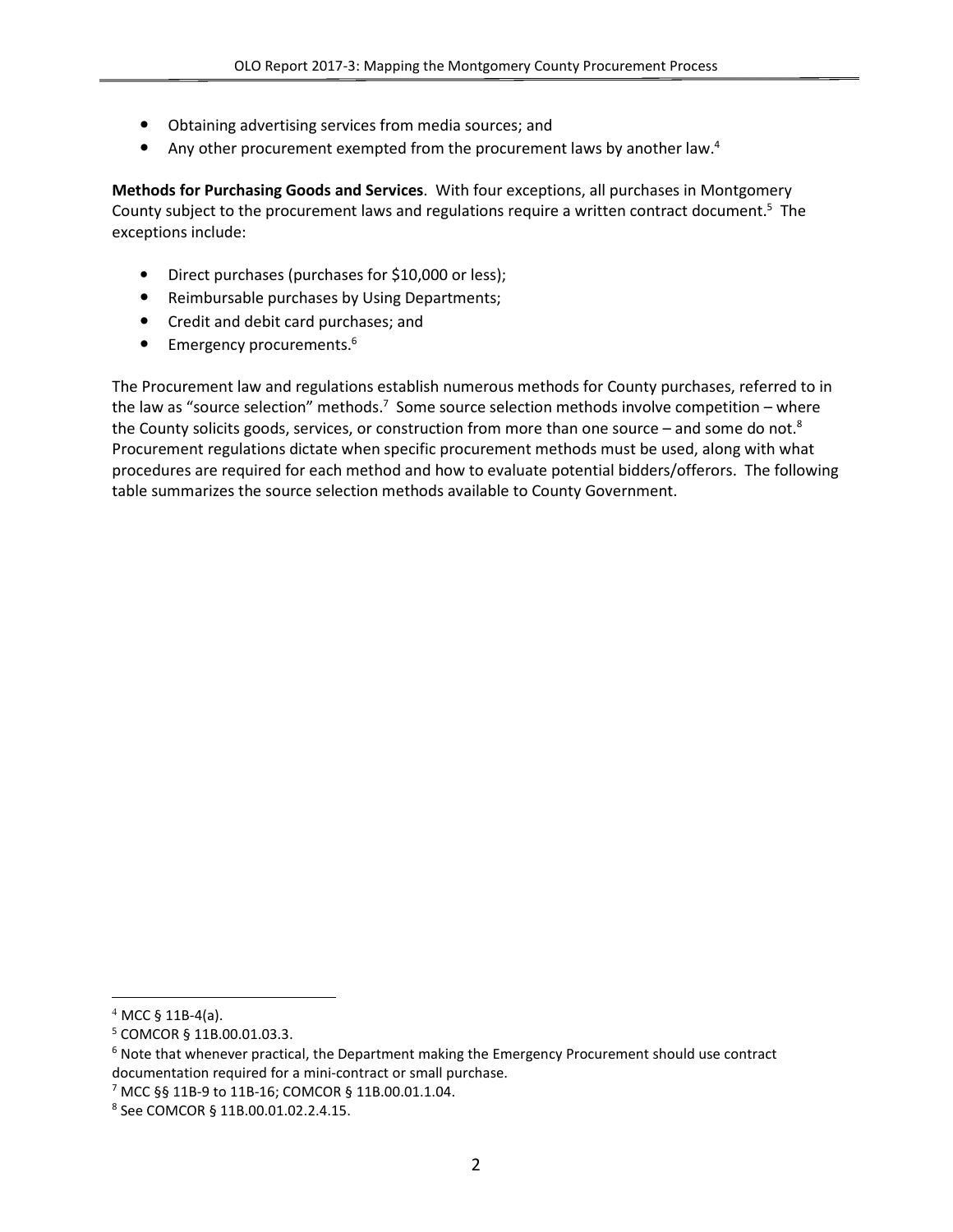- Obtaining advertising services from media sources; and
- Any other procurement exempted from the procurement laws by another law.[4]

**Methods for Purchasing Goods and Services**. With four exceptions, all purchases in Montgomery County subject to the procurement laws and regulations require a written contract document.[5] The exceptions include:

- Direct purchases (purchases for $10,000 or less);
- Reimbursable purchases by Using Departments;
- Credit and debit card purchases; and
- Emergency procurements.[6]

The Procurement law and regulations establish numerous methods for County purchases, referred to in the law as "source selection" methods.[7] Some source selection methods involve competition – where the County solicits goods, services, or construction from more than one source – and some do not.[8] Procurement regulations dictate when specific procurement methods must be used, along with what procedures are required for each method and how to evaluate potential bidders/offerors. The following table summarizes the source selection methods available to County Government.

---

[4] MCC § 11B-4(a).

[5] COMCOR § 11B.00.01.03.3.

[6] Note that whenever practical, the Department making the Emergency Procurement should use contract documentation required for a mini-contract or small purchase.

[7] MCC §§ 11B-9 to 11B-16; COMCOR § 11B.00.01.1.04.

[8] See COMCOR § 11B.00.01.02.2.4.15.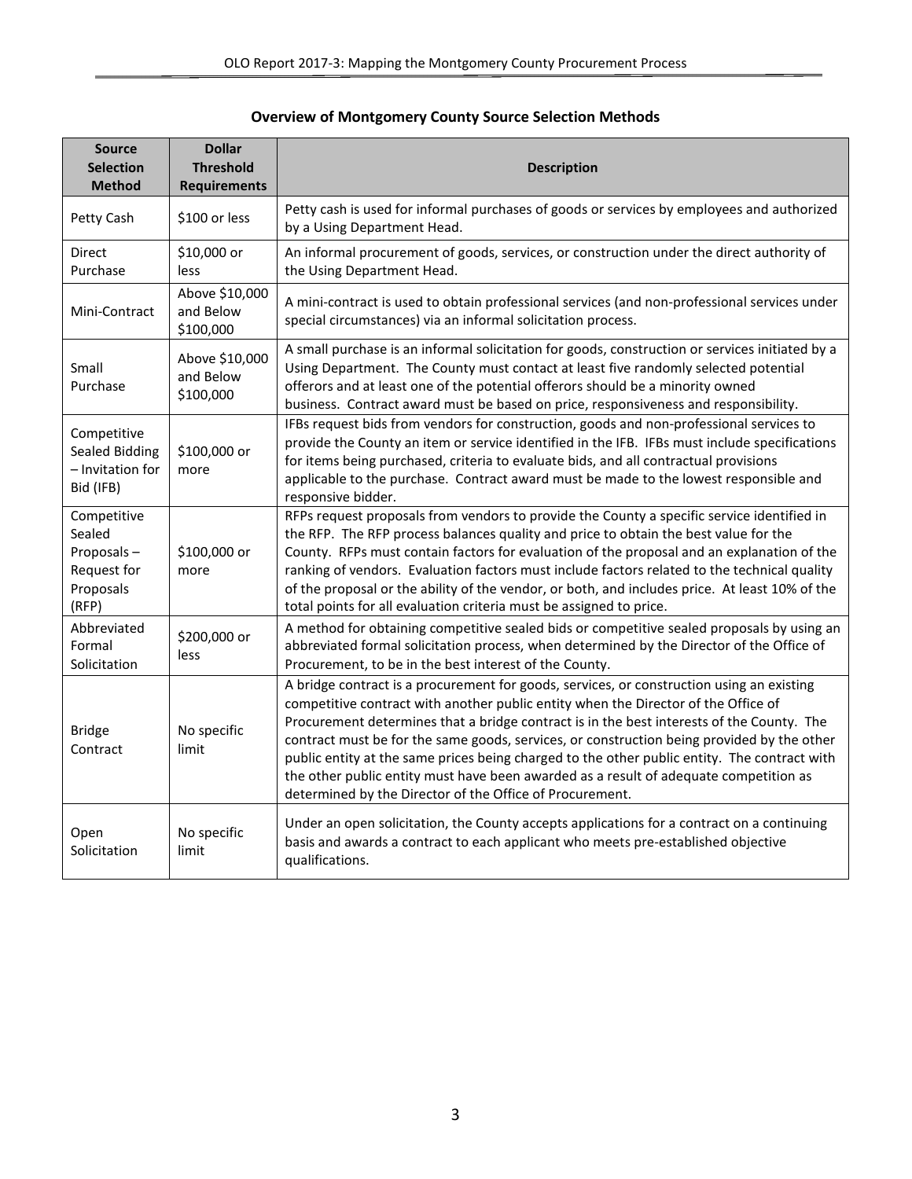**Overview of Montgomery County Source Selection Methods**

| Source Selection Method | Dollar Threshold Requirements | Description |
|---|---|---|
| Petty Cash | $100 or less | Petty cash is used for informal purchases of goods or services by employees and authorized by a Using Department Head. |
| Direct Purchase | $10,000 or less | An informal procurement of goods, services, or construction under the direct authority of the Using Department Head. |
| Mini-Contract | Above $10,000 and Below $100,000 | A mini-contract is used to obtain professional services (and non-professional services under special circumstances) via an informal solicitation process. |
| Small Purchase | Above $10,000 and Below $100,000 | A small purchase is an informal solicitation for goods, construction or services initiated by a Using Department. The County must contact at least five randomly selected potential offerors and at least one of the potential offerors should be a minority owned business. Contract award must be based on price, responsiveness and responsibility. |
| Competitive Sealed Bidding – Invitation for Bid (IFB) | $100,000 or more | IFBs request bids from vendors for construction, goods and non-professional services to provide the County an item or service identified in the IFB. IFBs must include specifications for items being purchased, criteria to evaluate bids, and all contractual provisions applicable to the purchase. Contract award must be made to the lowest responsible and responsive bidder. |
| Competitive Sealed Proposals – Request for Proposals (RFP) | $100,000 or more | RFPs request proposals from vendors to provide the County a specific service identified in the RFP. The RFP process balances quality and price to obtain the best value for the County. RFPs must contain factors for evaluation of the proposal and an explanation of the ranking of vendors. Evaluation factors must include factors related to the technical quality of the proposal or the ability of the vendor, or both, and includes price. At least 10% of the total points for all evaluation criteria must be assigned to price. |
| Abbreviated Formal Solicitation | $200,000 or less | A method for obtaining competitive sealed bids or competitive sealed proposals by using an abbreviated formal solicitation process, when determined by the Director of the Office of Procurement, to be in the best interest of the County. |
| Bridge Contract | No specific limit | A bridge contract is a procurement for goods, services, or construction using an existing competitive contract with another public entity when the Director of the Office of Procurement determines that a bridge contract is in the best interests of the County. The contract must be for the same goods, services, or construction being provided by the other public entity at the same prices being charged to the other public entity. The contract with the other public entity must have been awarded as a result of adequate competition as determined by the Director of the Office of Procurement. |
| Open Solicitation | No specific limit | Under an open solicitation, the County accepts applications for a contract on a continuing basis and awards a contract to each applicant who meets pre-established objective qualifications. |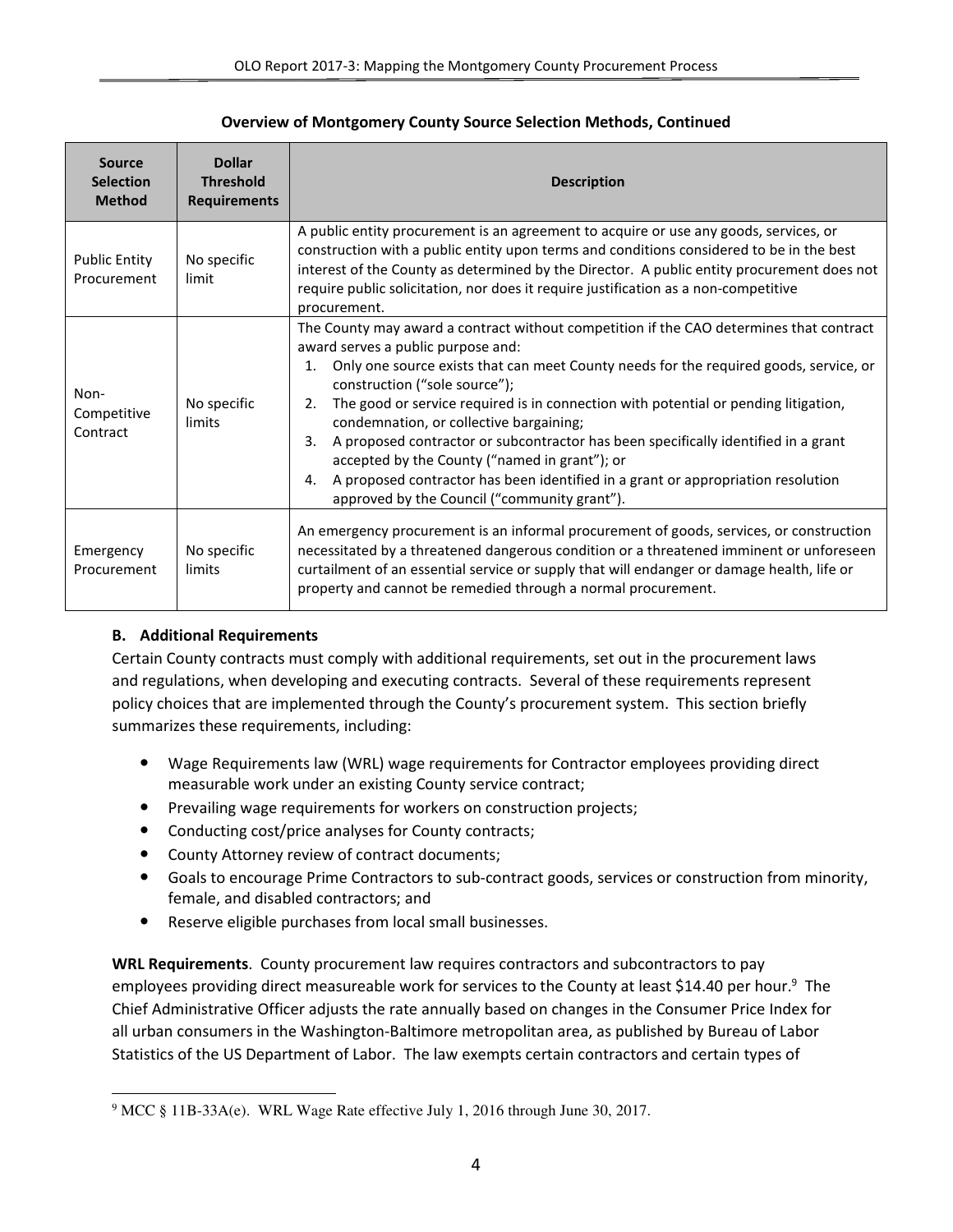**Overview of Montgomery County Source Selection Methods, Continued**

| Source Selection Method | Dollar Threshold Requirements | Description |
|---|---|---|
| Public Entity Procurement | No specific limit | A public entity procurement is an agreement to acquire or use any goods, services, or construction with a public entity upon terms and conditions considered to be in the best interest of the County as determined by the Director. A public entity procurement does not require public solicitation, nor does it require justification as a non-competitive procurement. |
| Non-Competitive Contract | No specific limits | The County may award a contract without competition if the CAO determines that contract award serves a public purpose and: 1. Only one source exists that can meet County needs for the required goods, service, or construction ("sole source"); 2. The good or service required is in connection with potential or pending litigation, condemnation, or collective bargaining; 3. A proposed contractor or subcontractor has been specifically identified in a grant accepted by the County ("named in grant"); or 4. A proposed contractor has been identified in a grant or appropriation resolution approved by the Council ("community grant"). |
| Emergency Procurement | No specific limits | An emergency procurement is an informal procurement of goods, services, or construction necessitated by a threatened dangerous condition or a threatened imminent or unforeseen curtailment of an essential service or supply that will endanger or damage health, life or property and cannot be remedied through a normal procurement. |

### B. Additional Requirements

Certain County contracts must comply with additional requirements, set out in the procurement laws and regulations, when developing and executing contracts. Several of these requirements represent policy choices that are implemented through the County's procurement system. This section briefly summarizes these requirements, including:

- Wage Requirements law (WRL) wage requirements for Contractor employees providing direct measurable work under an existing County service contract;
- Prevailing wage requirements for workers on construction projects;
- Conducting cost/price analyses for County contracts;
- County Attorney review of contract documents;
- Goals to encourage Prime Contractors to sub-contract goods, services or construction from minority, female, and disabled contractors; and
- Reserve eligible purchases from local small businesses.

**WRL Requirements**. County procurement law requires contractors and subcontractors to pay employees providing direct measureable work for services to the County at least $14.40 per hour.[9] The Chief Administrative Officer adjusts the rate annually based on changes in the Consumer Price Index for all urban consumers in the Washington-Baltimore metropolitan area, as published by Bureau of Labor Statistics of the US Department of Labor. The law exempts certain contractors and certain types of

[9] MCC § 11B-33A(e). WRL Wage Rate effective July 1, 2016 through June 30, 2017.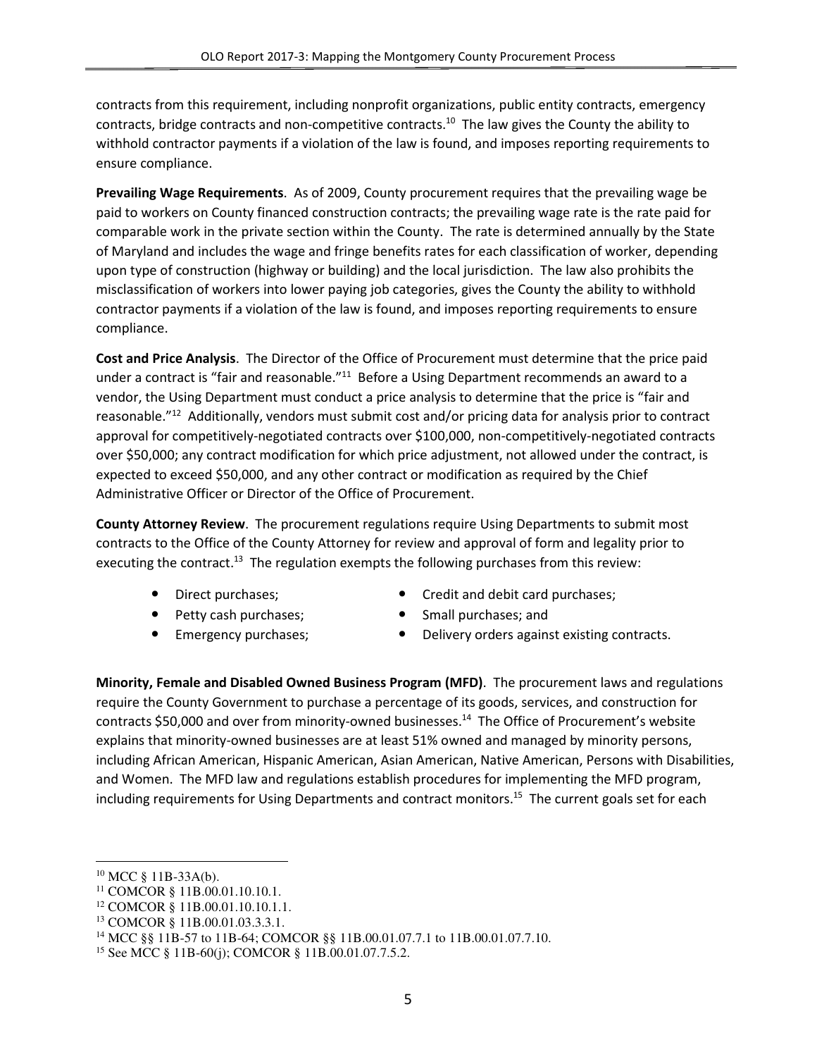contracts from this requirement, including nonprofit organizations, public entity contracts, emergency contracts, bridge contracts and non-competitive contracts.[10] The law gives the County the ability to withhold contractor payments if a violation of the law is found, and imposes reporting requirements to ensure compliance.

**Prevailing Wage Requirements**. As of 2009, County procurement requires that the prevailing wage be paid to workers on County financed construction contracts; the prevailing wage rate is the rate paid for comparable work in the private section within the County. The rate is determined annually by the State of Maryland and includes the wage and fringe benefits rates for each classification of worker, depending upon type of construction (highway or building) and the local jurisdiction. The law also prohibits the misclassification of workers into lower paying job categories, gives the County the ability to withhold contractor payments if a violation of the law is found, and imposes reporting requirements to ensure compliance.

**Cost and Price Analysis**. The Director of the Office of Procurement must determine that the price paid under a contract is "fair and reasonable."[11] Before a Using Department recommends an award to a vendor, the Using Department must conduct a price analysis to determine that the price is "fair and reasonable."[12] Additionally, vendors must submit cost and/or pricing data for analysis prior to contract approval for competitively-negotiated contracts over $100,000, non-competitively-negotiated contracts over $50,000; any contract modification for which price adjustment, not allowed under the contract, is expected to exceed $50,000, and any other contract or modification as required by the Chief Administrative Officer or Director of the Office of Procurement.

**County Attorney Review**. The procurement regulations require Using Departments to submit most contracts to the Office of the County Attorney for review and approval of form and legality prior to executing the contract.[13] The regulation exempts the following purchases from this review:

- Direct purchases;
- Petty cash purchases;
- Emergency purchases;
- Credit and debit card purchases;
- Small purchases; and
- Delivery orders against existing contracts.

**Minority, Female and Disabled Owned Business Program (MFD)**. The procurement laws and regulations require the County Government to purchase a percentage of its goods, services, and construction for contracts $50,000 and over from minority-owned businesses.[14] The Office of Procurement's website explains that minority-owned businesses are at least 51% owned and managed by minority persons, including African American, Hispanic American, Asian American, Native American, Persons with Disabilities, and Women. The MFD law and regulations establish procedures for implementing the MFD program, including requirements for Using Departments and contract monitors.[15] The current goals set for each

---

[10] MCC § 11B-33A(b).

[11] COMCOR § 11B.00.01.10.10.1.

[12] COMCOR § 11B.00.01.10.10.1.1.

[13] COMCOR § 11B.00.01.03.3.3.1.

[14] MCC §§ 11B-57 to 11B-64; COMCOR §§ 11B.00.01.07.7.1 to 11B.00.01.07.7.10.

[15] See MCC § 11B-60(j); COMCOR § 11B.00.01.07.7.5.2.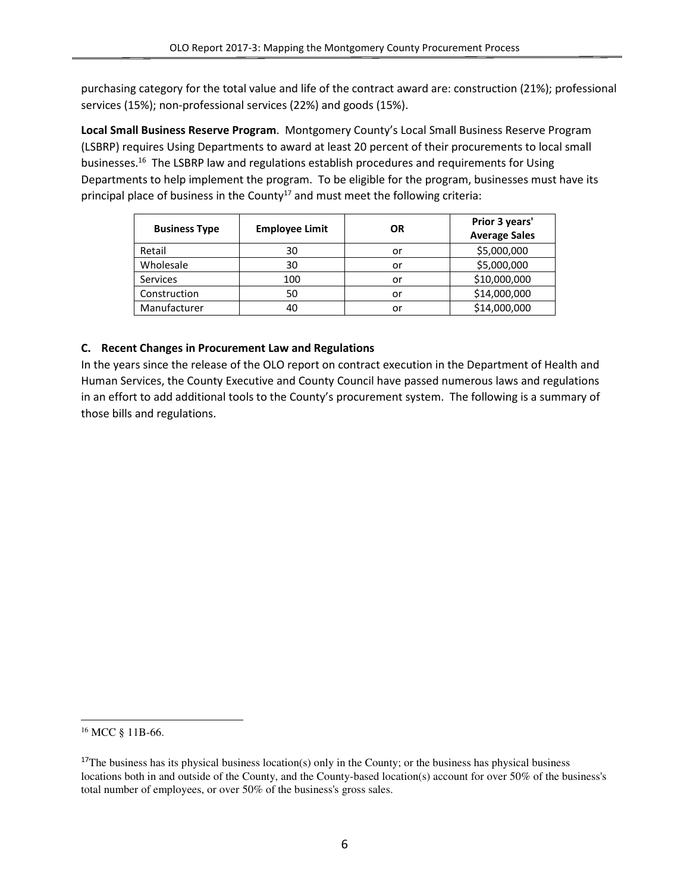purchasing category for the total value and life of the contract award are: construction (21%); professional services (15%); non-professional services (22%) and goods (15%).

**Local Small Business Reserve Program**. Montgomery County's Local Small Business Reserve Program (LSBRP) requires Using Departments to award at least 20 percent of their procurements to local small businesses.[16] The LSBRP law and regulations establish procedures and requirements for Using Departments to help implement the program. To be eligible for the program, businesses must have its principal place of business in the County[17] and must meet the following criteria:

| Business Type | Employee Limit | OR | Prior 3 years' Average Sales |
|---|---|---|---|
| Retail | 30 | or | $5,000,000 |
| Wholesale | 30 | or | $5,000,000 |
| Services | 100 | or | $10,000,000 |
| Construction | 50 | or | $14,000,000 |
| Manufacturer | 40 | or | $14,000,000 |

### C. Recent Changes in Procurement Law and Regulations

In the years since the release of the OLO report on contract execution in the Department of Health and Human Services, the County Executive and County Council have passed numerous laws and regulations in an effort to add additional tools to the County's procurement system. The following is a summary of those bills and regulations.

---

[16] MCC § 11B-66.

[17] The business has its physical business location(s) only in the County; or the business has physical business locations both in and outside of the County, and the County-based location(s) account for over 50% of the business's total number of employees, or over 50% of the business's gross sales.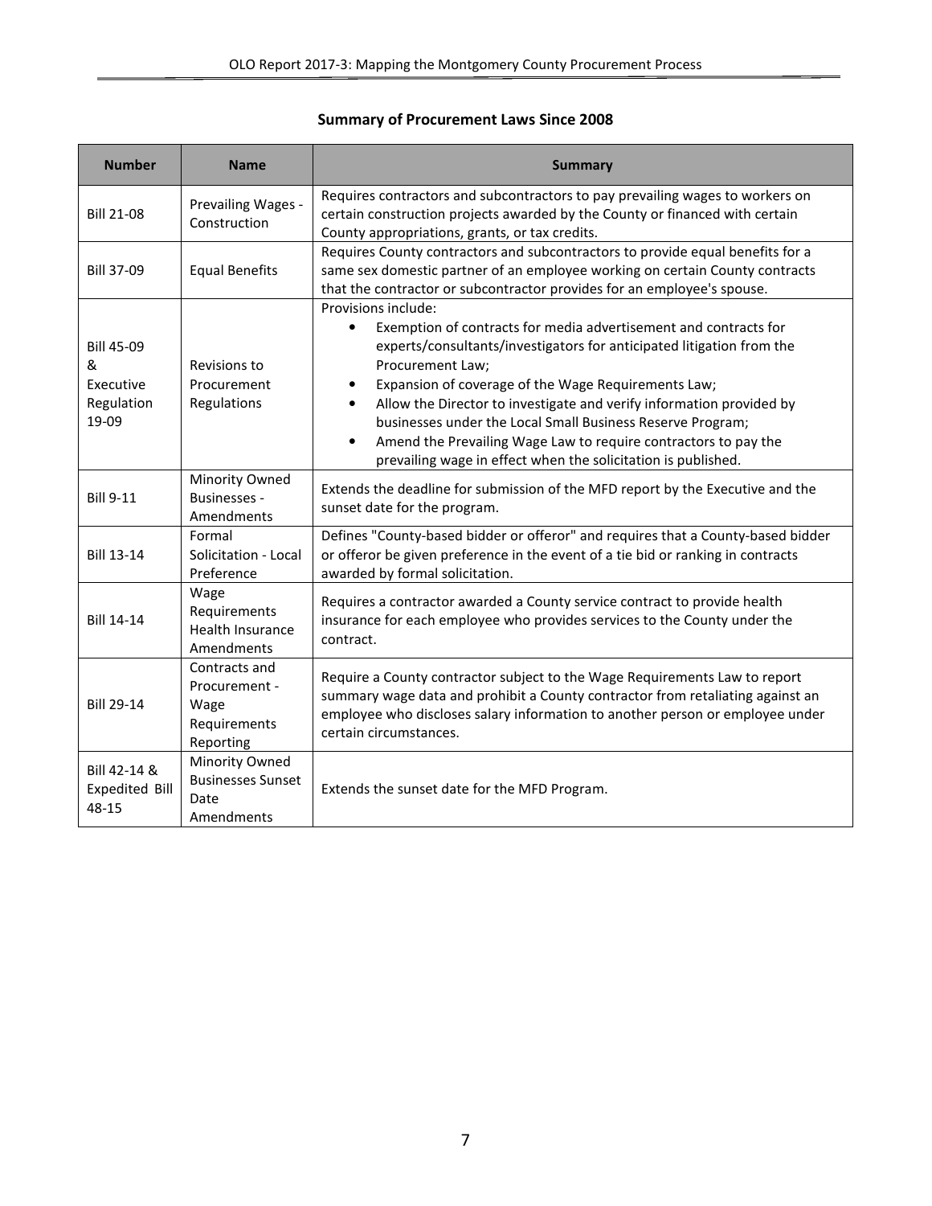**Summary of Procurement Laws Since 2008**

| Number | Name | Summary |
|---|---|---|
| Bill 21-08 | Prevailing Wages - Construction | Requires contractors and subcontractors to pay prevailing wages to workers on certain construction projects awarded by the County or financed with certain County appropriations, grants, or tax credits. |
| Bill 37-09 | Equal Benefits | Requires County contractors and subcontractors to provide equal benefits for a same sex domestic partner of an employee working on certain County contracts that the contractor or subcontractor provides for an employee's spouse. |
| Bill 45-09 & Executive Regulation 19-09 | Revisions to Procurement Regulations | Provisions include:<br>• Exemption of contracts for media advertisement and contracts for experts/consultants/investigators for anticipated litigation from the Procurement Law;<br>• Expansion of coverage of the Wage Requirements Law;<br>• Allow the Director to investigate and verify information provided by businesses under the Local Small Business Reserve Program;<br>• Amend the Prevailing Wage Law to require contractors to pay the prevailing wage in effect when the solicitation is published. |
| Bill 9-11 | Minority Owned Businesses - Amendments | Extends the deadline for submission of the MFD report by the Executive and the sunset date for the program. |
| Bill 13-14 | Formal Solicitation - Local Preference | Defines "County-based bidder or offeror" and requires that a County-based bidder or offeror be given preference in the event of a tie bid or ranking in contracts awarded by formal solicitation. |
| Bill 14-14 | Wage Requirements Health Insurance Amendments | Requires a contractor awarded a County service contract to provide health insurance for each employee who provides services to the County under the contract. |
| Bill 29-14 | Contracts and Procurement - Wage Requirements Reporting | Require a County contractor subject to the Wage Requirements Law to report summary wage data and prohibit a County contractor from retaliating against an employee who discloses salary information to another person or employee under certain circumstances. |
| Bill 42-14 & Expedited Bill 48-15 | Minority Owned Businesses Sunset Date Amendments | Extends the sunset date for the MFD Program. |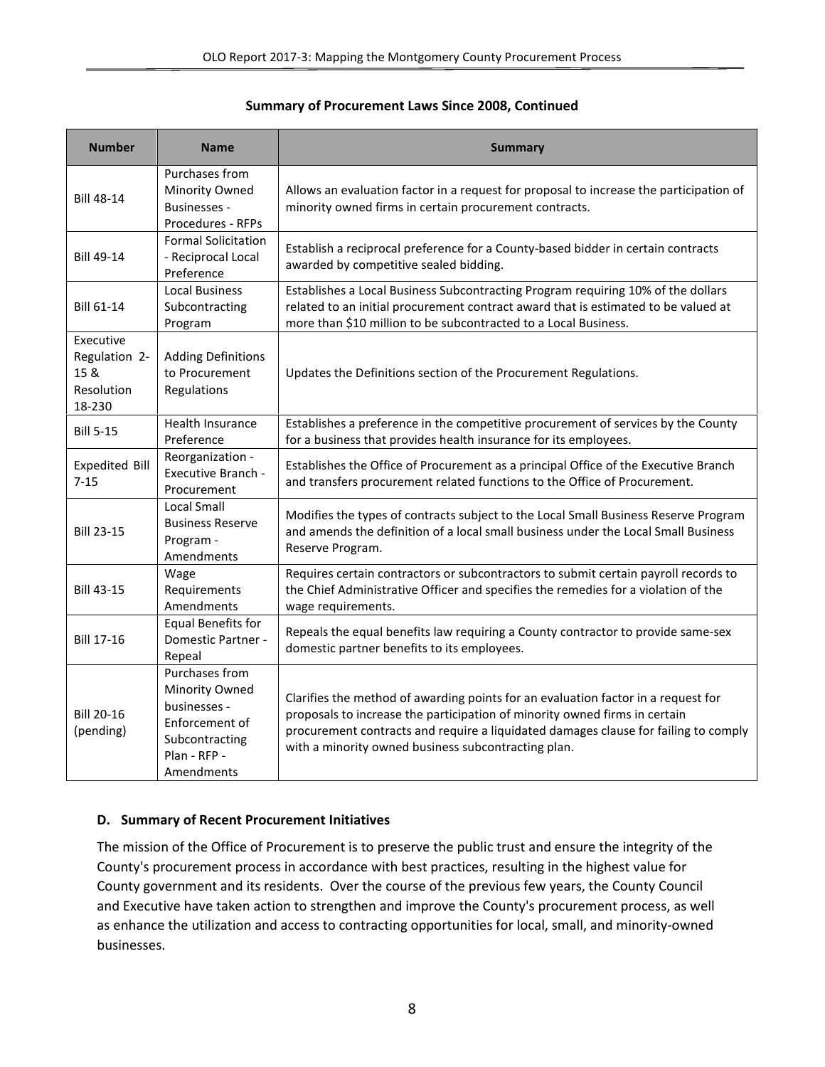**Summary of Procurement Laws Since 2008, Continued**

| Number | Name | Summary |
|---|---|---|
| Bill 48-14 | Purchases from Minority Owned Businesses - Procedures - RFPs | Allows an evaluation factor in a request for proposal to increase the participation of minority owned firms in certain procurement contracts. |
| Bill 49-14 | Formal Solicitation - Reciprocal Local Preference | Establish a reciprocal preference for a County-based bidder in certain contracts awarded by competitive sealed bidding. |
| Bill 61-14 | Local Business Subcontracting Program | Establishes a Local Business Subcontracting Program requiring 10% of the dollars related to an initial procurement contract award that is estimated to be valued at more than $10 million to be subcontracted to a Local Business. |
| Executive Regulation 2-15 & Resolution 18-230 | Adding Definitions to Procurement Regulations | Updates the Definitions section of the Procurement Regulations. |
| Bill 5-15 | Health Insurance Preference | Establishes a preference in the competitive procurement of services by the County for a business that provides health insurance for its employees. |
| Expedited Bill 7-15 | Reorganization - Executive Branch - Procurement | Establishes the Office of Procurement as a principal Office of the Executive Branch and transfers procurement related functions to the Office of Procurement. |
| Bill 23-15 | Local Small Business Reserve Program - Amendments | Modifies the types of contracts subject to the Local Small Business Reserve Program and amends the definition of a local small business under the Local Small Business Reserve Program. |
| Bill 43-15 | Wage Requirements Amendments | Requires certain contractors or subcontractors to submit certain payroll records to the Chief Administrative Officer and specifies the remedies for a violation of the wage requirements. |
| Bill 17-16 | Equal Benefits for Domestic Partner - Repeal | Repeals the equal benefits law requiring a County contractor to provide same-sex domestic partner benefits to its employees. |
| Bill 20-16 (pending) | Purchases from Minority Owned businesses - Enforcement of Subcontracting Plan - RFP - Amendments | Clarifies the method of awarding points for an evaluation factor in a request for proposals to increase the participation of minority owned firms in certain procurement contracts and require a liquidated damages clause for failing to comply with a minority owned business subcontracting plan. |

### D. Summary of Recent Procurement Initiatives

The mission of the Office of Procurement is to preserve the public trust and ensure the integrity of the County's procurement process in accordance with best practices, resulting in the highest value for County government and its residents. Over the course of the previous few years, the County Council and Executive have taken action to strengthen and improve the County's procurement process, as well as enhance the utilization and access to contracting opportunities for local, small, and minority-owned businesses.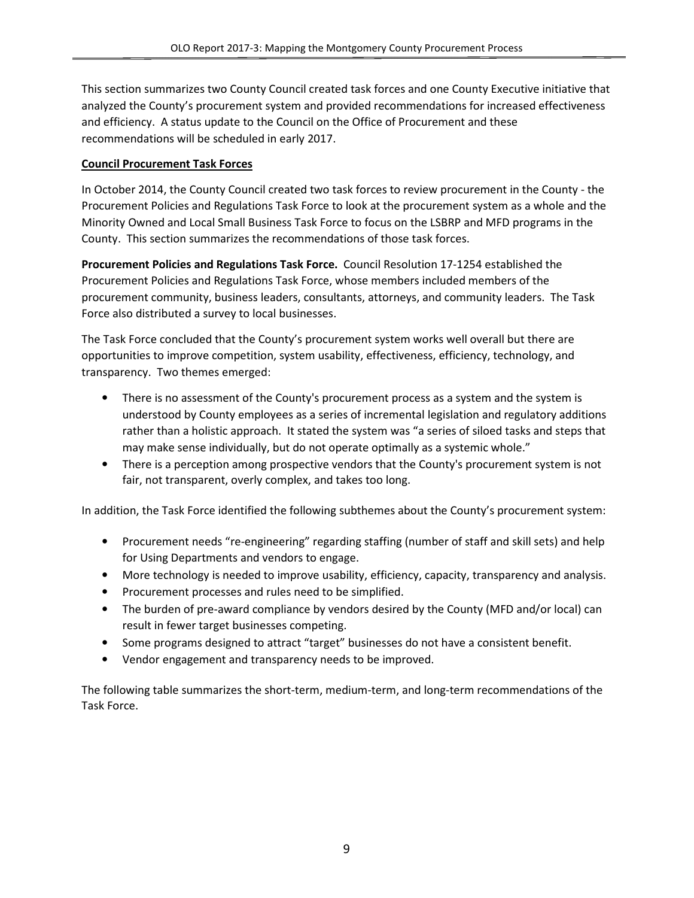This section summarizes two County Council created task forces and one County Executive initiative that analyzed the County's procurement system and provided recommendations for increased effectiveness and efficiency. A status update to the Council on the Office of Procurement and these recommendations will be scheduled in early 2017.

**Council Procurement Task Forces**

In October 2014, the County Council created two task forces to review procurement in the County - the Procurement Policies and Regulations Task Force to look at the procurement system as a whole and the Minority Owned and Local Small Business Task Force to focus on the LSBRP and MFD programs in the County. This section summarizes the recommendations of those task forces.

**Procurement Policies and Regulations Task Force.** Council Resolution 17-1254 established the Procurement Policies and Regulations Task Force, whose members included members of the procurement community, business leaders, consultants, attorneys, and community leaders. The Task Force also distributed a survey to local businesses.

The Task Force concluded that the County's procurement system works well overall but there are opportunities to improve competition, system usability, effectiveness, efficiency, technology, and transparency. Two themes emerged:

- There is no assessment of the County's procurement process as a system and the system is understood by County employees as a series of incremental legislation and regulatory additions rather than a holistic approach. It stated the system was "a series of siloed tasks and steps that may make sense individually, but do not operate optimally as a systemic whole."
- There is a perception among prospective vendors that the County's procurement system is not fair, not transparent, overly complex, and takes too long.

In addition, the Task Force identified the following subthemes about the County's procurement system:

- Procurement needs "re-engineering" regarding staffing (number of staff and skill sets) and help for Using Departments and vendors to engage.
- More technology is needed to improve usability, efficiency, capacity, transparency and analysis.
- Procurement processes and rules need to be simplified.
- The burden of pre-award compliance by vendors desired by the County (MFD and/or local) can result in fewer target businesses competing.
- Some programs designed to attract "target" businesses do not have a consistent benefit.
- Vendor engagement and transparency needs to be improved.

The following table summarizes the short-term, medium-term, and long-term recommendations of the Task Force.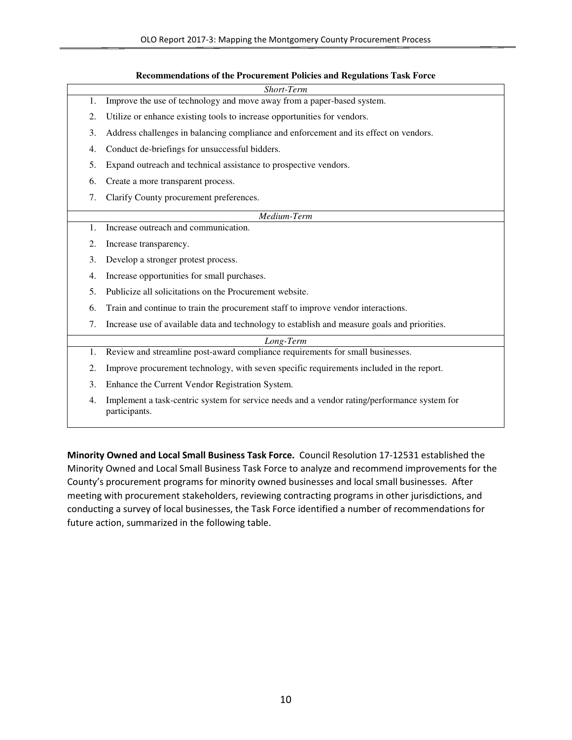**Recommendations of the Procurement Policies and Regulations Task Force**

| | |
|---|---|
| | *Short-Term* |
| 1. | Improve the use of technology and move away from a paper-based system. |
| 2. | Utilize or enhance existing tools to increase opportunities for vendors. |
| 3. | Address challenges in balancing compliance and enforcement and its effect on vendors. |
| 4. | Conduct de-briefings for unsuccessful bidders. |
| 5. | Expand outreach and technical assistance to prospective vendors. |
| 6. | Create a more transparent process. |
| 7. | Clarify County procurement preferences. |
| | *Medium-Term* |
| 1. | Increase outreach and communication. |
| 2. | Increase transparency. |
| 3. | Develop a stronger protest process. |
| 4. | Increase opportunities for small purchases. |
| 5. | Publicize all solicitations on the Procurement website. |
| 6. | Train and continue to train the procurement staff to improve vendor interactions. |
| 7. | Increase use of available data and technology to establish and measure goals and priorities. |
| | *Long-Term* |
| 1. | Review and streamline post-award compliance requirements for small businesses. |
| 2. | Improve procurement technology, with seven specific requirements included in the report. |
| 3. | Enhance the Current Vendor Registration System. |
| 4. | Implement a task-centric system for service needs and a vendor rating/performance system for participants. |

**Minority Owned and Local Small Business Task Force.** Council Resolution 17-12531 established the Minority Owned and Local Small Business Task Force to analyze and recommend improvements for the County's procurement programs for minority owned businesses and local small businesses. After meeting with procurement stakeholders, reviewing contracting programs in other jurisdictions, and conducting a survey of local businesses, the Task Force identified a number of recommendations for future action, summarized in the following table.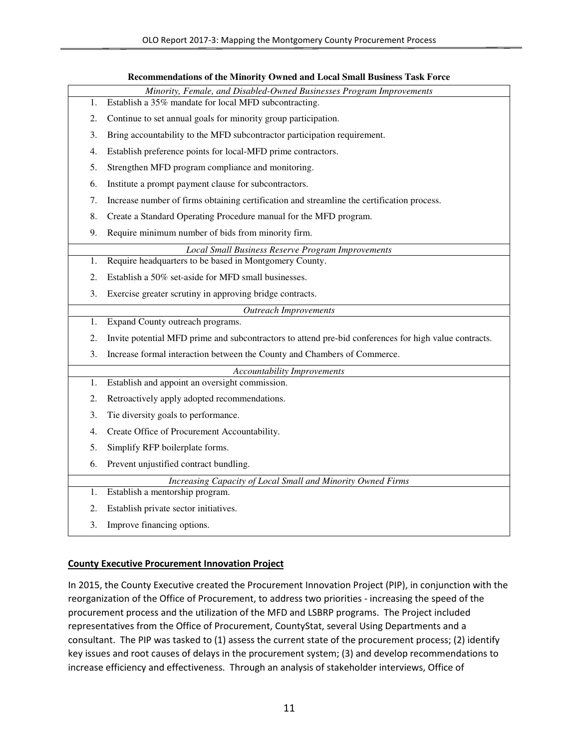**Recommendations of the Minority Owned and Local Small Business Task Force**

| | |
|---|---|
| | *Minority, Female, and Disabled-Owned Businesses Program Improvements* |
| 1. | Establish a 35% mandate for local MFD subcontracting. |
| 2. | Continue to set annual goals for minority group participation. |
| 3. | Bring accountability to the MFD subcontractor participation requirement. |
| 4. | Establish preference points for local-MFD prime contractors. |
| 5. | Strengthen MFD program compliance and monitoring. |
| 6. | Institute a prompt payment clause for subcontractors. |
| 7. | Increase number of firms obtaining certification and streamline the certification process. |
| 8. | Create a Standard Operating Procedure manual for the MFD program. |
| 9. | Require minimum number of bids from minority firm. |
| | *Local Small Business Reserve Program Improvements* |
| 1. | Require headquarters to be based in Montgomery County. |
| 2. | Establish a 50% set-aside for MFD small businesses. |
| 3. | Exercise greater scrutiny in approving bridge contracts. |
| | *Outreach Improvements* |
| 1. | Expand County outreach programs. |
| 2. | Invite potential MFD prime and subcontractors to attend pre-bid conferences for high value contracts. |
| 3. | Increase formal interaction between the County and Chambers of Commerce. |
| | *Accountability Improvements* |
| 1. | Establish and appoint an oversight commission. |
| 2. | Retroactively apply adopted recommendations. |
| 3. | Tie diversity goals to performance. |
| 4. | Create Office of Procurement Accountability. |
| 5. | Simplify RFP boilerplate forms. |
| 6. | Prevent unjustified contract bundling. |
| | *Increasing Capacity of Local Small and Minority Owned Firms* |
| 1. | Establish a mentorship program. |
| 2. | Establish private sector initiatives. |
| 3. | Improve financing options. |

### County Executive Procurement Innovation Project

In 2015, the County Executive created the Procurement Innovation Project (PIP), in conjunction with the reorganization of the Office of Procurement, to address two priorities - increasing the speed of the procurement process and the utilization of the MFD and LSBRP programs. The Project included representatives from the Office of Procurement, CountyStat, several Using Departments and a consultant. The PIP was tasked to (1) assess the current state of the procurement process; (2) identify key issues and root causes of delays in the procurement system; (3) and develop recommendations to increase efficiency and effectiveness. Through an analysis of stakeholder interviews, Office of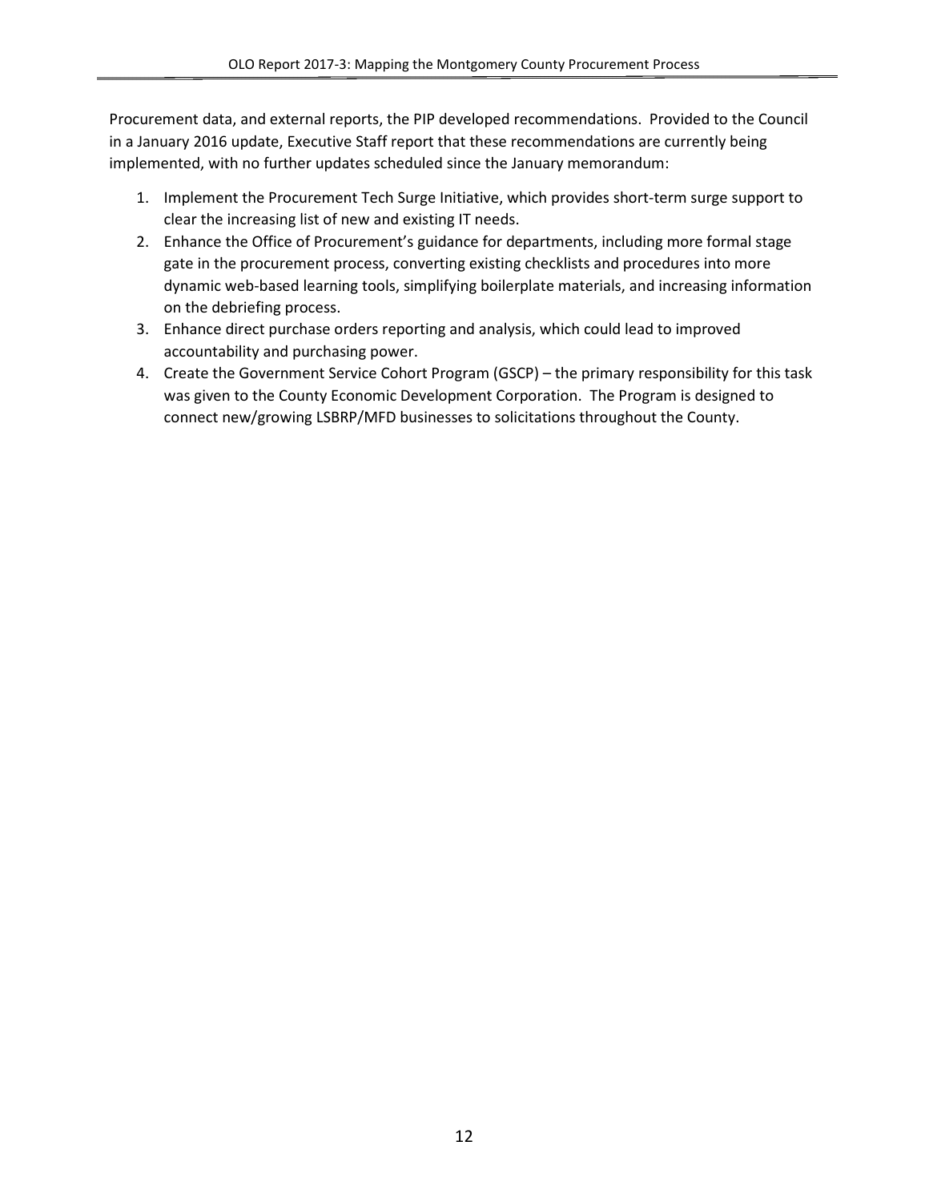Procurement data, and external reports, the PIP developed recommendations. Provided to the Council in a January 2016 update, Executive Staff report that these recommendations are currently being implemented, with no further updates scheduled since the January memorandum:

1. Implement the Procurement Tech Surge Initiative, which provides short-term surge support to clear the increasing list of new and existing IT needs.
2. Enhance the Office of Procurement's guidance for departments, including more formal stage gate in the procurement process, converting existing checklists and procedures into more dynamic web-based learning tools, simplifying boilerplate materials, and increasing information on the debriefing process.
3. Enhance direct purchase orders reporting and analysis, which could lead to improved accountability and purchasing power.
4. Create the Government Service Cohort Program (GSCP) – the primary responsibility for this task was given to the County Economic Development Corporation. The Program is designed to connect new/growing LSBRP/MFD businesses to solicitations throughout the County.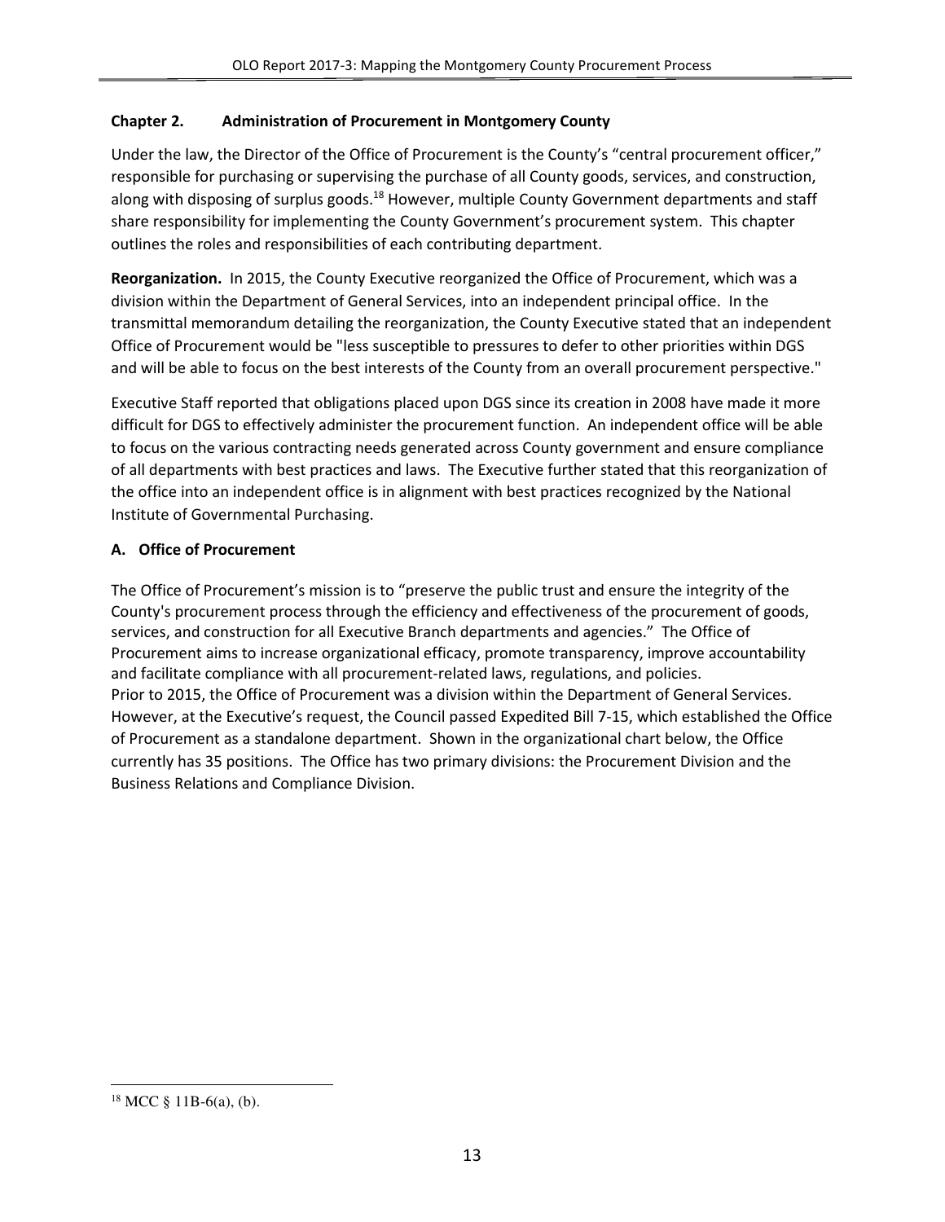## Chapter 2. Administration of Procurement in Montgomery County

Under the law, the Director of the Office of Procurement is the County's "central procurement officer," responsible for purchasing or supervising the purchase of all County goods, services, and construction, along with disposing of surplus goods.[18] However, multiple County Government departments and staff share responsibility for implementing the County Government's procurement system. This chapter outlines the roles and responsibilities of each contributing department.

**Reorganization.** In 2015, the County Executive reorganized the Office of Procurement, which was a division within the Department of General Services, into an independent principal office. In the transmittal memorandum detailing the reorganization, the County Executive stated that an independent Office of Procurement would be "less susceptible to pressures to defer to other priorities within DGS and will be able to focus on the best interests of the County from an overall procurement perspective."

Executive Staff reported that obligations placed upon DGS since its creation in 2008 have made it more difficult for DGS to effectively administer the procurement function. An independent office will be able to focus on the various contracting needs generated across County government and ensure compliance of all departments with best practices and laws. The Executive further stated that this reorganization of the office into an independent office is in alignment with best practices recognized by the National Institute of Governmental Purchasing.

### A. Office of Procurement

The Office of Procurement's mission is to "preserve the public trust and ensure the integrity of the County's procurement process through the efficiency and effectiveness of the procurement of goods, services, and construction for all Executive Branch departments and agencies." The Office of Procurement aims to increase organizational efficacy, promote transparency, improve accountability and facilitate compliance with all procurement-related laws, regulations, and policies.

Prior to 2015, the Office of Procurement was a division within the Department of General Services. However, at the Executive's request, the Council passed Expedited Bill 7-15, which established the Office of Procurement as a standalone department. Shown in the organizational chart below, the Office currently has 35 positions. The Office has two primary divisions: the Procurement Division and the Business Relations and Compliance Division.

---

[18] MCC § 11B-6(a), (b).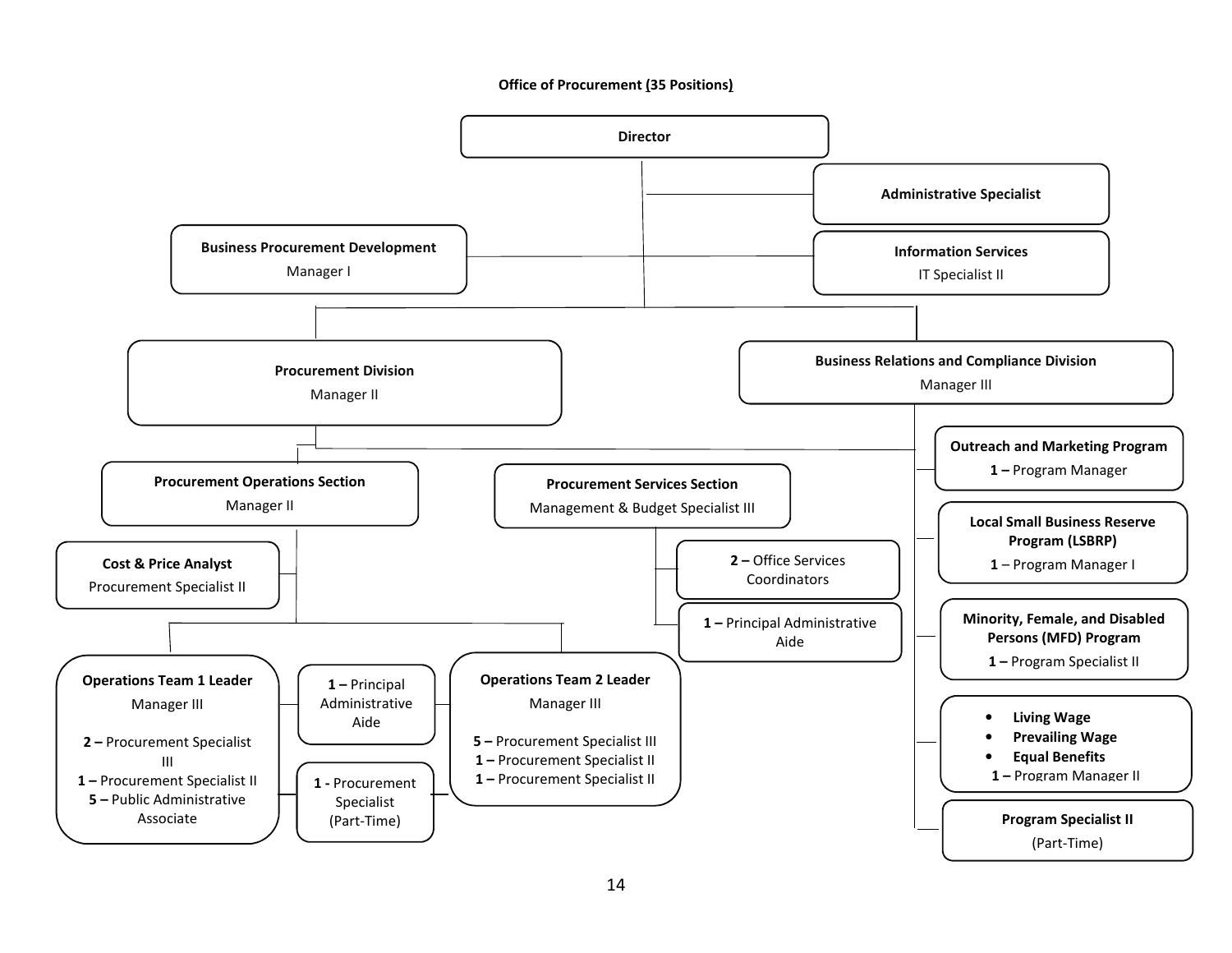**Office of Procurement (35 Positions)**

- **Director**
  - **Administrative Specialist**
  - **Information Services** – IT Specialist II
  - **Business Procurement Development** – Manager I
  - **Procurement Division** – Manager II
    - **Procurement Operations Section** – Manager II
      - **Cost & Price Analyst** – Procurement Specialist II
      - **Operations Team 1 Leader** – Manager III
        - 2 – Procurement Specialist III
        - 1 – Procurement Specialist II
        - 5 – Public Administrative Associate
      - 1 – Principal Administrative Aide
      - 1 - Procurement Specialist (Part-Time)
      - **Operations Team 2 Leader** – Manager III
        - 5 – Procurement Specialist III
        - 1 – Procurement Specialist II
        - 1 – Procurement Specialist II
    - **Procurement Services Section** – Management & Budget Specialist III
      - 2 – Office Services Coordinators
      - 1 – Principal Administrative Aide
  - **Business Relations and Compliance Division** – Manager III
    - **Outreach and Marketing Program** – 1 – Program Manager
    - **Local Small Business Reserve Program (LSBRP)** – 1 – Program Manager I
    - **Minority, Female, and Disabled Persons (MFD) Program** – 1 – Program Specialist II
    - **Living Wage**, **Prevailing Wage**, **Equal Benefits** – 1 – Program Manager II
    - **Program Specialist II** (Part-Time)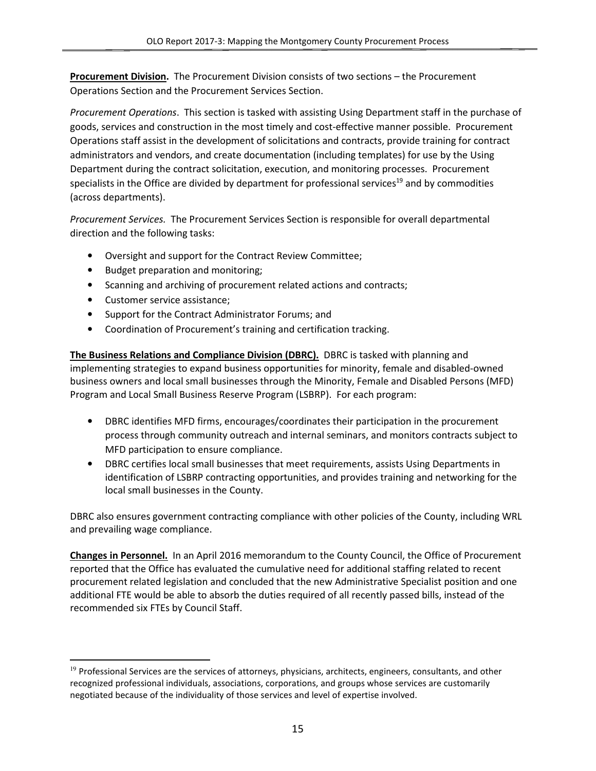**Procurement Division.** The Procurement Division consists of two sections – the Procurement Operations Section and the Procurement Services Section.

*Procurement Operations*. This section is tasked with assisting Using Department staff in the purchase of goods, services and construction in the most timely and cost-effective manner possible. Procurement Operations staff assist in the development of solicitations and contracts, provide training for contract administrators and vendors, and create documentation (including templates) for use by the Using Department during the contract solicitation, execution, and monitoring processes. Procurement specialists in the Office are divided by department for professional services[19] and by commodities (across departments).

*Procurement Services.* The Procurement Services Section is responsible for overall departmental direction and the following tasks:

- Oversight and support for the Contract Review Committee;
- Budget preparation and monitoring;
- Scanning and archiving of procurement related actions and contracts;
- Customer service assistance;
- Support for the Contract Administrator Forums; and
- Coordination of Procurement's training and certification tracking.

**The Business Relations and Compliance Division (DBRC).** DBRC is tasked with planning and implementing strategies to expand business opportunities for minority, female and disabled-owned business owners and local small businesses through the Minority, Female and Disabled Persons (MFD) Program and Local Small Business Reserve Program (LSBRP). For each program:

- DBRC identifies MFD firms, encourages/coordinates their participation in the procurement process through community outreach and internal seminars, and monitors contracts subject to MFD participation to ensure compliance.
- DBRC certifies local small businesses that meet requirements, assists Using Departments in identification of LSBRP contracting opportunities, and provides training and networking for the local small businesses in the County.

DBRC also ensures government contracting compliance with other policies of the County, including WRL and prevailing wage compliance.

**Changes in Personnel.** In an April 2016 memorandum to the County Council, the Office of Procurement reported that the Office has evaluated the cumulative need for additional staffing related to recent procurement related legislation and concluded that the new Administrative Specialist position and one additional FTE would be able to absorb the duties required of all recently passed bills, instead of the recommended six FTEs by Council Staff.

---

[19] Professional Services are the services of attorneys, physicians, architects, engineers, consultants, and other recognized professional individuals, associations, corporations, and groups whose services are customarily negotiated because of the individuality of those services and level of expertise involved.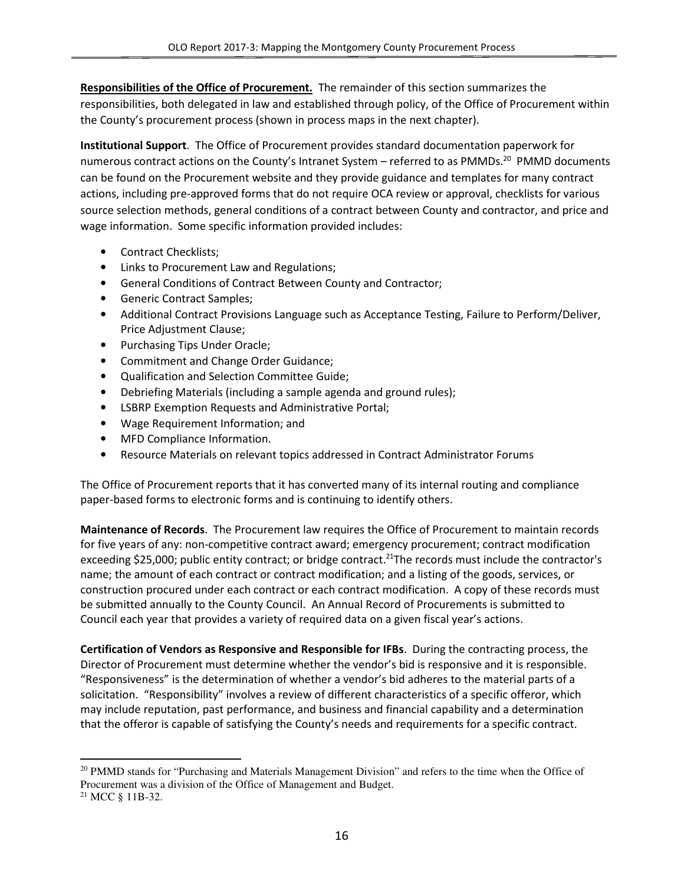**Responsibilities of the Office of Procurement.** The remainder of this section summarizes the responsibilities, both delegated in law and established through policy, of the Office of Procurement within the County's procurement process (shown in process maps in the next chapter).

**Institutional Support**. The Office of Procurement provides standard documentation paperwork for numerous contract actions on the County's Intranet System – referred to as PMMDs.[20] PMMD documents can be found on the Procurement website and they provide guidance and templates for many contract actions, including pre-approved forms that do not require OCA review or approval, checklists for various source selection methods, general conditions of a contract between County and contractor, and price and wage information. Some specific information provided includes:

- Contract Checklists;
- Links to Procurement Law and Regulations;
- General Conditions of Contract Between County and Contractor;
- Generic Contract Samples;
- Additional Contract Provisions Language such as Acceptance Testing, Failure to Perform/Deliver, Price Adjustment Clause;
- Purchasing Tips Under Oracle;
- Commitment and Change Order Guidance;
- Qualification and Selection Committee Guide;
- Debriefing Materials (including a sample agenda and ground rules);
- LSBRP Exemption Requests and Administrative Portal;
- Wage Requirement Information; and
- MFD Compliance Information.
- Resource Materials on relevant topics addressed in Contract Administrator Forums

The Office of Procurement reports that it has converted many of its internal routing and compliance paper-based forms to electronic forms and is continuing to identify others.

**Maintenance of Records**. The Procurement law requires the Office of Procurement to maintain records for five years of any: non-competitive contract award; emergency procurement; contract modification exceeding $25,000; public entity contract; or bridge contract.[21]The records must include the contractor's name; the amount of each contract or contract modification; and a listing of the goods, services, or construction procured under each contract or each contract modification. A copy of these records must be submitted annually to the County Council. An Annual Record of Procurements is submitted to Council each year that provides a variety of required data on a given fiscal year's actions.

**Certification of Vendors as Responsive and Responsible for IFBs**. During the contracting process, the Director of Procurement must determine whether the vendor's bid is responsive and it is responsible. "Responsiveness" is the determination of whether a vendor's bid adheres to the material parts of a solicitation. "Responsibility" involves a review of different characteristics of a specific offeror, which may include reputation, past performance, and business and financial capability and a determination that the offeror is capable of satisfying the County's needs and requirements for a specific contract.

[20] PMMD stands for "Purchasing and Materials Management Division" and refers to the time when the Office of Procurement was a division of the Office of Management and Budget.

[21] MCC § 11B-32.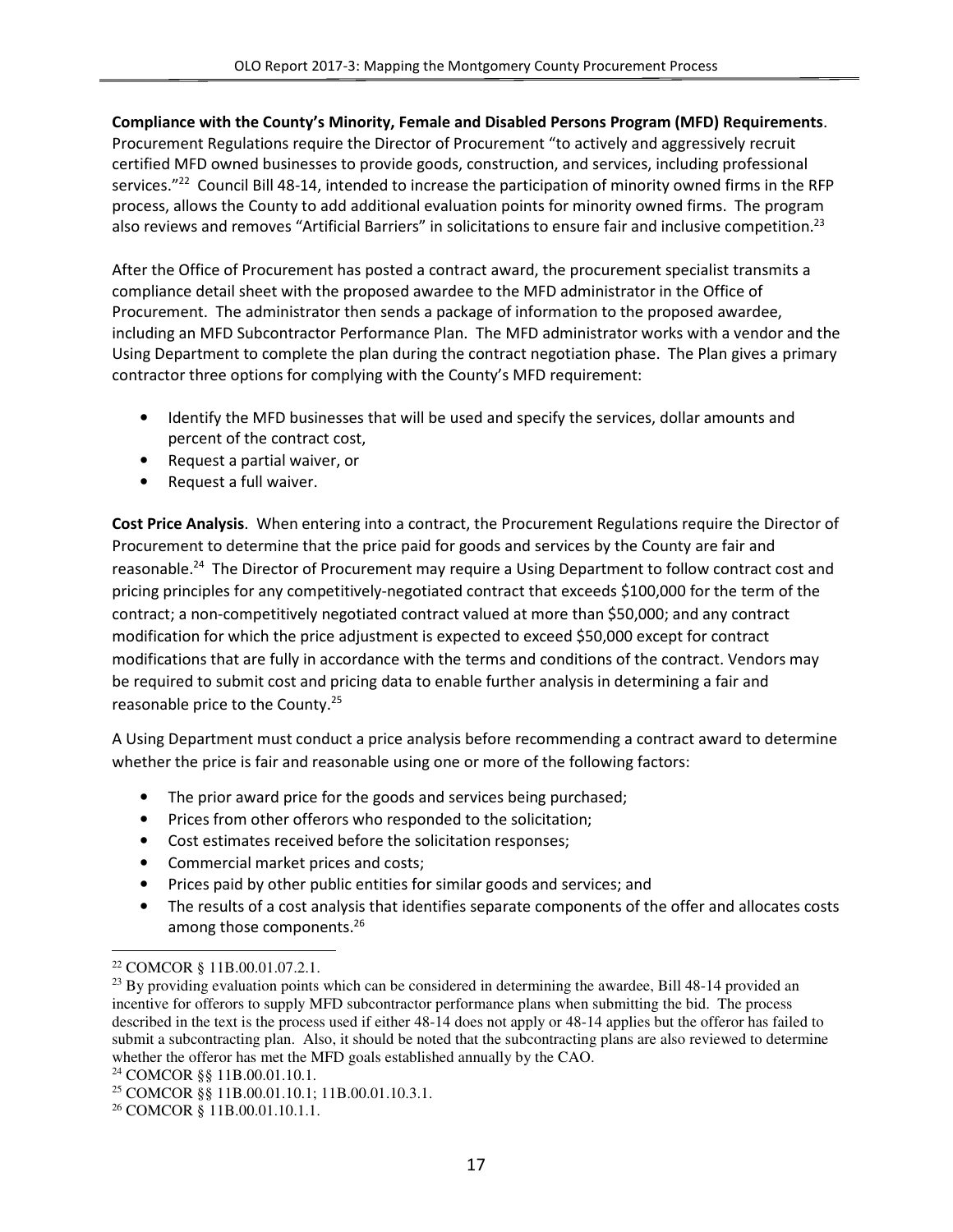**Compliance with the County's Minority, Female and Disabled Persons Program (MFD) Requirements**. Procurement Regulations require the Director of Procurement "to actively and aggressively recruit certified MFD owned businesses to provide goods, construction, and services, including professional services."[22] Council Bill 48-14, intended to increase the participation of minority owned firms in the RFP process, allows the County to add additional evaluation points for minority owned firms. The program also reviews and removes "Artificial Barriers" in solicitations to ensure fair and inclusive competition.[23]

After the Office of Procurement has posted a contract award, the procurement specialist transmits a compliance detail sheet with the proposed awardee to the MFD administrator in the Office of Procurement. The administrator then sends a package of information to the proposed awardee, including an MFD Subcontractor Performance Plan. The MFD administrator works with a vendor and the Using Department to complete the plan during the contract negotiation phase. The Plan gives a primary contractor three options for complying with the County's MFD requirement:

- Identify the MFD businesses that will be used and specify the services, dollar amounts and percent of the contract cost,
- Request a partial waiver, or
- Request a full waiver.

**Cost Price Analysis**. When entering into a contract, the Procurement Regulations require the Director of Procurement to determine that the price paid for goods and services by the County are fair and reasonable.[24] The Director of Procurement may require a Using Department to follow contract cost and pricing principles for any competitively-negotiated contract that exceeds $100,000 for the term of the contract; a non-competitively negotiated contract valued at more than $50,000; and any contract modification for which the price adjustment is expected to exceed $50,000 except for contract modifications that are fully in accordance with the terms and conditions of the contract. Vendors may be required to submit cost and pricing data to enable further analysis in determining a fair and reasonable price to the County.[25]

A Using Department must conduct a price analysis before recommending a contract award to determine whether the price is fair and reasonable using one or more of the following factors:

- The prior award price for the goods and services being purchased;
- Prices from other offerors who responded to the solicitation;
- Cost estimates received before the solicitation responses;
- Commercial market prices and costs;
- Prices paid by other public entities for similar goods and services; and
- The results of a cost analysis that identifies separate components of the offer and allocates costs among those components.[26]

---

[22] COMCOR § 11B.00.01.07.2.1.

[23] By providing evaluation points which can be considered in determining the awardee, Bill 48-14 provided an incentive for offerors to supply MFD subcontractor performance plans when submitting the bid. The process described in the text is the process used if either 48-14 does not apply or 48-14 applies but the offeror has failed to submit a subcontracting plan. Also, it should be noted that the subcontracting plans are also reviewed to determine whether the offeror has met the MFD goals established annually by the CAO.

[24] COMCOR §§ 11B.00.01.10.1.

[25] COMCOR §§ 11B.00.01.10.1; 11B.00.01.10.3.1.

[26] COMCOR § 11B.00.01.10.1.1.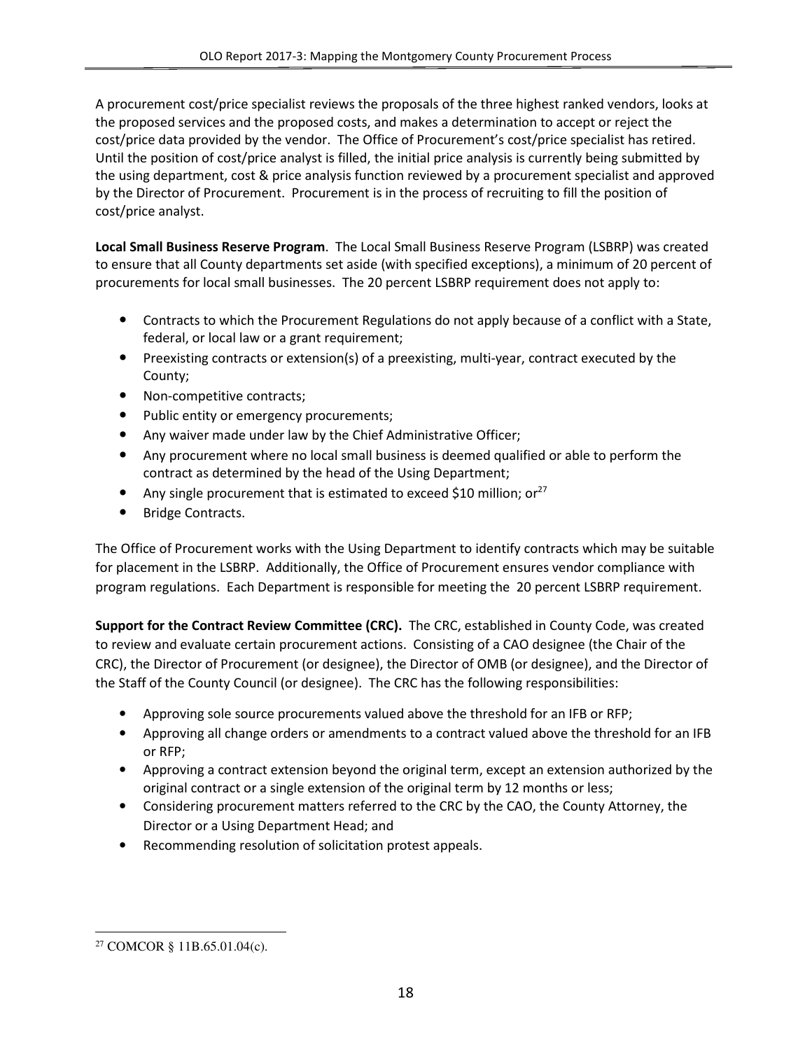A procurement cost/price specialist reviews the proposals of the three highest ranked vendors, looks at the proposed services and the proposed costs, and makes a determination to accept or reject the cost/price data provided by the vendor. The Office of Procurement's cost/price specialist has retired. Until the position of cost/price analyst is filled, the initial price analysis is currently being submitted by the using department, cost & price analysis function reviewed by a procurement specialist and approved by the Director of Procurement. Procurement is in the process of recruiting to fill the position of cost/price analyst.

**Local Small Business Reserve Program**. The Local Small Business Reserve Program (LSBRP) was created to ensure that all County departments set aside (with specified exceptions), a minimum of 20 percent of procurements for local small businesses. The 20 percent LSBRP requirement does not apply to:

- Contracts to which the Procurement Regulations do not apply because of a conflict with a State, federal, or local law or a grant requirement;
- Preexisting contracts or extension(s) of a preexisting, multi-year, contract executed by the County;
- Non-competitive contracts;
- Public entity or emergency procurements;
- Any waiver made under law by the Chief Administrative Officer;
- Any procurement where no local small business is deemed qualified or able to perform the contract as determined by the head of the Using Department;
- Any single procurement that is estimated to exceed $10 million; or[27]
- Bridge Contracts.

The Office of Procurement works with the Using Department to identify contracts which may be suitable for placement in the LSBRP. Additionally, the Office of Procurement ensures vendor compliance with program regulations. Each Department is responsible for meeting the 20 percent LSBRP requirement.

**Support for the Contract Review Committee (CRC).** The CRC, established in County Code, was created to review and evaluate certain procurement actions. Consisting of a CAO designee (the Chair of the CRC), the Director of Procurement (or designee), the Director of OMB (or designee), and the Director of the Staff of the County Council (or designee). The CRC has the following responsibilities:

- Approving sole source procurements valued above the threshold for an IFB or RFP;
- Approving all change orders or amendments to a contract valued above the threshold for an IFB or RFP;
- Approving a contract extension beyond the original term, except an extension authorized by the original contract or a single extension of the original term by 12 months or less;
- Considering procurement matters referred to the CRC by the CAO, the County Attorney, the Director or a Using Department Head; and
- Recommending resolution of solicitation protest appeals.

---

[27] COMCOR § 11B.65.01.04(c).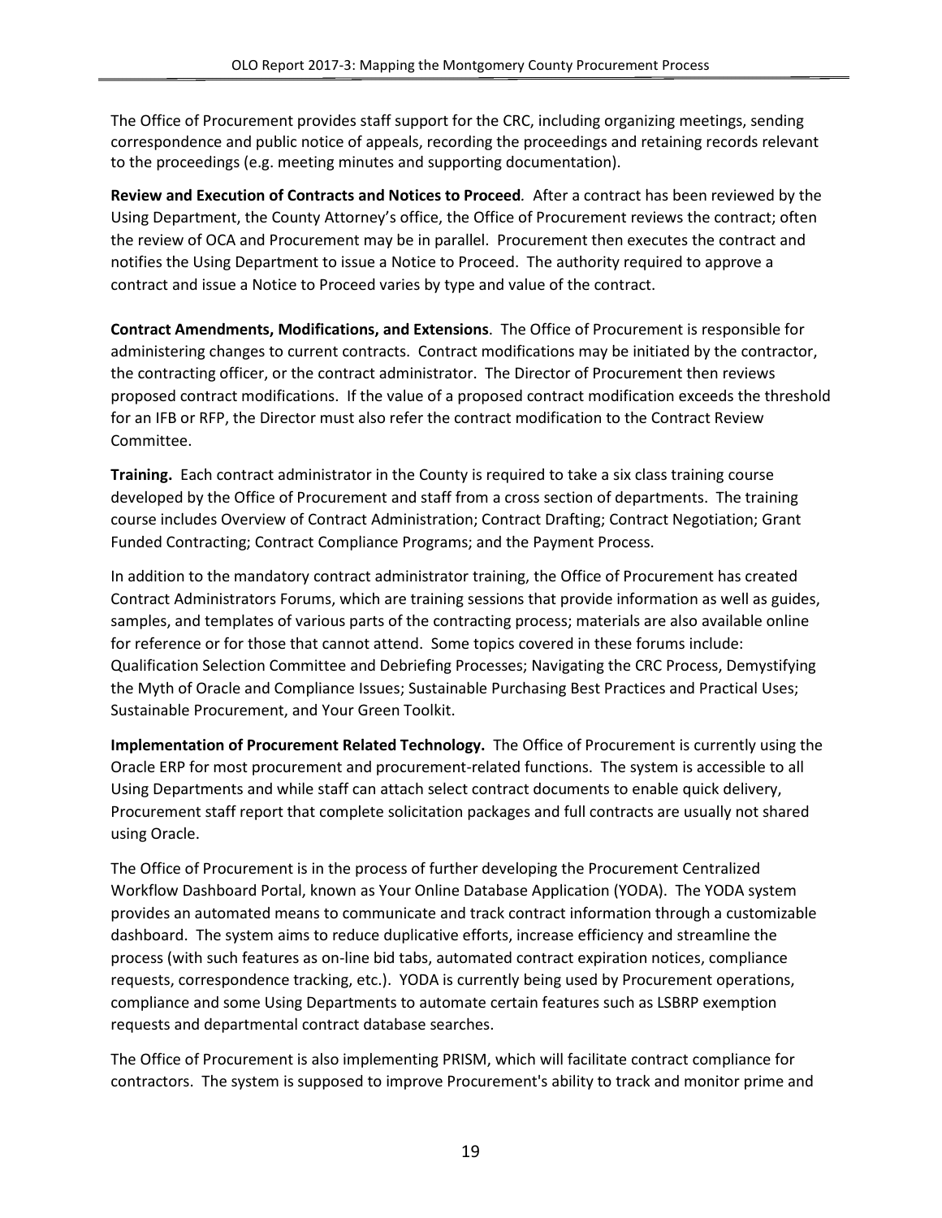The Office of Procurement provides staff support for the CRC, including organizing meetings, sending correspondence and public notice of appeals, recording the proceedings and retaining records relevant to the proceedings (e.g. meeting minutes and supporting documentation).

**Review and Execution of Contracts and Notices to Proceed***.* After a contract has been reviewed by the Using Department, the County Attorney's office, the Office of Procurement reviews the contract; often the review of OCA and Procurement may be in parallel. Procurement then executes the contract and notifies the Using Department to issue a Notice to Proceed. The authority required to approve a contract and issue a Notice to Proceed varies by type and value of the contract.

**Contract Amendments, Modifications, and Extensions**. The Office of Procurement is responsible for administering changes to current contracts. Contract modifications may be initiated by the contractor, the contracting officer, or the contract administrator. The Director of Procurement then reviews proposed contract modifications. If the value of a proposed contract modification exceeds the threshold for an IFB or RFP, the Director must also refer the contract modification to the Contract Review Committee.

**Training.** Each contract administrator in the County is required to take a six class training course developed by the Office of Procurement and staff from a cross section of departments. The training course includes Overview of Contract Administration; Contract Drafting; Contract Negotiation; Grant Funded Contracting; Contract Compliance Programs; and the Payment Process.

In addition to the mandatory contract administrator training, the Office of Procurement has created Contract Administrators Forums, which are training sessions that provide information as well as guides, samples, and templates of various parts of the contracting process; materials are also available online for reference or for those that cannot attend. Some topics covered in these forums include: Qualification Selection Committee and Debriefing Processes; Navigating the CRC Process, Demystifying the Myth of Oracle and Compliance Issues; Sustainable Purchasing Best Practices and Practical Uses; Sustainable Procurement, and Your Green Toolkit.

**Implementation of Procurement Related Technology.** The Office of Procurement is currently using the Oracle ERP for most procurement and procurement-related functions. The system is accessible to all Using Departments and while staff can attach select contract documents to enable quick delivery, Procurement staff report that complete solicitation packages and full contracts are usually not shared using Oracle.

The Office of Procurement is in the process of further developing the Procurement Centralized Workflow Dashboard Portal, known as Your Online Database Application (YODA). The YODA system provides an automated means to communicate and track contract information through a customizable dashboard. The system aims to reduce duplicative efforts, increase efficiency and streamline the process (with such features as on-line bid tabs, automated contract expiration notices, compliance requests, correspondence tracking, etc.). YODA is currently being used by Procurement operations, compliance and some Using Departments to automate certain features such as LSBRP exemption requests and departmental contract database searches.

The Office of Procurement is also implementing PRISM, which will facilitate contract compliance for contractors. The system is supposed to improve Procurement's ability to track and monitor prime and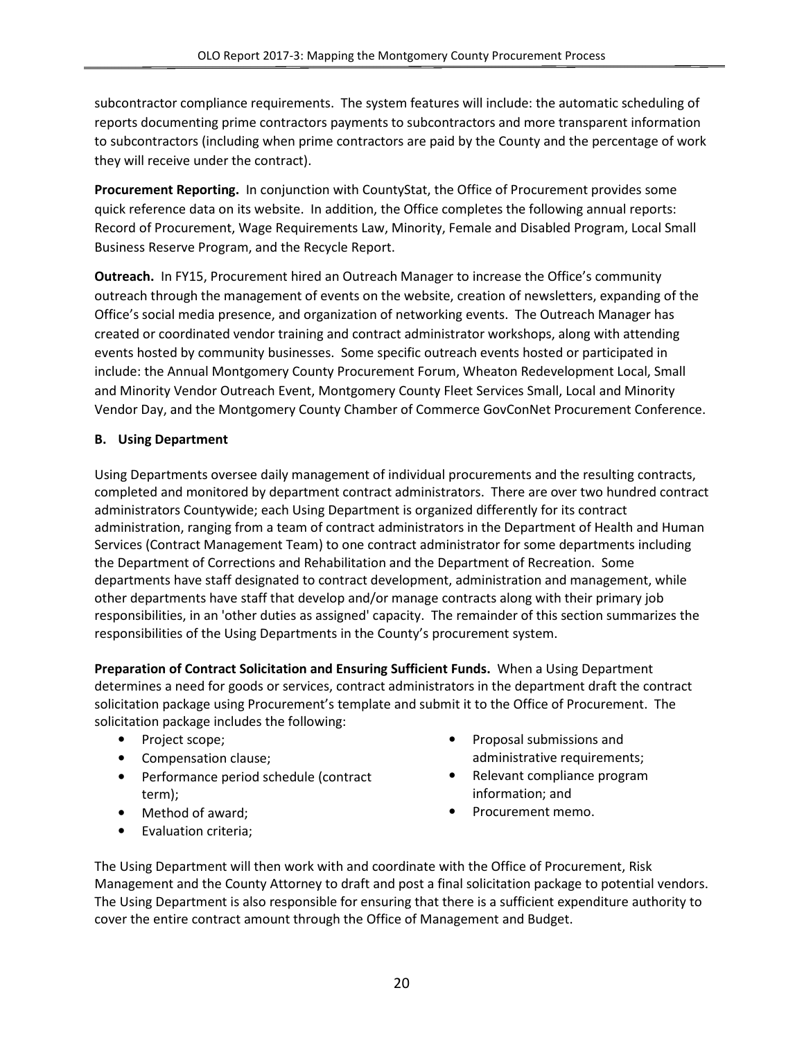subcontractor compliance requirements. The system features will include: the automatic scheduling of reports documenting prime contractors payments to subcontractors and more transparent information to subcontractors (including when prime contractors are paid by the County and the percentage of work they will receive under the contract).

**Procurement Reporting.** In conjunction with CountyStat, the Office of Procurement provides some quick reference data on its website. In addition, the Office completes the following annual reports: Record of Procurement, Wage Requirements Law, Minority, Female and Disabled Program, Local Small Business Reserve Program, and the Recycle Report.

**Outreach.** In FY15, Procurement hired an Outreach Manager to increase the Office's community outreach through the management of events on the website, creation of newsletters, expanding of the Office's social media presence, and organization of networking events. The Outreach Manager has created or coordinated vendor training and contract administrator workshops, along with attending events hosted by community businesses. Some specific outreach events hosted or participated in include: the Annual Montgomery County Procurement Forum, Wheaton Redevelopment Local, Small and Minority Vendor Outreach Event, Montgomery County Fleet Services Small, Local and Minority Vendor Day, and the Montgomery County Chamber of Commerce GovConNet Procurement Conference.

### B. Using Department

Using Departments oversee daily management of individual procurements and the resulting contracts, completed and monitored by department contract administrators. There are over two hundred contract administrators Countywide; each Using Department is organized differently for its contract administration, ranging from a team of contract administrators in the Department of Health and Human Services (Contract Management Team) to one contract administrator for some departments including the Department of Corrections and Rehabilitation and the Department of Recreation. Some departments have staff designated to contract development, administration and management, while other departments have staff that develop and/or manage contracts along with their primary job responsibilities, in an 'other duties as assigned' capacity. The remainder of this section summarizes the responsibilities of the Using Departments in the County's procurement system.

**Preparation of Contract Solicitation and Ensuring Sufficient Funds.** When a Using Department determines a need for goods or services, contract administrators in the department draft the contract solicitation package using Procurement's template and submit it to the Office of Procurement. The solicitation package includes the following:

- Project scope;
- Compensation clause;
- Performance period schedule (contract term);
- Method of award;
- Evaluation criteria;
- Proposal submissions and administrative requirements;
- Relevant compliance program information; and
- Procurement memo.

The Using Department will then work with and coordinate with the Office of Procurement, Risk Management and the County Attorney to draft and post a final solicitation package to potential vendors. The Using Department is also responsible for ensuring that there is a sufficient expenditure authority to cover the entire contract amount through the Office of Management and Budget.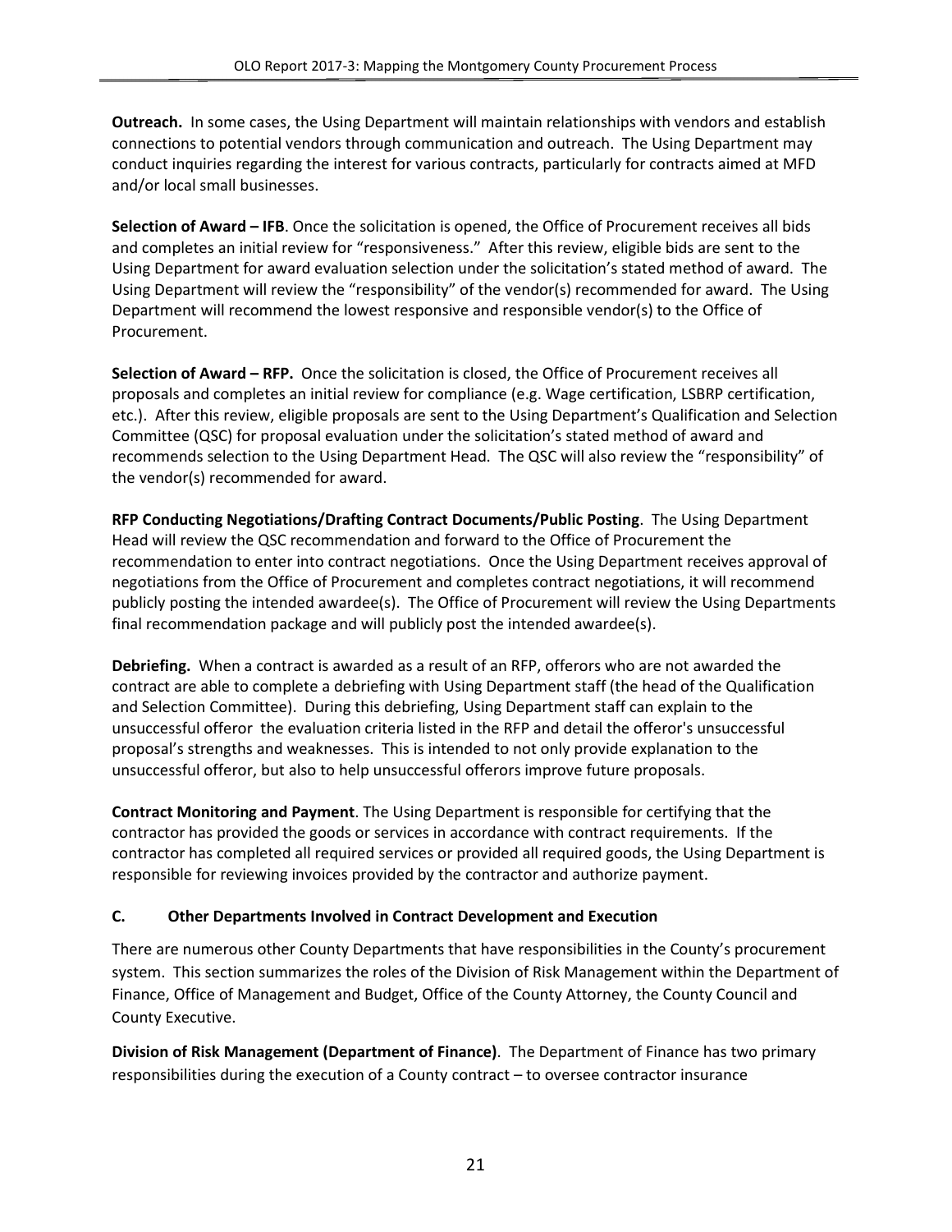**Outreach.** In some cases, the Using Department will maintain relationships with vendors and establish connections to potential vendors through communication and outreach. The Using Department may conduct inquiries regarding the interest for various contracts, particularly for contracts aimed at MFD and/or local small businesses.

**Selection of Award – IFB**. Once the solicitation is opened, the Office of Procurement receives all bids and completes an initial review for "responsiveness." After this review, eligible bids are sent to the Using Department for award evaluation selection under the solicitation's stated method of award. The Using Department will review the "responsibility" of the vendor(s) recommended for award. The Using Department will recommend the lowest responsive and responsible vendor(s) to the Office of Procurement.

**Selection of Award – RFP.** Once the solicitation is closed, the Office of Procurement receives all proposals and completes an initial review for compliance (e.g. Wage certification, LSBRP certification, etc.). After this review, eligible proposals are sent to the Using Department's Qualification and Selection Committee (QSC) for proposal evaluation under the solicitation's stated method of award and recommends selection to the Using Department Head. The QSC will also review the "responsibility" of the vendor(s) recommended for award.

**RFP Conducting Negotiations/Drafting Contract Documents/Public Posting**. The Using Department Head will review the QSC recommendation and forward to the Office of Procurement the recommendation to enter into contract negotiations. Once the Using Department receives approval of negotiations from the Office of Procurement and completes contract negotiations, it will recommend publicly posting the intended awardee(s). The Office of Procurement will review the Using Departments final recommendation package and will publicly post the intended awardee(s).

**Debriefing.** When a contract is awarded as a result of an RFP, offerors who are not awarded the contract are able to complete a debriefing with Using Department staff (the head of the Qualification and Selection Committee). During this debriefing, Using Department staff can explain to the unsuccessful offeror the evaluation criteria listed in the RFP and detail the offeror's unsuccessful proposal's strengths and weaknesses. This is intended to not only provide explanation to the unsuccessful offeror, but also to help unsuccessful offerors improve future proposals.

**Contract Monitoring and Payment**. The Using Department is responsible for certifying that the contractor has provided the goods or services in accordance with contract requirements. If the contractor has completed all required services or provided all required goods, the Using Department is responsible for reviewing invoices provided by the contractor and authorize payment.

### C. Other Departments Involved in Contract Development and Execution

There are numerous other County Departments that have responsibilities in the County's procurement system. This section summarizes the roles of the Division of Risk Management within the Department of Finance, Office of Management and Budget, Office of the County Attorney, the County Council and County Executive.

**Division of Risk Management (Department of Finance)**. The Department of Finance has two primary responsibilities during the execution of a County contract – to oversee contractor insurance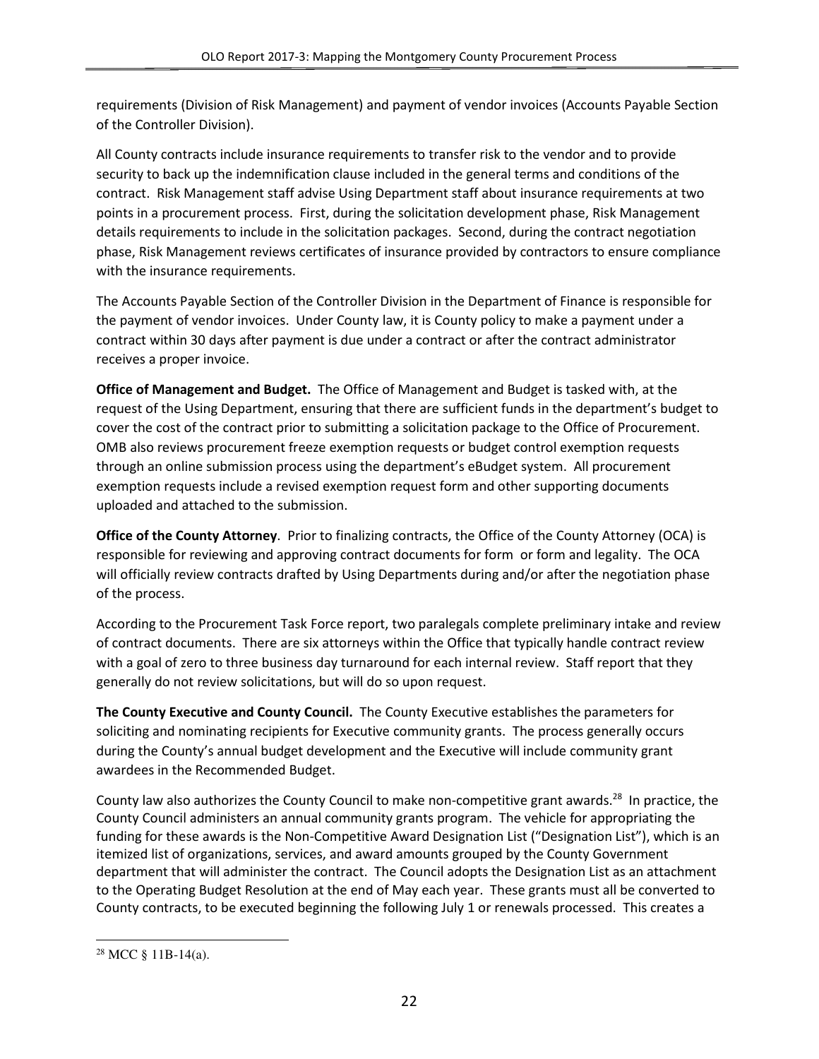requirements (Division of Risk Management) and payment of vendor invoices (Accounts Payable Section of the Controller Division).

All County contracts include insurance requirements to transfer risk to the vendor and to provide security to back up the indemnification clause included in the general terms and conditions of the contract. Risk Management staff advise Using Department staff about insurance requirements at two points in a procurement process. First, during the solicitation development phase, Risk Management details requirements to include in the solicitation packages. Second, during the contract negotiation phase, Risk Management reviews certificates of insurance provided by contractors to ensure compliance with the insurance requirements.

The Accounts Payable Section of the Controller Division in the Department of Finance is responsible for the payment of vendor invoices. Under County law, it is County policy to make a payment under a contract within 30 days after payment is due under a contract or after the contract administrator receives a proper invoice.

**Office of Management and Budget.** The Office of Management and Budget is tasked with, at the request of the Using Department, ensuring that there are sufficient funds in the department's budget to cover the cost of the contract prior to submitting a solicitation package to the Office of Procurement. OMB also reviews procurement freeze exemption requests or budget control exemption requests through an online submission process using the department's eBudget system. All procurement exemption requests include a revised exemption request form and other supporting documents uploaded and attached to the submission.

**Office of the County Attorney**. Prior to finalizing contracts, the Office of the County Attorney (OCA) is responsible for reviewing and approving contract documents for form or form and legality. The OCA will officially review contracts drafted by Using Departments during and/or after the negotiation phase of the process.

According to the Procurement Task Force report, two paralegals complete preliminary intake and review of contract documents. There are six attorneys within the Office that typically handle contract review with a goal of zero to three business day turnaround for each internal review. Staff report that they generally do not review solicitations, but will do so upon request.

**The County Executive and County Council.** The County Executive establishes the parameters for soliciting and nominating recipients for Executive community grants. The process generally occurs during the County's annual budget development and the Executive will include community grant awardees in the Recommended Budget.

County law also authorizes the County Council to make non-competitive grant awards.[28] In practice, the County Council administers an annual community grants program. The vehicle for appropriating the funding for these awards is the Non-Competitive Award Designation List ("Designation List"), which is an itemized list of organizations, services, and award amounts grouped by the County Government department that will administer the contract. The Council adopts the Designation List as an attachment to the Operating Budget Resolution at the end of May each year. These grants must all be converted to County contracts, to be executed beginning the following July 1 or renewals processed. This creates a

[28] MCC § 11B-14(a).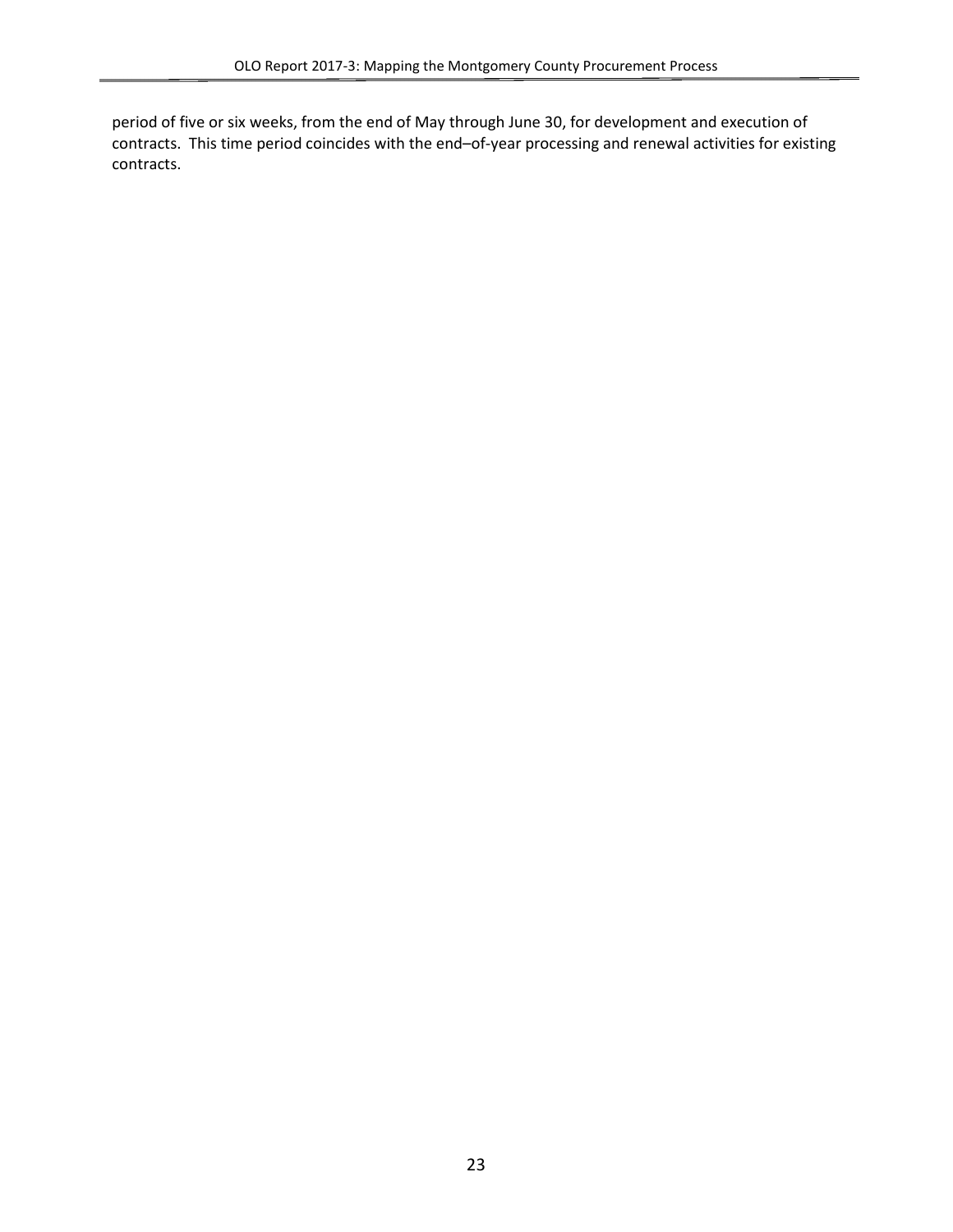period of five or six weeks, from the end of May through June 30, for development and execution of contracts. This time period coincides with the end–of-year processing and renewal activities for existing contracts.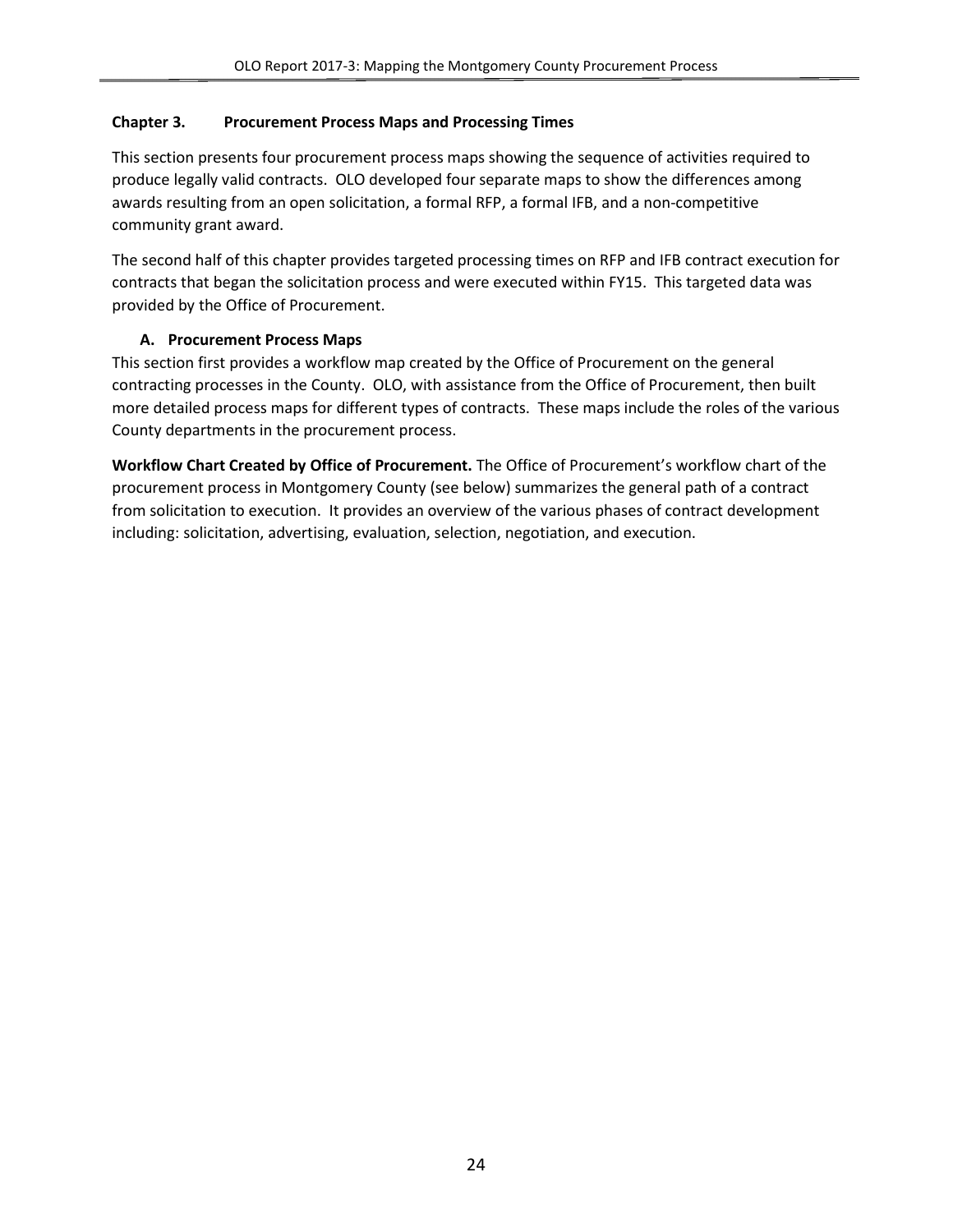## Chapter 3. Procurement Process Maps and Processing Times

This section presents four procurement process maps showing the sequence of activities required to produce legally valid contracts. OLO developed four separate maps to show the differences among awards resulting from an open solicitation, a formal RFP, a formal IFB, and a non-competitive community grant award.

The second half of this chapter provides targeted processing times on RFP and IFB contract execution for contracts that began the solicitation process and were executed within FY15. This targeted data was provided by the Office of Procurement.

### A. Procurement Process Maps

This section first provides a workflow map created by the Office of Procurement on the general contracting processes in the County. OLO, with assistance from the Office of Procurement, then built more detailed process maps for different types of contracts. These maps include the roles of the various County departments in the procurement process.

**Workflow Chart Created by Office of Procurement.** The Office of Procurement's workflow chart of the procurement process in Montgomery County (see below) summarizes the general path of a contract from solicitation to execution. It provides an overview of the various phases of contract development including: solicitation, advertising, evaluation, selection, negotiation, and execution.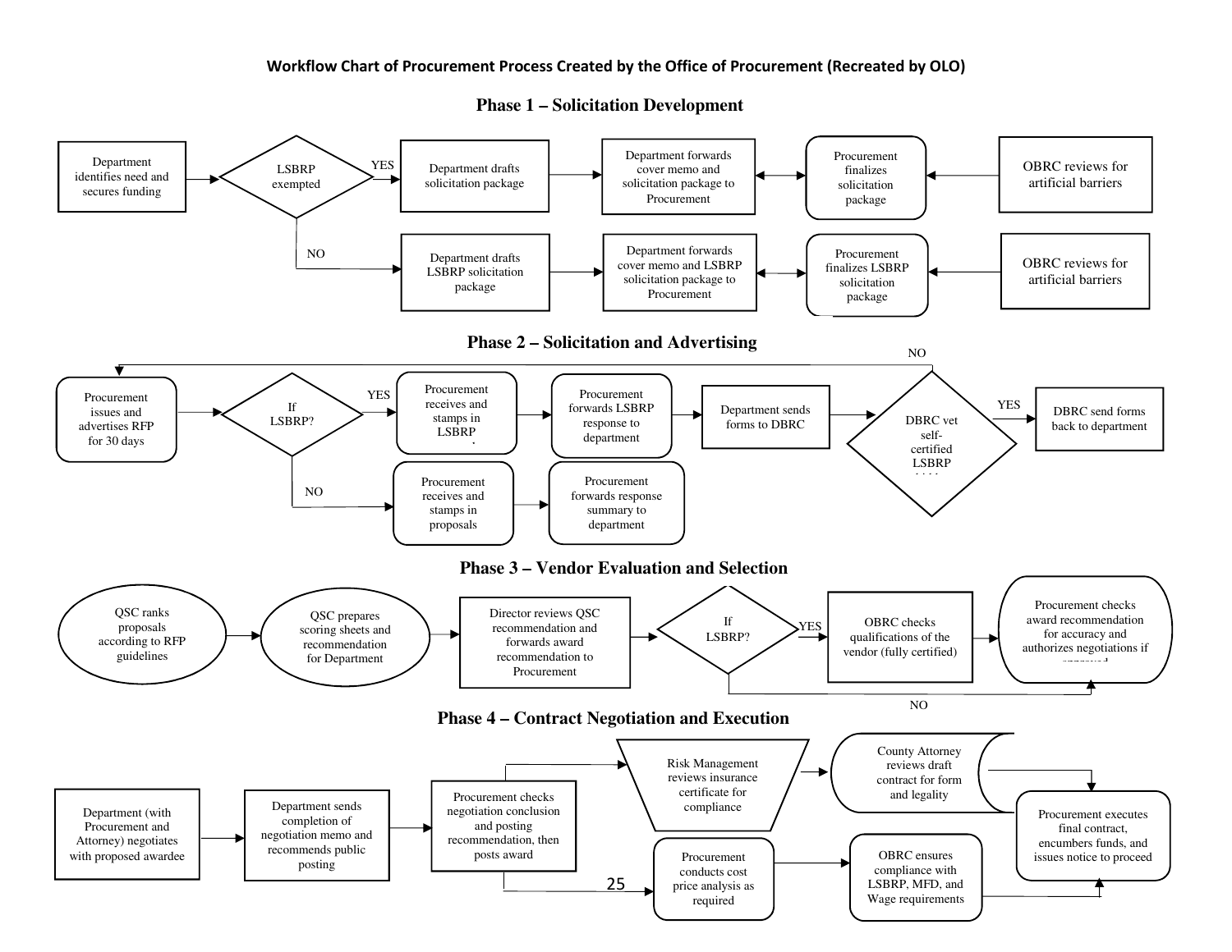**Workflow Chart of Procurement Process Created by the Office of Procurement (Recreated by OLO)**

## Phase 1 – Solicitation Development

- Department identifies need and secures funding → LSBRP exempted?
  - YES → Department drafts solicitation package → Department forwards cover memo and solicitation package to Procurement ↔ Procurement finalizes solicitation package ← OBRC reviews for artificial barriers
  - NO → Department drafts LSBRP solicitation package → Department forwards cover memo and LSBRP solicitation package to Procurement ↔ Procurement finalizes LSBRP solicitation package ← OBRC reviews for artificial barriers

## Phase 2 – Solicitation and Advertising

- Procurement issues and advertises RFP for 30 days → If LSBRP?
  - YES → Procurement receives and stamps in LSBRP → Procurement forwards LSBRP response to department → Department sends forms to DBRC → DBRC vet self-certified LSBRP
    - YES → DBRC send forms back to department
    - NO → (returns to Procurement issues and advertises RFP for 30 days)
  - NO → Procurement receives and stamps in proposals → Procurement forwards response summary to department

## Phase 3 – Vendor Evaluation and Selection

- QSC ranks proposals according to RFP guidelines → QSC prepares scoring sheets and recommendation for Department → Director reviews QSC recommendation and forwards award recommendation to Procurement → If LSBRP?
  - YES → OBRC checks qualifications of the vendor (fully certified) → Procurement checks award recommendation for accuracy and authorizes negotiations if approved
  - NO → Procurement checks award recommendation for accuracy and authorizes negotiations if approved

## Phase 4 – Contract Negotiation and Execution

- Department (with Procurement and Attorney) negotiates with proposed awardee → Department sends completion of negotiation memo and recommends public posting → Procurement checks negotiation conclusion and posting recommendation, then posts award
  - → Risk Management reviews insurance certificate for compliance → County Attorney reviews draft contract for form and legality → Procurement executes final contract, encumbers funds, and issues notice to proceed
  - → Procurement conducts cost price analysis as required → OBRC ensures compliance with LSBRP, MFD, and Wage requirements → Procurement executes final contract, encumbers funds, and issues notice to proceed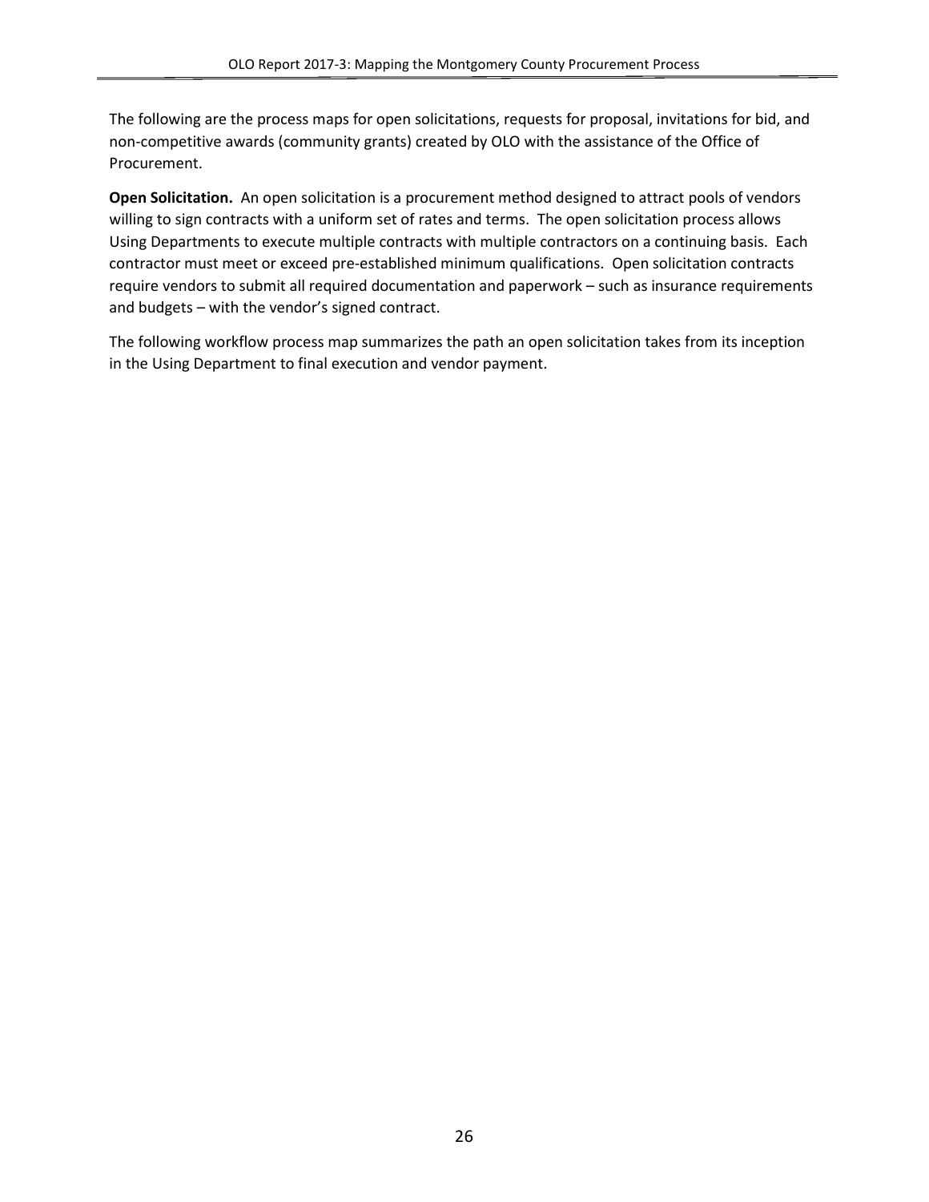The following are the process maps for open solicitations, requests for proposal, invitations for bid, and non-competitive awards (community grants) created by OLO with the assistance of the Office of Procurement.

**Open Solicitation.** An open solicitation is a procurement method designed to attract pools of vendors willing to sign contracts with a uniform set of rates and terms. The open solicitation process allows Using Departments to execute multiple contracts with multiple contractors on a continuing basis. Each contractor must meet or exceed pre-established minimum qualifications. Open solicitation contracts require vendors to submit all required documentation and paperwork – such as insurance requirements and budgets – with the vendor's signed contract.

The following workflow process map summarizes the path an open solicitation takes from its inception in the Using Department to final execution and vendor payment.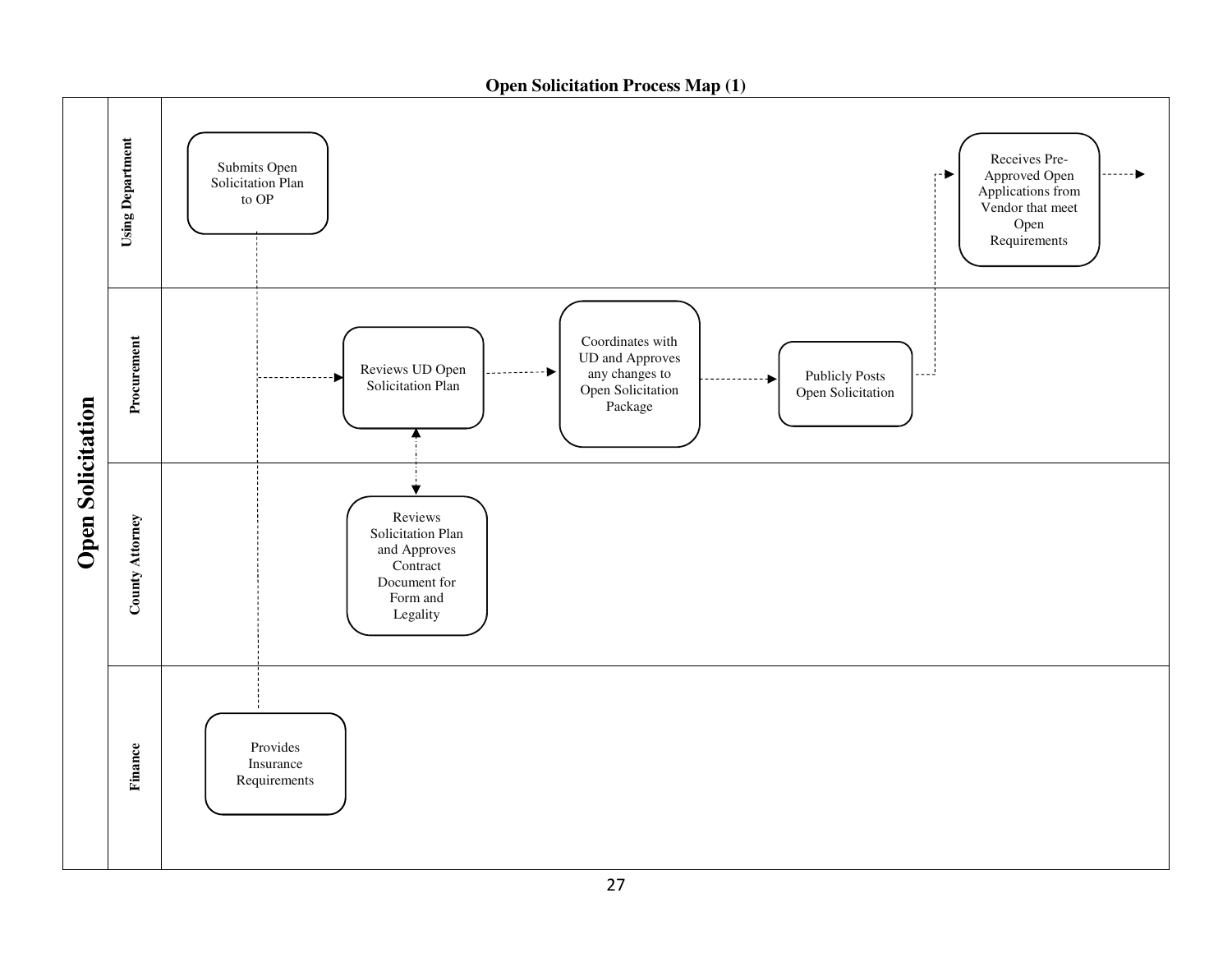**Open Solicitation Process Map (1)**

**Open Solicitation**

**Using Department**

Submits Open Solicitation Plan to OP

Receives Pre-Approved Open Applications from Vendor that meet Open Requirements

**Procurement**

Reviews UD Open Solicitation Plan

Coordinates with UD and Approves any changes to Open Solicitation Package

Publicly Posts Open Solicitation

**County Attorney**

Reviews Solicitation Plan and Approves Contract Document for Form and Legality

**Finance**

Provides Insurance Requirements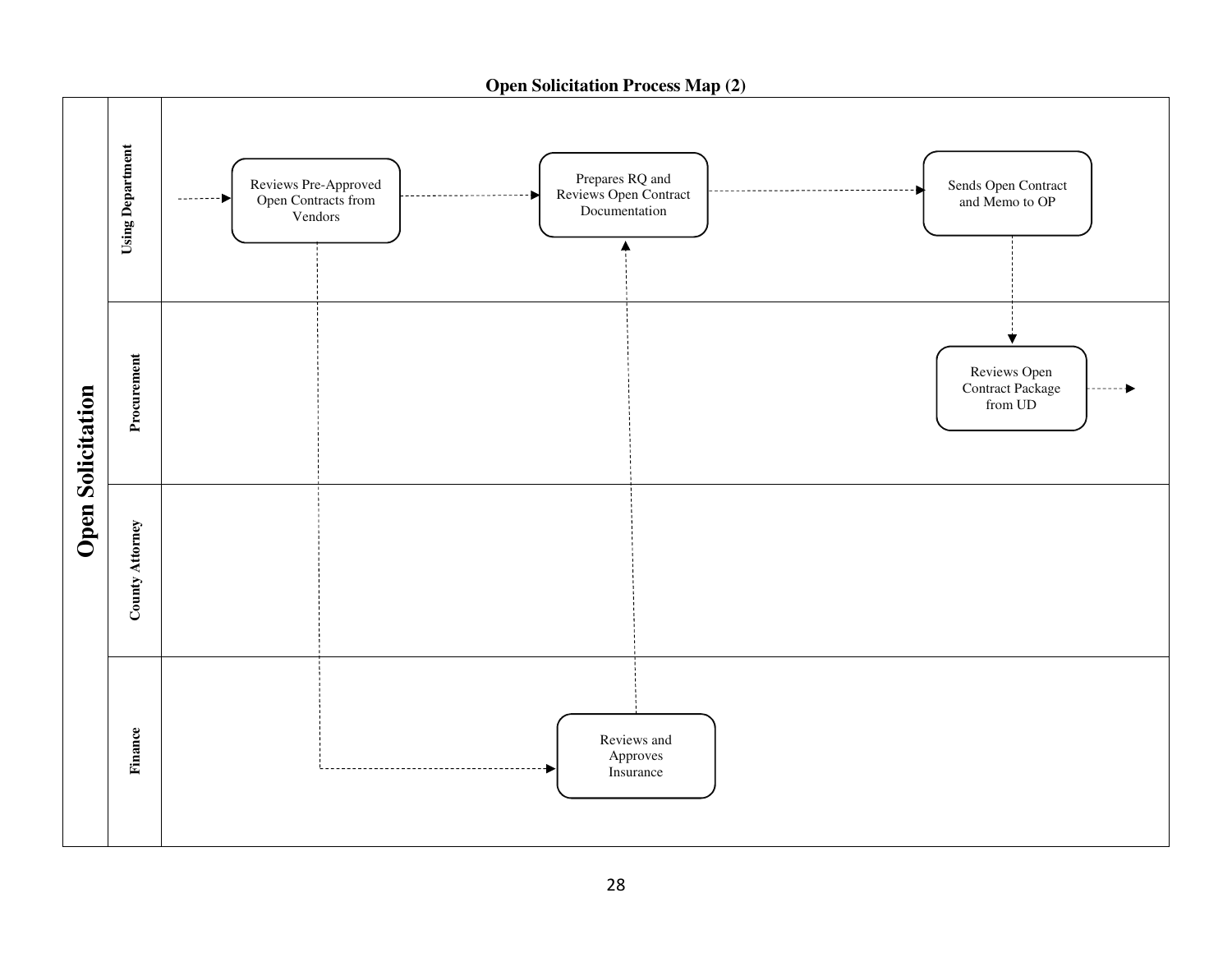## Open Solicitation Process Map (2)

**Open Solicitation**

**Using Department**

- Reviews Pre-Approved Open Contracts from Vendors
- Prepares RQ and Reviews Open Contract Documentation
- Sends Open Contract and Memo to OP

**Procurement**

- Reviews Open Contract Package from UD

**County Attorney**

**Finance**

- Reviews and Approves Insurance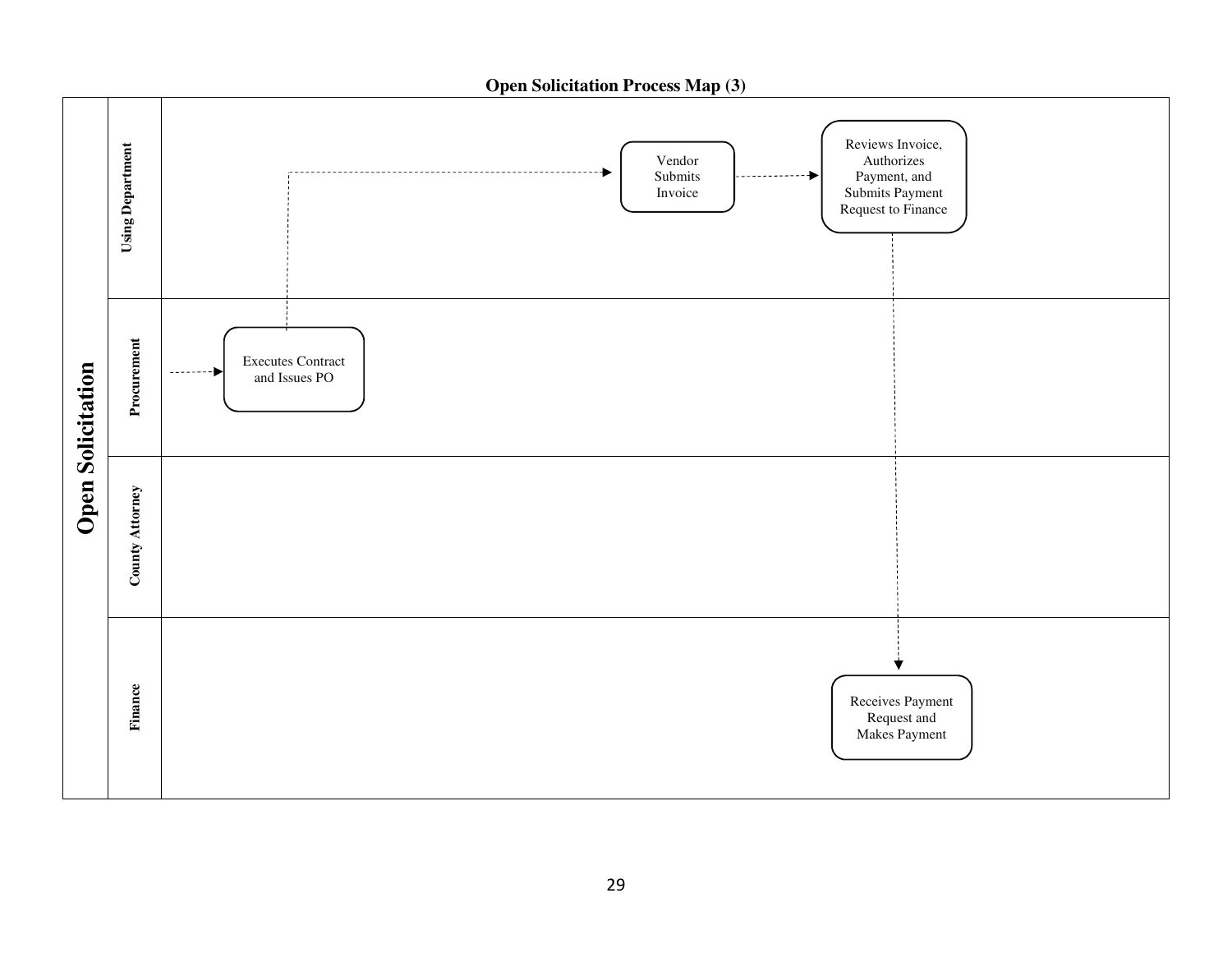## Open Solicitation Process Map (3)

**Open Solicitation**

| Lane | Steps |
| --- | --- |
| **Using Department** | Vendor Submits Invoice → Reviews Invoice, Authorizes Payment, and Submits Payment Request to Finance |
| **Procurement** | Executes Contract and Issues PO |
| **County Attorney** | |
| **Finance** | Receives Payment Request and Makes Payment |

Process flow:

1. Procurement: Executes Contract and Issues PO
2. Using Department: Vendor Submits Invoice
3. Using Department: Reviews Invoice, Authorizes Payment, and Submits Payment Request to Finance
4. Finance: Receives Payment Request and Makes Payment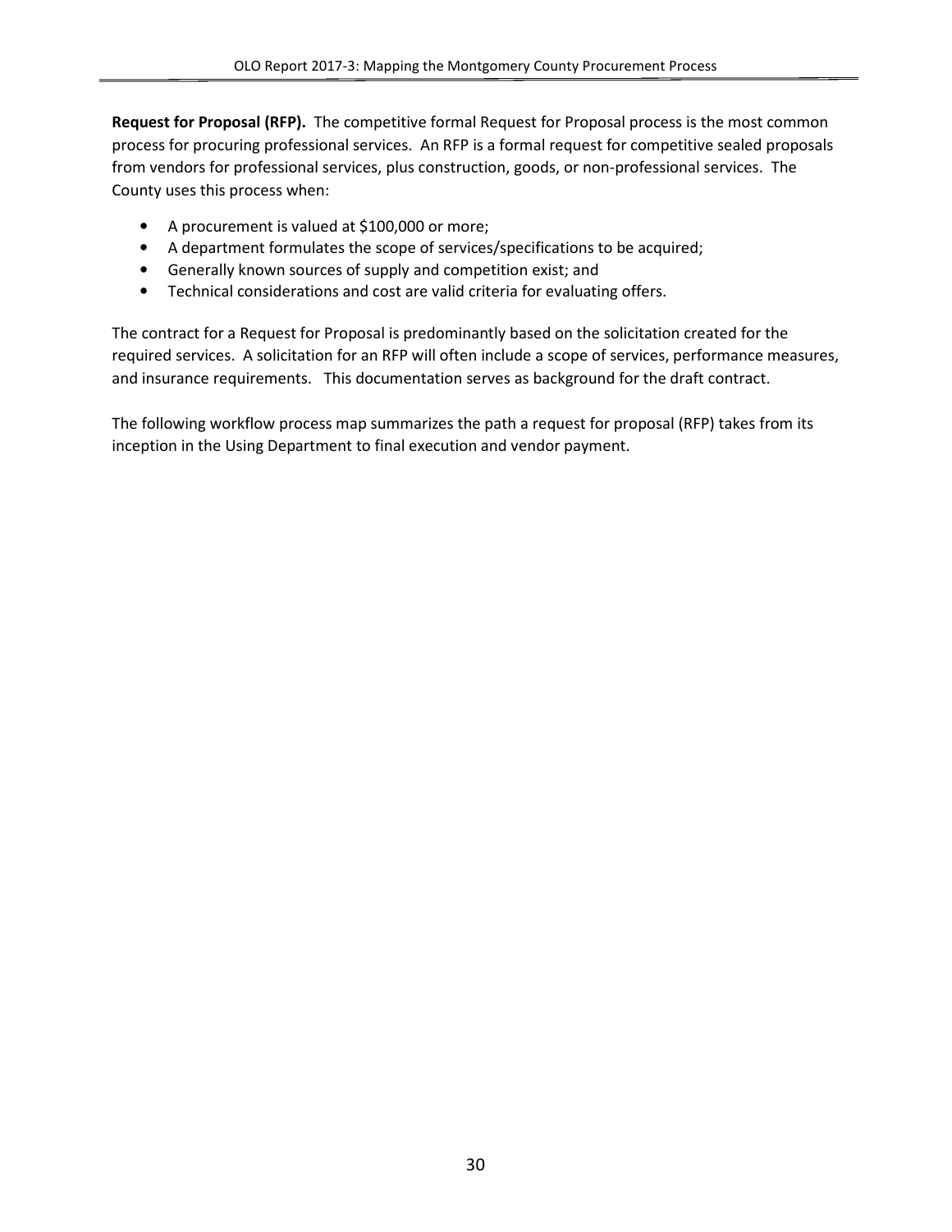**Request for Proposal (RFP).** The competitive formal Request for Proposal process is the most common process for procuring professional services. An RFP is a formal request for competitive sealed proposals from vendors for professional services, plus construction, goods, or non-professional services. The County uses this process when:

- A procurement is valued at $100,000 or more;
- A department formulates the scope of services/specifications to be acquired;
- Generally known sources of supply and competition exist; and
- Technical considerations and cost are valid criteria for evaluating offers.

The contract for a Request for Proposal is predominantly based on the solicitation created for the required services. A solicitation for an RFP will often include a scope of services, performance measures, and insurance requirements. This documentation serves as background for the draft contract.

The following workflow process map summarizes the path a request for proposal (RFP) takes from its inception in the Using Department to final execution and vendor payment.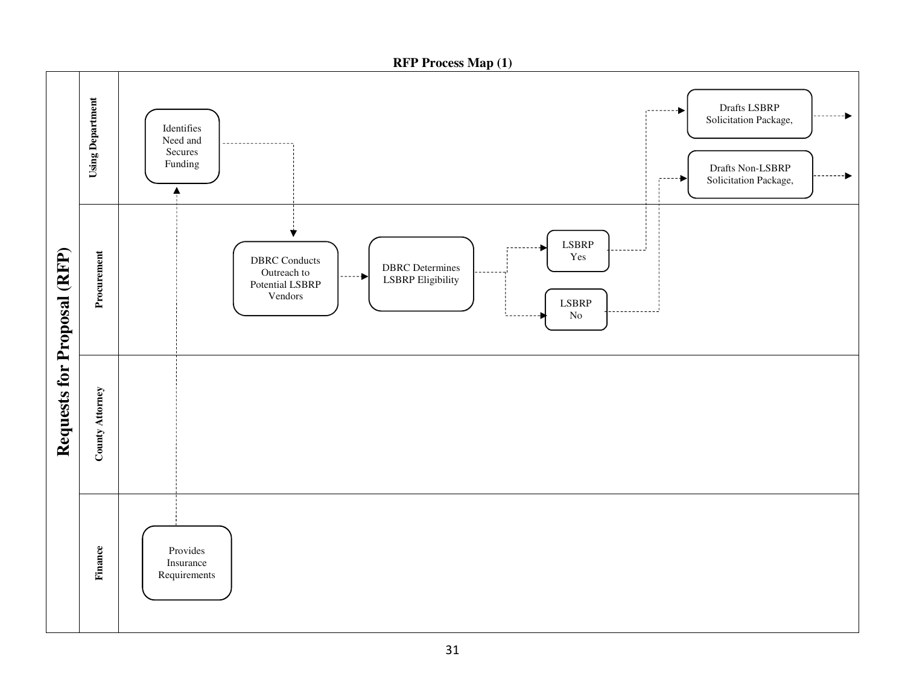**RFP Process Map (1)**

# Requests for Proposal (RFP)

**Using Department**

- Identifies Need and Secures Funding
- Drafts LSBRP Solicitation Package,
- Drafts Non-LSBRP Solicitation Package,

**Procurement**

- DBRC Conducts Outreach to Potential LSBRP Vendors
- DBRC Determines LSBRP Eligibility
- LSBRP Yes
- LSBRP No

**County Attorney**

**Finance**

- Provides Insurance Requirements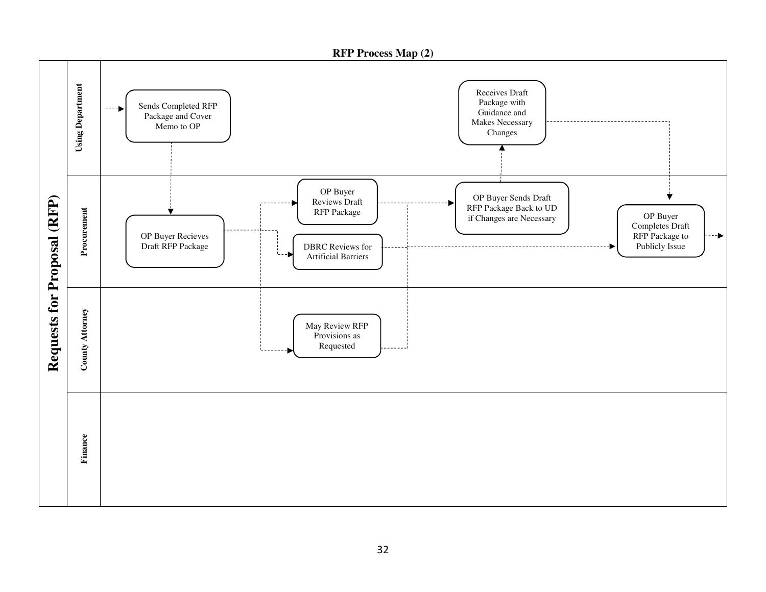## RFP Process Map (2)

**Requests for Proposal (RFP)**

**Using Department**

- Sends Completed RFP Package and Cover Memo to OP
- Receives Draft Package with Guidance and Makes Necessary Changes

**Procurement**

- OP Buyer Recieves Draft RFP Package
- OP Buyer Reviews Draft RFP Package
- DBRC Reviews for Artificial Barriers
- OP Buyer Sends Draft RFP Package Back to UD if Changes are Necessary
- OP Buyer Completes Draft RFP Package to Publicly Issue

**County Attorney**

- May Review RFP Provisions as Requested

**Finance**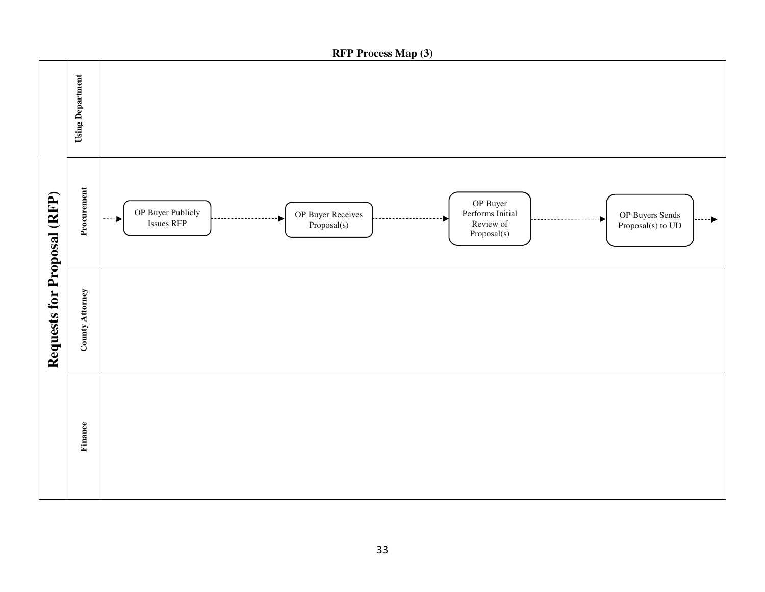**RFP Process Map (3)**

**Requests for Proposal (RFP)**

**Using Department**

**Procurement**

OP Buyer Publicly Issues RFP → OP Buyer Receives Proposal(s) → OP Buyer Performs Initial Review of Proposal(s) → OP Buyers Sends Proposal(s) to UD →

**County Attorney**

**Finance**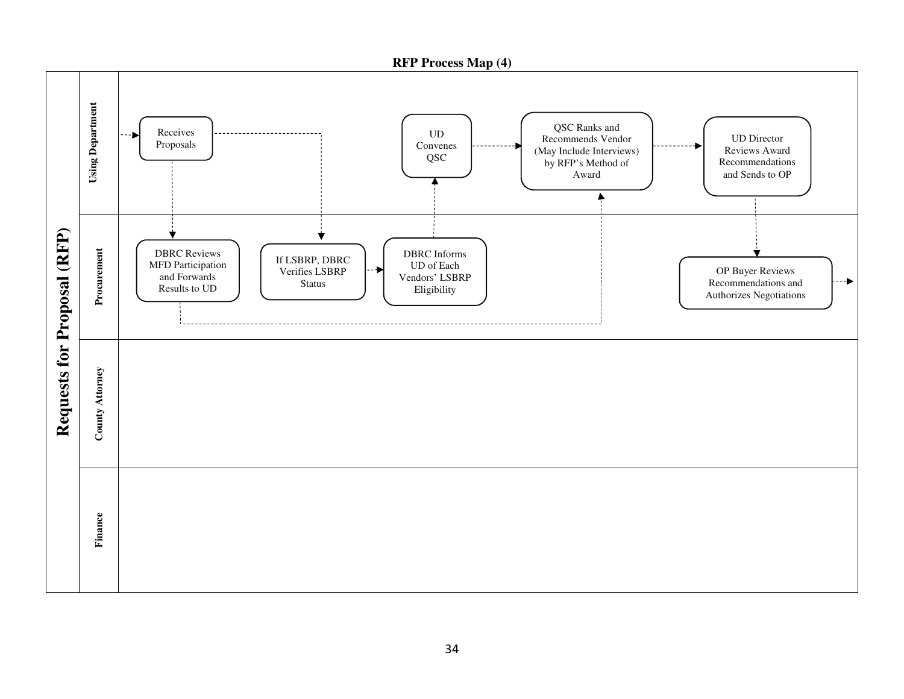**RFP Process Map (4)**

# Requests for Proposal (RFP)

**Using Department**

- Receives Proposals
- UD Convenes QSC
- QSC Ranks and Recommends Vendor (May Include Interviews) by RFP's Method of Award
- UD Director Reviews Award Recommendations and Sends to OP

**Procurement**

- DBRC Reviews MFD Participation and Forwards Results to UD
- If LSBRP, DBRC Verifies LSBRP Status
- DBRC Informs UD of Each Vendors' LSBRP Eligibility
- OP Buyer Reviews Recommendations and Authorizes Negotiations

**County Attorney**

**Finance**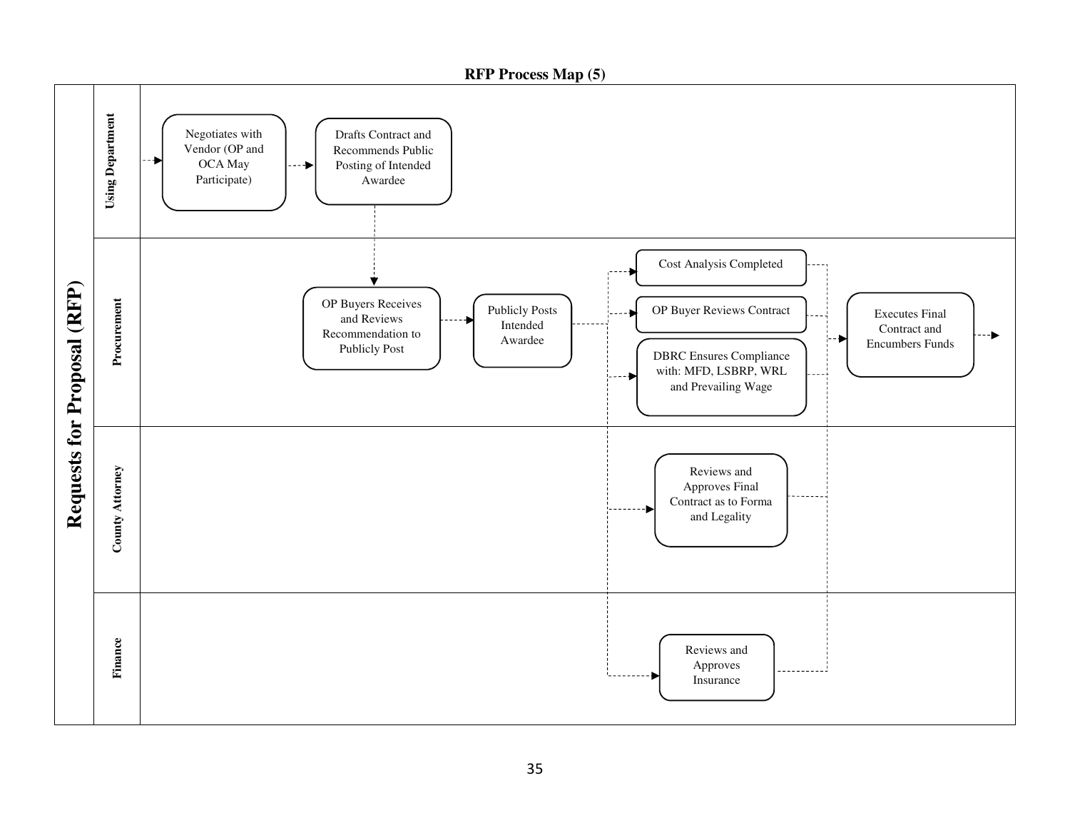## RFP Process Map (5)

**Requests for Proposal (RFP)**

**Using Department**

- Negotiates with Vendor (OP and OCA May Participate)
- Drafts Contract and Recommends Public Posting of Intended Awardee

**Procurement**

- OP Buyers Receives and Reviews Recommendation to Publicly Post
- Publicly Posts Intended Awardee
- Cost Analysis Completed
- OP Buyer Reviews Contract
- DBRC Ensures Compliance with: MFD, LSBRP, WRL and Prevailing Wage
- Executes Final Contract and Encumbers Funds

**County Attorney**

- Reviews and Approves Final Contract as to Forma and Legality

**Finance**

- Reviews and Approves Insurance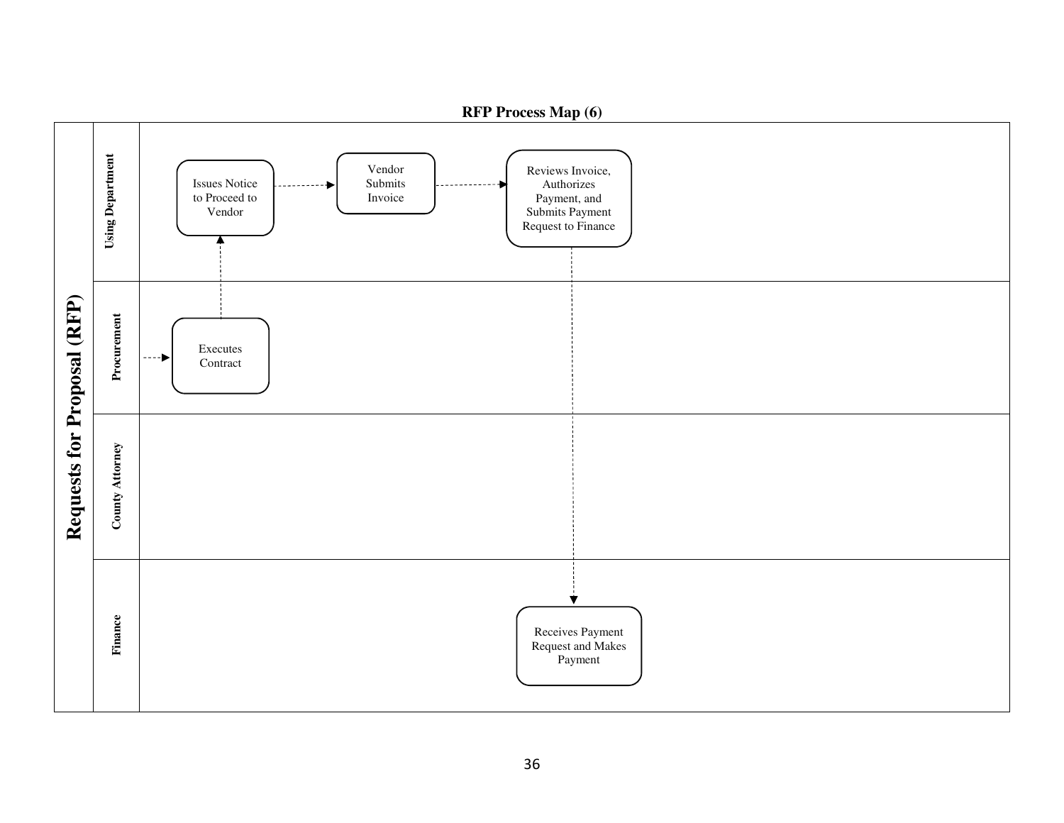## RFP Process Map (6)

**Requests for Proposal (RFP)**

**Using Department**
- Issues Notice to Proceed to Vendor
- Vendor Submits Invoice
- Reviews Invoice, Authorizes Payment, and Submits Payment Request to Finance

**Procurement**
- Executes Contract

**County Attorney**

**Finance**
- Receives Payment Request and Makes Payment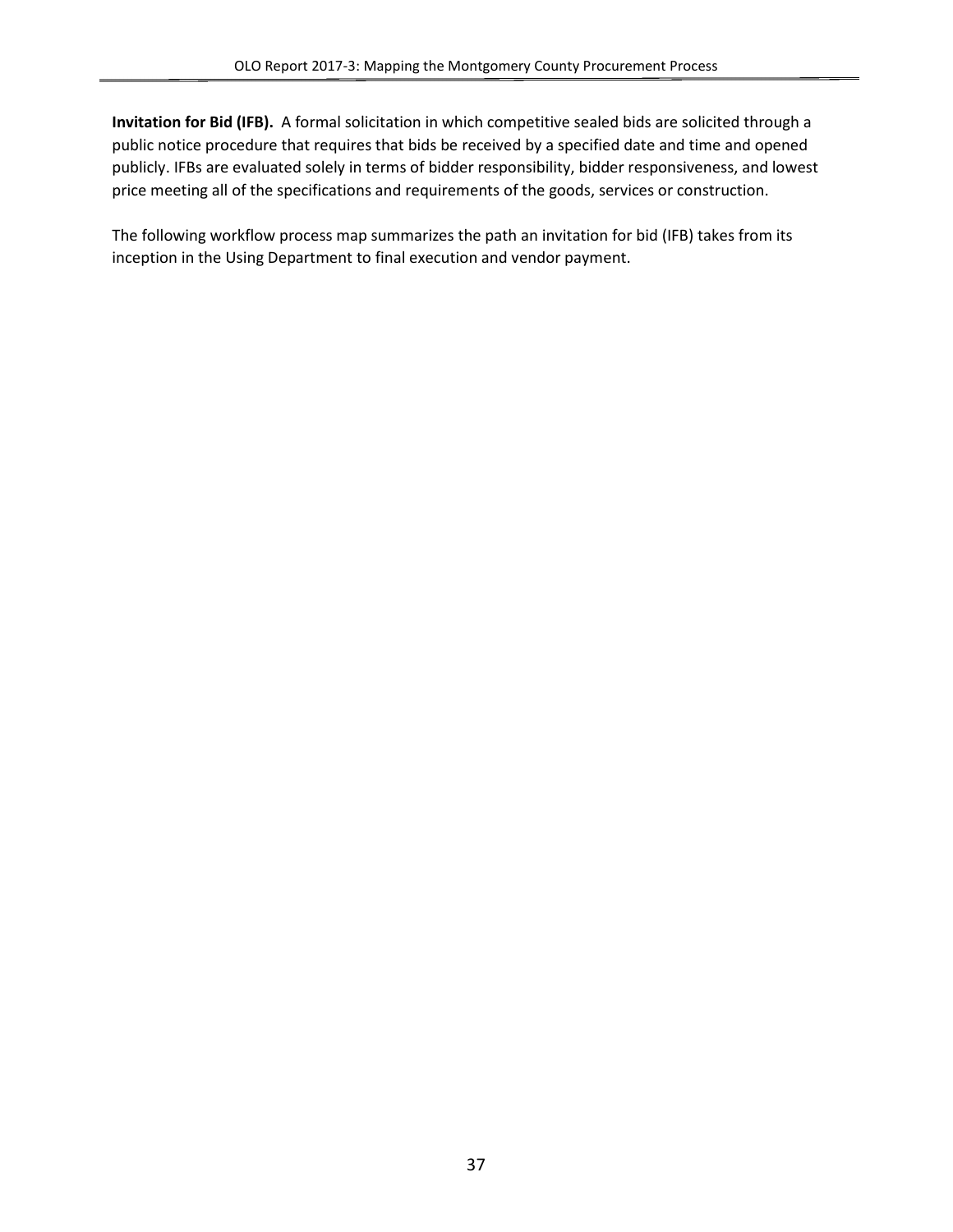**Invitation for Bid (IFB).** A formal solicitation in which competitive sealed bids are solicited through a public notice procedure that requires that bids be received by a specified date and time and opened publicly. IFBs are evaluated solely in terms of bidder responsibility, bidder responsiveness, and lowest price meeting all of the specifications and requirements of the goods, services or construction.

The following workflow process map summarizes the path an invitation for bid (IFB) takes from its inception in the Using Department to final execution and vendor payment.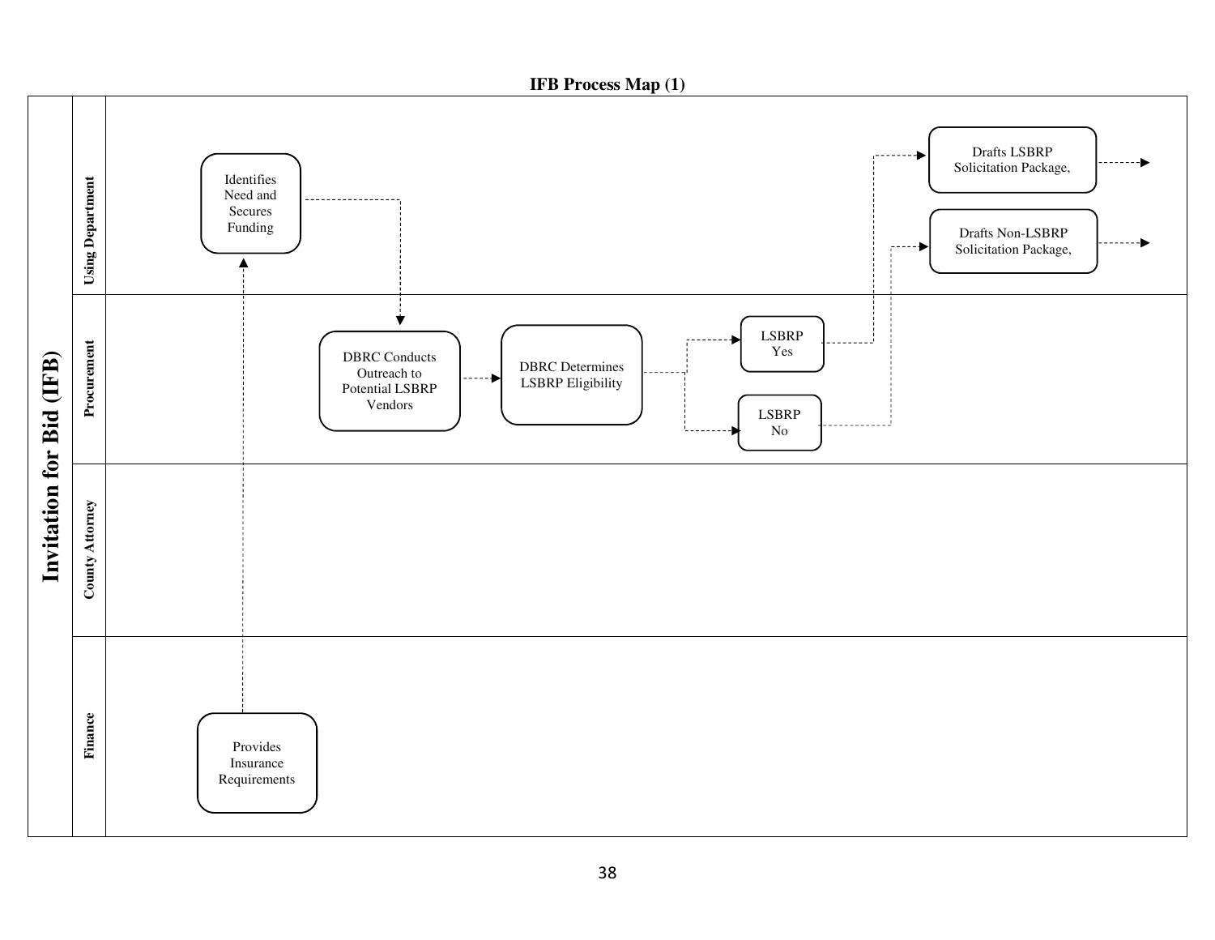**IFB Process Map (1)**

# Invitation for Bid (IFB)

**Using Department**

- Identifies Need and Secures Funding
- Drafts LSBRP Solicitation Package,
- Drafts Non-LSBRP Solicitation Package,

**Procurement**

- DBRC Conducts Outreach to Potential LSBRP Vendors
- DBRC Determines LSBRP Eligibility
- LSBRP Yes
- LSBRP No

**County Attorney**

**Finance**

- Provides Insurance Requirements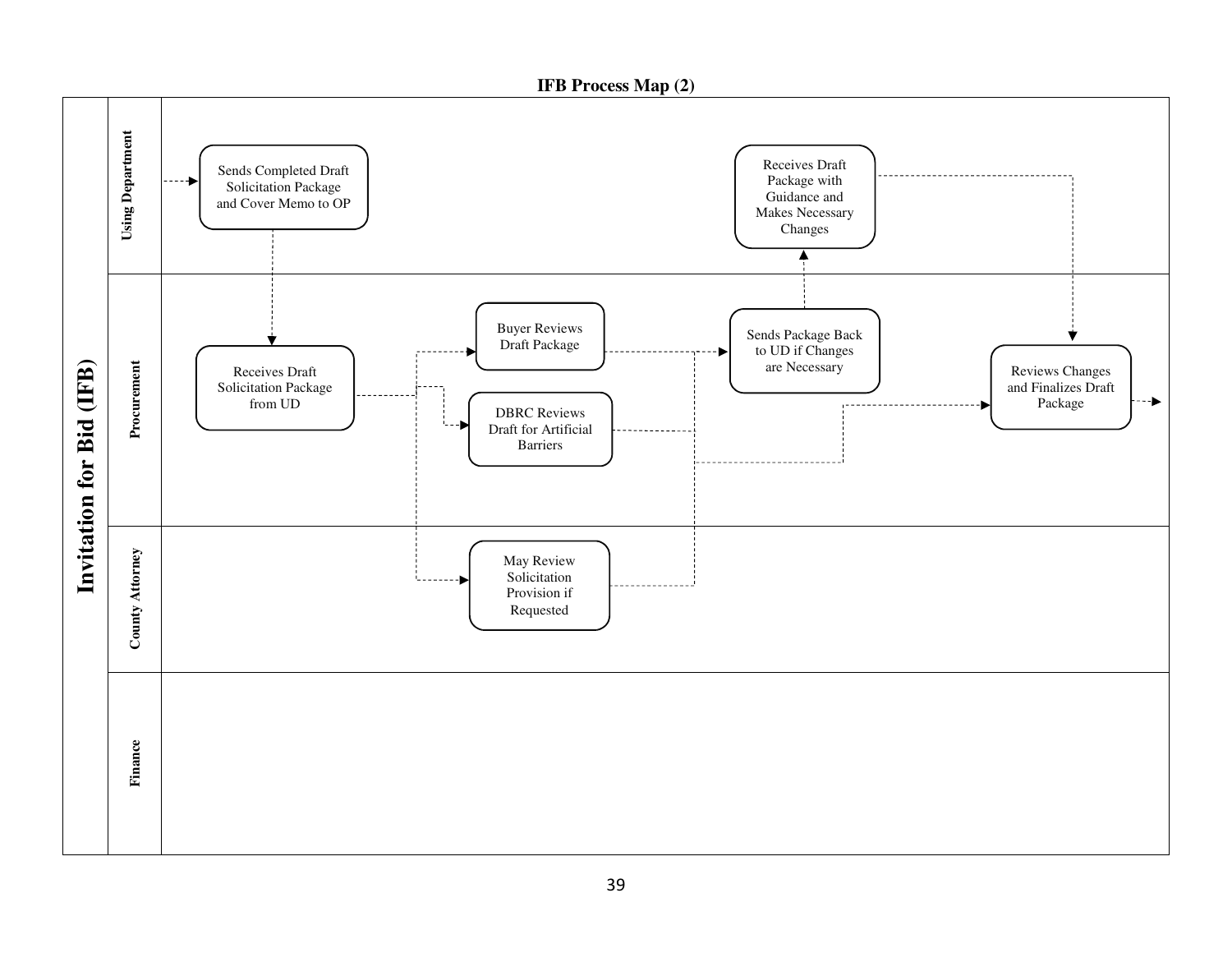**IFB Process Map (2)**

**Invitation for Bid (IFB)**

**Using Department**

- Sends Completed Draft Solicitation Package and Cover Memo to OP
- Receives Draft Package with Guidance and Makes Necessary Changes

**Procurement**

- Receives Draft Solicitation Package from UD
- Buyer Reviews Draft Package
- DBRC Reviews Draft for Artificial Barriers
- Sends Package Back to UD if Changes are Necessary
- Reviews Changes and Finalizes Draft Package

**County Attorney**

- May Review Solicitation Provision if Requested

**Finance**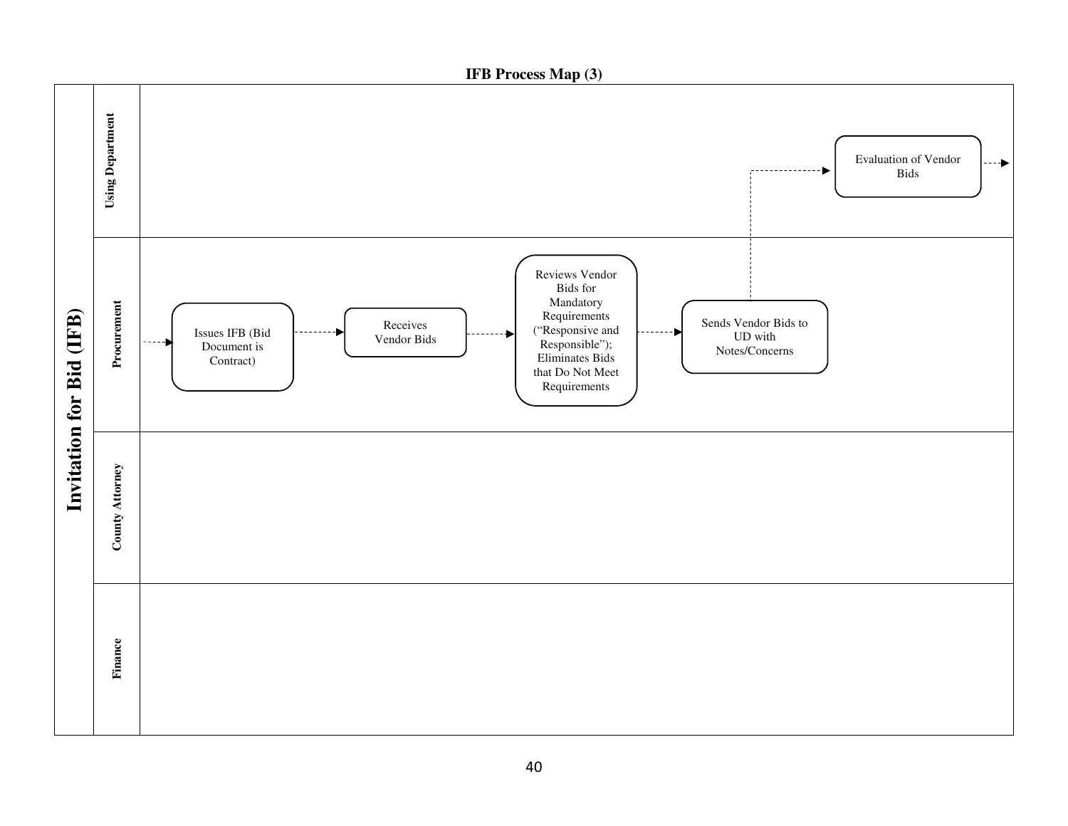## IFB Process Map (3)

**Invitation for Bid (IFB)**

**Using Department**

- Evaluation of Vendor Bids →

**Procurement**

→ Issues IFB (Bid Document is Contract) → Receives Vendor Bids → Reviews Vendor Bids for Mandatory Requirements ("Responsive and Responsible"); Eliminates Bids that Do Not Meet Requirements → Sends Vendor Bids to UD with Notes/Concerns → (to Using Department: Evaluation of Vendor Bids)

**County Attorney**

**Finance**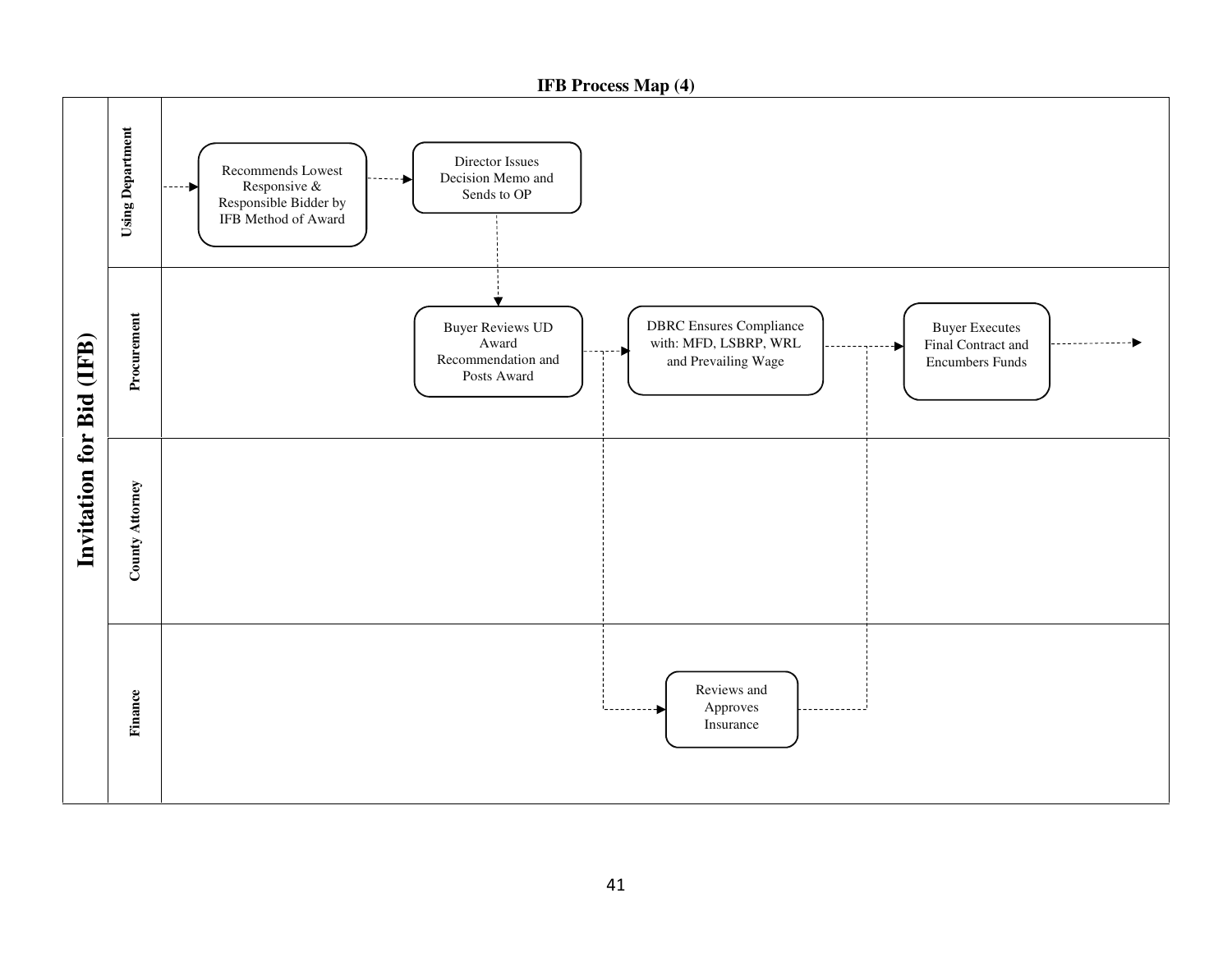# IFB Process Map (4)

**Invitation for Bid (IFB)**

**Using Department**

- Recommends Lowest Responsive & Responsible Bidder by IFB Method of Award
- Director Issues Decision Memo and Sends to OP

**Procurement**

- Buyer Reviews UD Award Recommendation and Posts Award
- DBRC Ensures Compliance with: MFD, LSBRP, WRL and Prevailing Wage
- Buyer Executes Final Contract and Encumbers Funds

**County Attorney**

**Finance**

- Reviews and Approves Insurance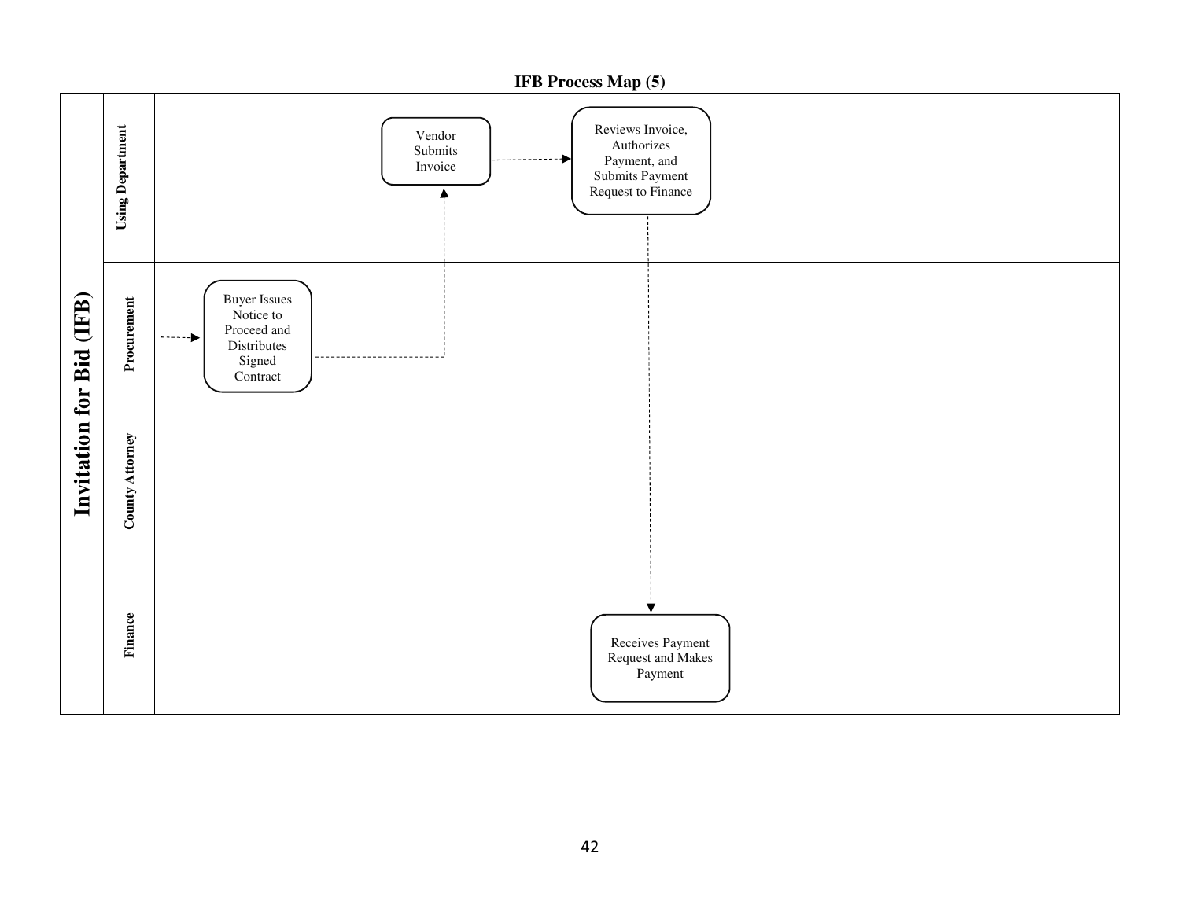**IFB Process Map (5)**

# Invitation for Bid (IFB)

**Using Department**

- Vendor Submits Invoice
- Reviews Invoice, Authorizes Payment, and Submits Payment Request to Finance

**Procurement**

- Buyer Issues Notice to Proceed and Distributes Signed Contract

**County Attorney**

**Finance**

- Receives Payment Request and Makes Payment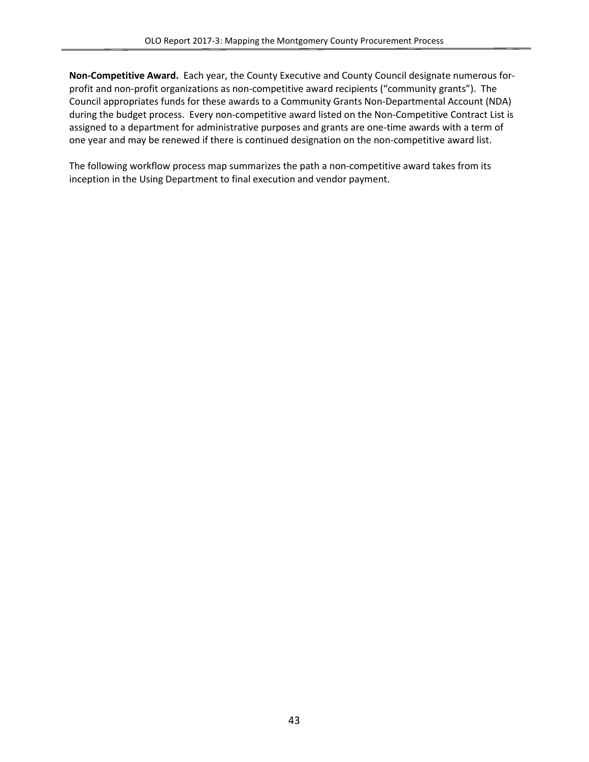**Non-Competitive Award.** Each year, the County Executive and County Council designate numerous for-profit and non-profit organizations as non-competitive award recipients ("community grants"). The Council appropriates funds for these awards to a Community Grants Non-Departmental Account (NDA) during the budget process. Every non-competitive award listed on the Non-Competitive Contract List is assigned to a department for administrative purposes and grants are one-time awards with a term of one year and may be renewed if there is continued designation on the non-competitive award list.

The following workflow process map summarizes the path a non-competitive award takes from its inception in the Using Department to final execution and vendor payment.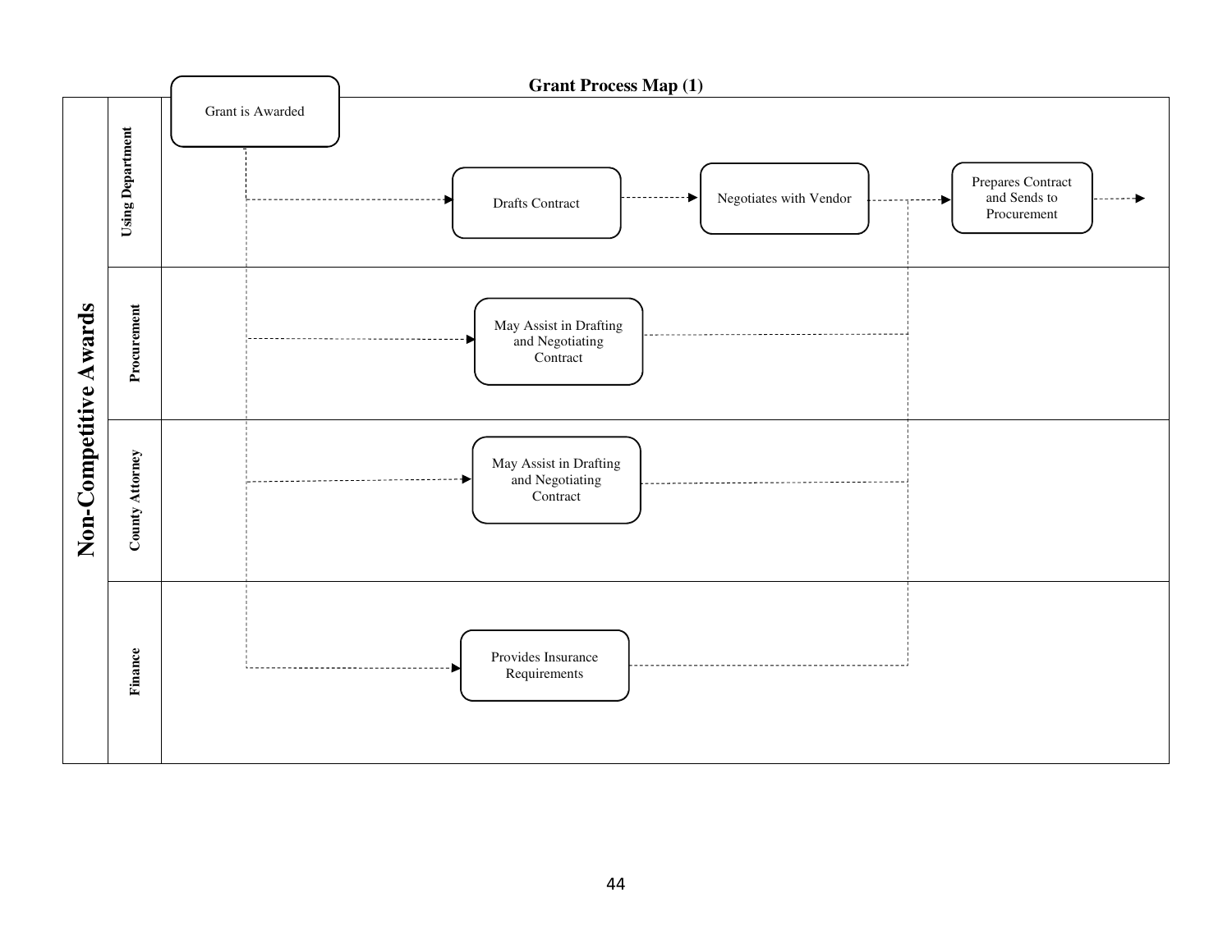## Grant Process Map (1)

**Non-Competitive Awards**

| Lane | Steps |
|---|---|
| **Using Department** | Grant is Awarded → Drafts Contract → Negotiates with Vendor → Prepares Contract and Sends to Procurement → |
| **Procurement** | May Assist in Drafting and Negotiating Contract |
| **County Attorney** | May Assist in Drafting and Negotiating Contract |
| **Finance** | Provides Insurance Requirements |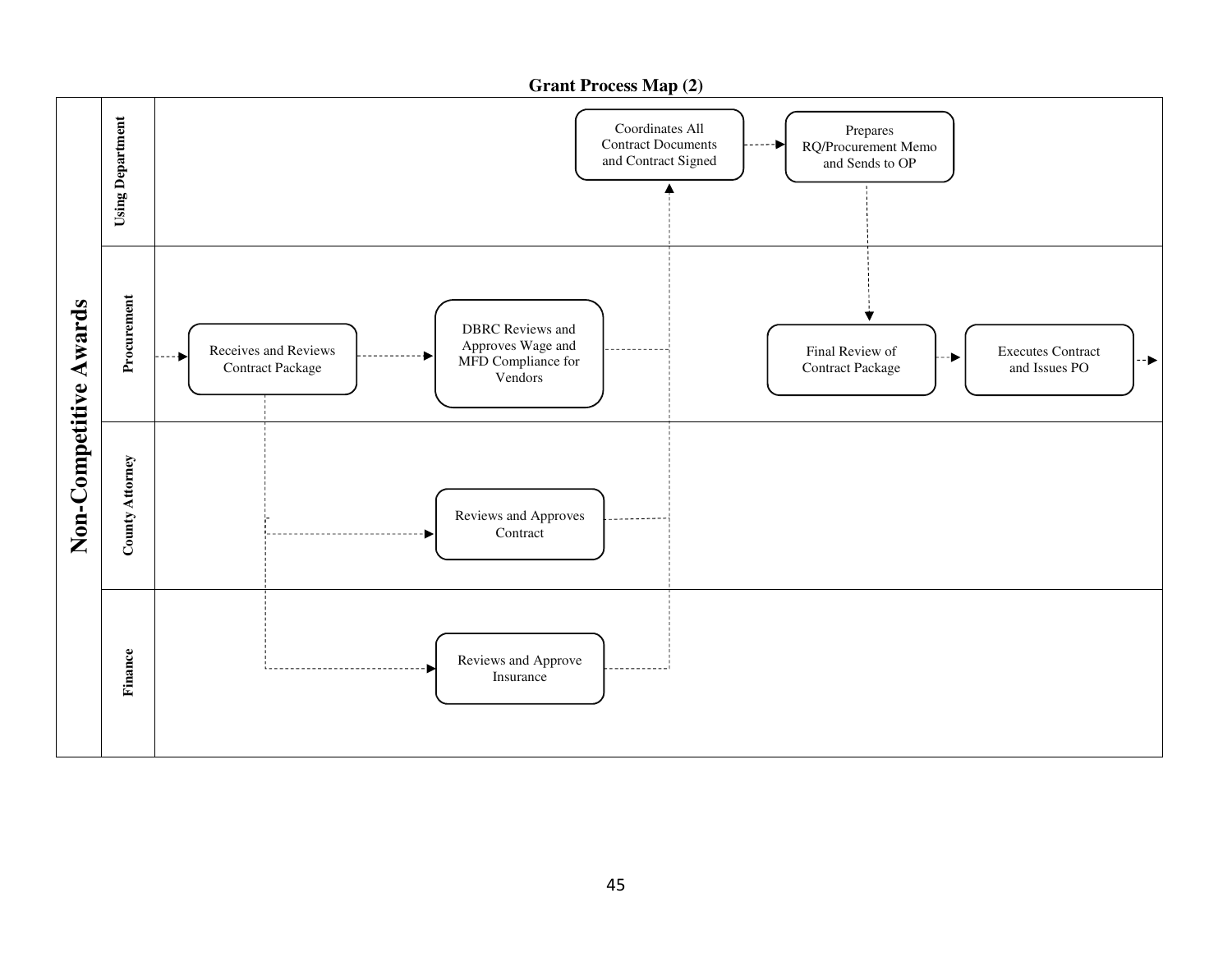## Grant Process Map (2)

**Non-Competitive Awards**

**Using Department**

- Coordinates All Contract Documents and Contract Signed
- Prepares RQ/Procurement Memo and Sends to OP

**Procurement**

- Receives and Reviews Contract Package
- DBRC Reviews and Approves Wage and MFD Compliance for Vendors
- Final Review of Contract Package
- Executes Contract and Issues PO

**County Attorney**

- Reviews and Approves Contract

**Finance**

- Reviews and Approve Insurance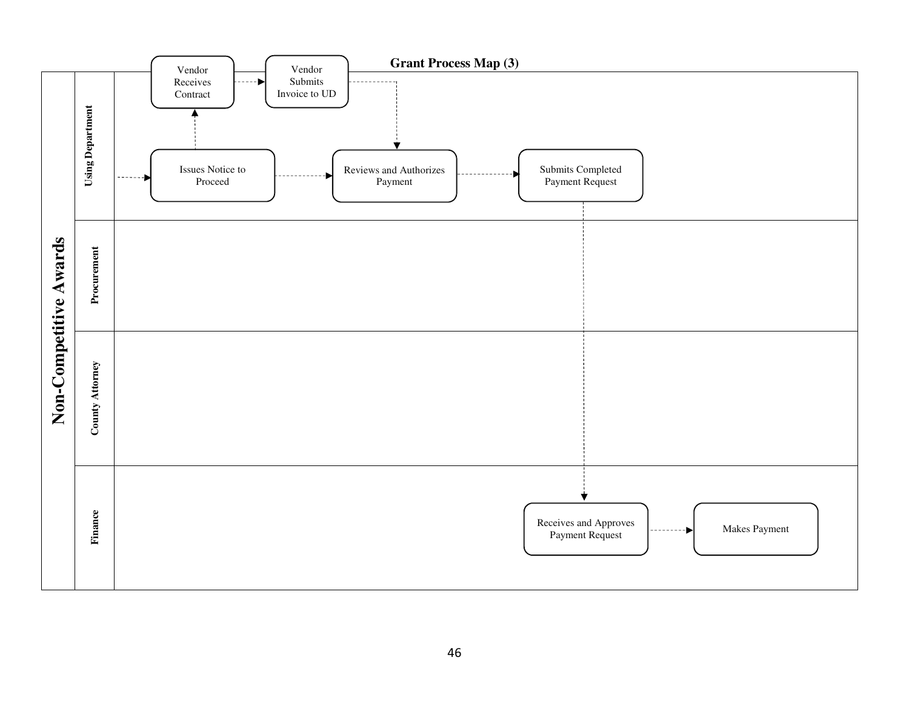## Grant Process Map (3)

# Non-Competitive Awards

**Using Department**

- Issues Notice to Proceed → Vendor Receives Contract
- Vendor Receives Contract → Vendor Submits Invoice to UD
- Vendor Submits Invoice to UD → Reviews and Authorizes Payment
- Issues Notice to Proceed → Reviews and Authorizes Payment
- Reviews and Authorizes Payment → Submits Completed Payment Request

**Procurement**

**County Attorney**

**Finance**

- Submits Completed Payment Request → Receives and Approves Payment Request
- Receives and Approves Payment Request → Makes Payment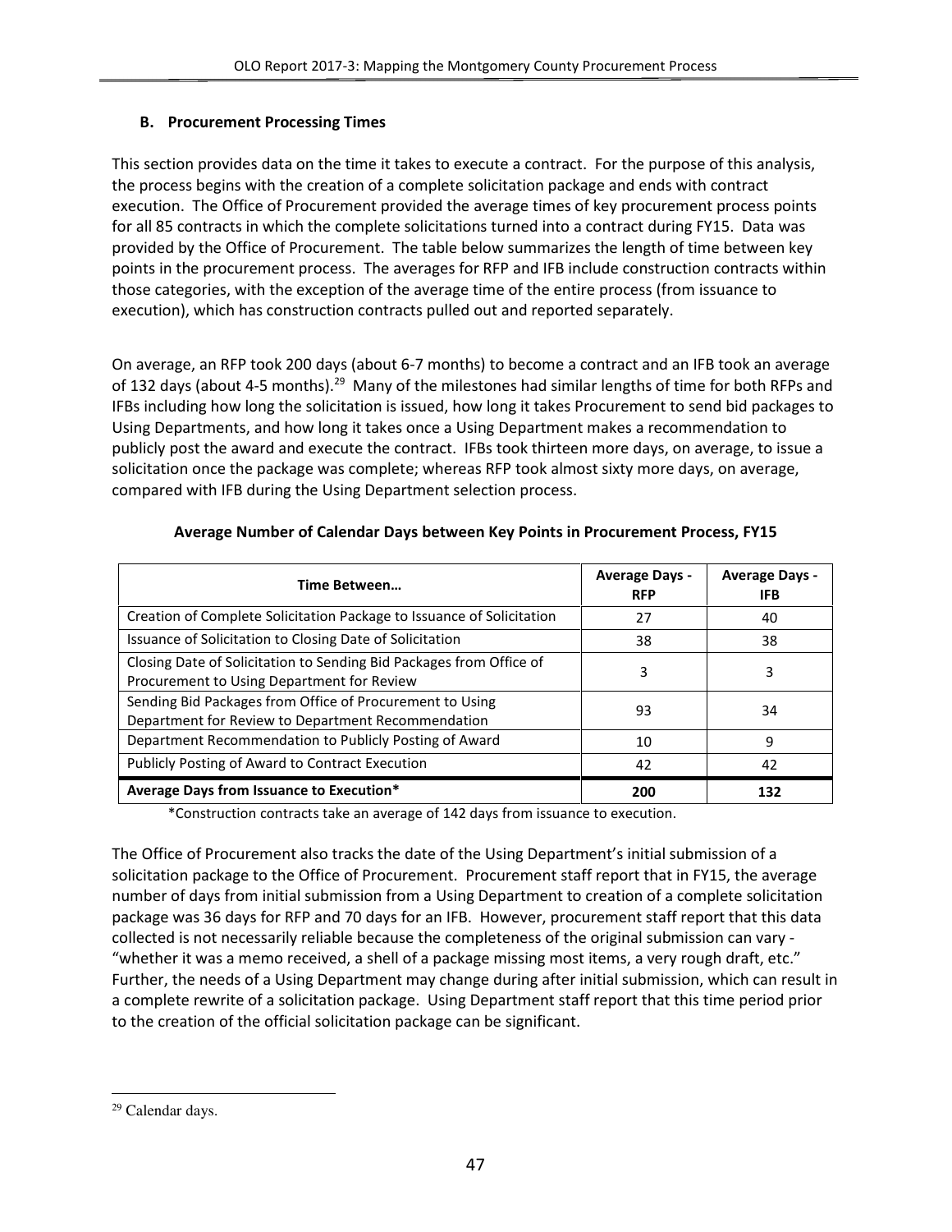### B. Procurement Processing Times

This section provides data on the time it takes to execute a contract. For the purpose of this analysis, the process begins with the creation of a complete solicitation package and ends with contract execution. The Office of Procurement provided the average times of key procurement process points for all 85 contracts in which the complete solicitations turned into a contract during FY15. Data was provided by the Office of Procurement. The table below summarizes the length of time between key points in the procurement process. The averages for RFP and IFB include construction contracts within those categories, with the exception of the average time of the entire process (from issuance to execution), which has construction contracts pulled out and reported separately.

On average, an RFP took 200 days (about 6-7 months) to become a contract and an IFB took an average of 132 days (about 4-5 months).[29] Many of the milestones had similar lengths of time for both RFPs and IFBs including how long the solicitation is issued, how long it takes Procurement to send bid packages to Using Departments, and how long it takes once a Using Department makes a recommendation to publicly post the award and execute the contract. IFBs took thirteen more days, on average, to issue a solicitation once the package was complete; whereas RFP took almost sixty more days, on average, compared with IFB during the Using Department selection process.

**Average Number of Calendar Days between Key Points in Procurement Process, FY15**

| Time Between… | Average Days - RFP | Average Days - IFB |
|---|---|---|
| Creation of Complete Solicitation Package to Issuance of Solicitation | 27 | 40 |
| Issuance of Solicitation to Closing Date of Solicitation | 38 | 38 |
| Closing Date of Solicitation to Sending Bid Packages from Office of Procurement to Using Department for Review | 3 | 3 |
| Sending Bid Packages from Office of Procurement to Using Department for Review to Department Recommendation | 93 | 34 |
| Department Recommendation to Publicly Posting of Award | 10 | 9 |
| Publicly Posting of Award to Contract Execution | 42 | 42 |
| **Average Days from Issuance to Execution*** | **200** | **132** |

*Construction contracts take an average of 142 days from issuance to execution.

The Office of Procurement also tracks the date of the Using Department's initial submission of a solicitation package to the Office of Procurement. Procurement staff report that in FY15, the average number of days from initial submission from a Using Department to creation of a complete solicitation package was 36 days for RFP and 70 days for an IFB. However, procurement staff report that this data collected is not necessarily reliable because the completeness of the original submission can vary - "whether it was a memo received, a shell of a package missing most items, a very rough draft, etc." Further, the needs of a Using Department may change during after initial submission, which can result in a complete rewrite of a solicitation package. Using Department staff report that this time period prior to the creation of the official solicitation package can be significant.

---

[29] Calendar days.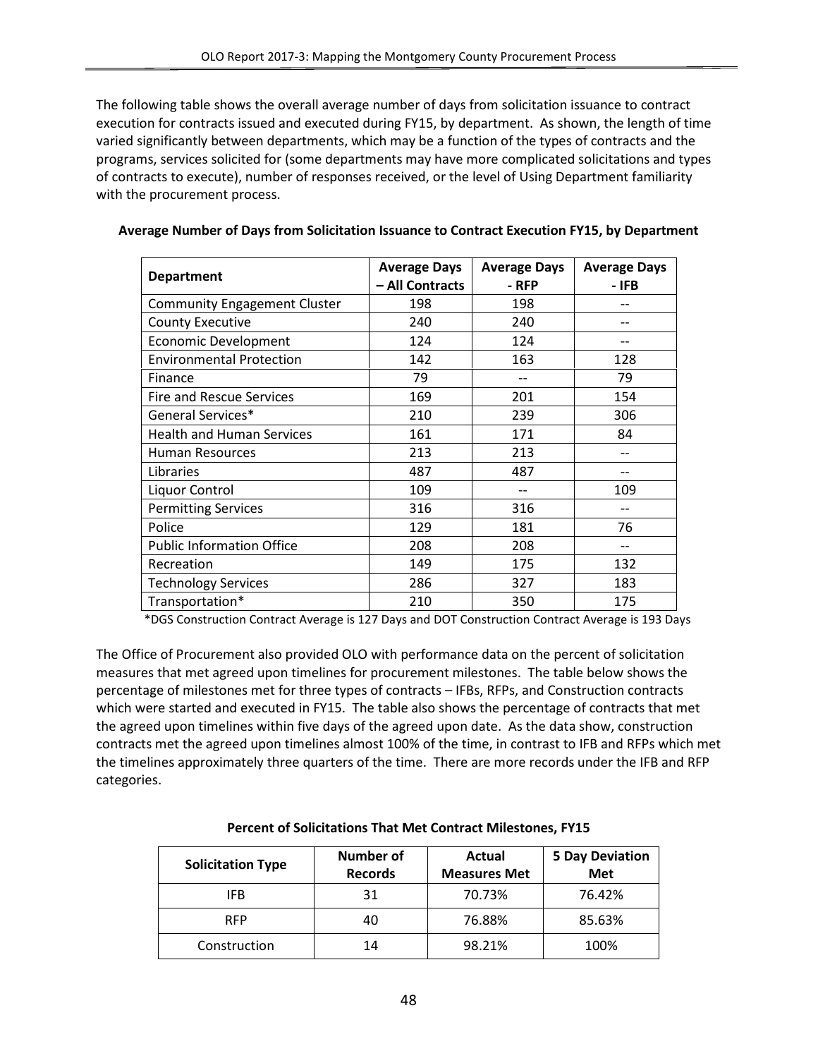The following table shows the overall average number of days from solicitation issuance to contract execution for contracts issued and executed during FY15, by department. As shown, the length of time varied significantly between departments, which may be a function of the types of contracts and the programs, services solicited for (some departments may have more complicated solicitations and types of contracts to execute), number of responses received, or the level of Using Department familiarity with the procurement process.

**Average Number of Days from Solicitation Issuance to Contract Execution FY15, by Department**

| Department | Average Days – All Contracts | Average Days - RFP | Average Days - IFB |
|---|---|---|---|
| Community Engagement Cluster | 198 | 198 | -- |
| County Executive | 240 | 240 | -- |
| Economic Development | 124 | 124 | -- |
| Environmental Protection | 142 | 163 | 128 |
| Finance | 79 | -- | 79 |
| Fire and Rescue Services | 169 | 201 | 154 |
| General Services* | 210 | 239 | 306 |
| Health and Human Services | 161 | 171 | 84 |
| Human Resources | 213 | 213 | -- |
| Libraries | 487 | 487 | -- |
| Liquor Control | 109 | -- | 109 |
| Permitting Services | 316 | 316 | -- |
| Police | 129 | 181 | 76 |
| Public Information Office | 208 | 208 | -- |
| Recreation | 149 | 175 | 132 |
| Technology Services | 286 | 327 | 183 |
| Transportation* | 210 | 350 | 175 |

*DGS Construction Contract Average is 127 Days and DOT Construction Contract Average is 193 Days

The Office of Procurement also provided OLO with performance data on the percent of solicitation measures that met agreed upon timelines for procurement milestones. The table below shows the percentage of milestones met for three types of contracts – IFBs, RFPs, and Construction contracts which were started and executed in FY15. The table also shows the percentage of contracts that met the agreed upon timelines within five days of the agreed upon date. As the data show, construction contracts met the agreed upon timelines almost 100% of the time, in contrast to IFB and RFPs which met the timelines approximately three quarters of the time. There are more records under the IFB and RFP categories.

**Percent of Solicitations That Met Contract Milestones, FY15**

| Solicitation Type | Number of Records | Actual Measures Met | 5 Day Deviation Met |
|---|---|---|---|
| IFB | 31 | 70.73% | 76.42% |
| RFP | 40 | 76.88% | 85.63% |
| Construction | 14 | 98.21% | 100% |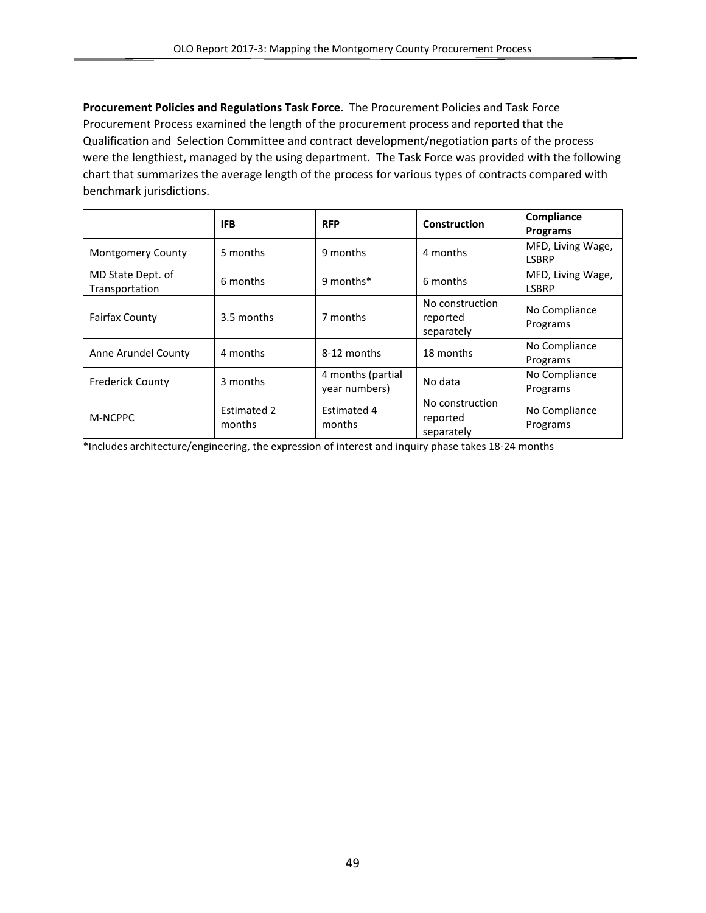**Procurement Policies and Regulations Task Force**. The Procurement Policies and Task Force Procurement Process examined the length of the procurement process and reported that the Qualification and Selection Committee and contract development/negotiation parts of the process were the lengthiest, managed by the using department. The Task Force was provided with the following chart that summarizes the average length of the process for various types of contracts compared with benchmark jurisdictions.

| | **IFB** | **RFP** | **Construction** | **Compliance Programs** |
|---|---|---|---|---|
| Montgomery County | 5 months | 9 months | 4 months | MFD, Living Wage, LSBRP |
| MD State Dept. of Transportation | 6 months | 9 months* | 6 months | MFD, Living Wage, LSBRP |
| Fairfax County | 3.5 months | 7 months | No construction reported separately | No Compliance Programs |
| Anne Arundel County | 4 months | 8-12 months | 18 months | No Compliance Programs |
| Frederick County | 3 months | 4 months (partial year numbers) | No data | No Compliance Programs |
| M-NCPPC | Estimated 2 months | Estimated 4 months | No construction reported separately | No Compliance Programs |

*Includes architecture/engineering, the expression of interest and inquiry phase takes 18-24 months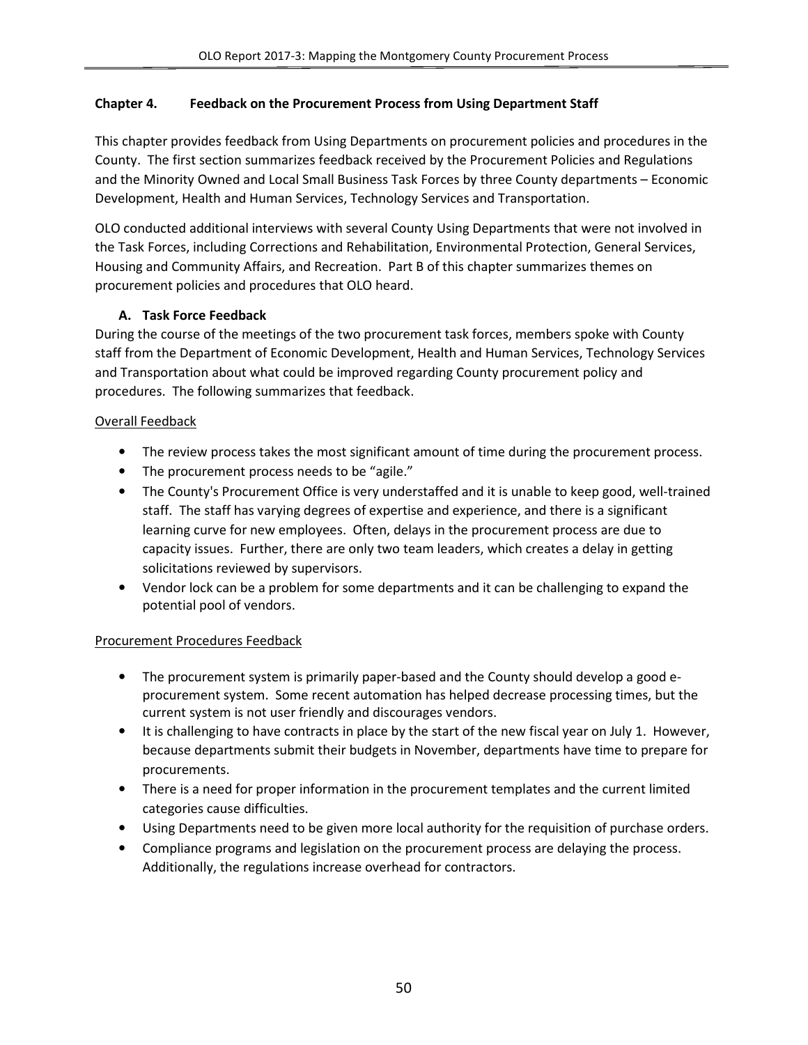## Chapter 4. Feedback on the Procurement Process from Using Department Staff

This chapter provides feedback from Using Departments on procurement policies and procedures in the County. The first section summarizes feedback received by the Procurement Policies and Regulations and the Minority Owned and Local Small Business Task Forces by three County departments – Economic Development, Health and Human Services, Technology Services and Transportation.

OLO conducted additional interviews with several County Using Departments that were not involved in the Task Forces, including Corrections and Rehabilitation, Environmental Protection, General Services, Housing and Community Affairs, and Recreation. Part B of this chapter summarizes themes on procurement policies and procedures that OLO heard.

### A. Task Force Feedback

During the course of the meetings of the two procurement task forces, members spoke with County staff from the Department of Economic Development, Health and Human Services, Technology Services and Transportation about what could be improved regarding County procurement policy and procedures. The following summarizes that feedback.

Overall Feedback

- The review process takes the most significant amount of time during the procurement process.
- The procurement process needs to be "agile."
- The County's Procurement Office is very understaffed and it is unable to keep good, well-trained staff. The staff has varying degrees of expertise and experience, and there is a significant learning curve for new employees. Often, delays in the procurement process are due to capacity issues. Further, there are only two team leaders, which creates a delay in getting solicitations reviewed by supervisors.
- Vendor lock can be a problem for some departments and it can be challenging to expand the potential pool of vendors.

Procurement Procedures Feedback

- The procurement system is primarily paper-based and the County should develop a good e-procurement system. Some recent automation has helped decrease processing times, but the current system is not user friendly and discourages vendors.
- It is challenging to have contracts in place by the start of the new fiscal year on July 1. However, because departments submit their budgets in November, departments have time to prepare for procurements.
- There is a need for proper information in the procurement templates and the current limited categories cause difficulties.
- Using Departments need to be given more local authority for the requisition of purchase orders.
- Compliance programs and legislation on the procurement process are delaying the process. Additionally, the regulations increase overhead for contractors.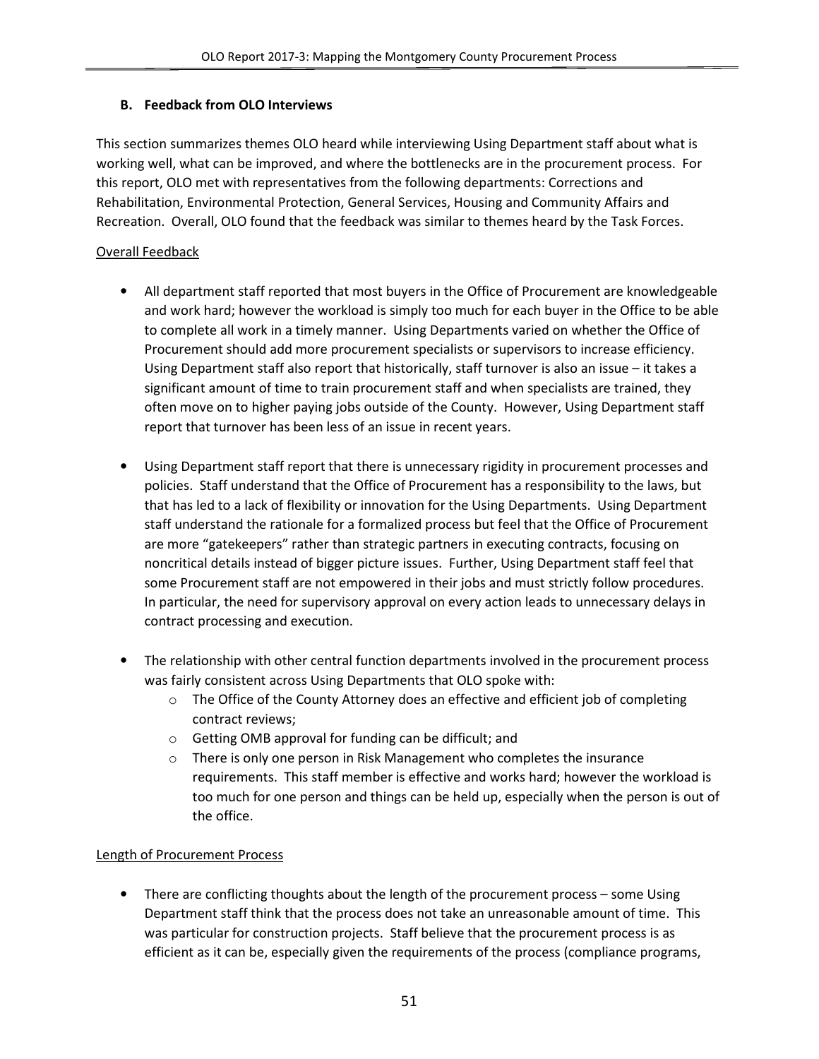### B. Feedback from OLO Interviews

This section summarizes themes OLO heard while interviewing Using Department staff about what is working well, what can be improved, and where the bottlenecks are in the procurement process. For this report, OLO met with representatives from the following departments: Corrections and Rehabilitation, Environmental Protection, General Services, Housing and Community Affairs and Recreation. Overall, OLO found that the feedback was similar to themes heard by the Task Forces.

Overall Feedback

- All department staff reported that most buyers in the Office of Procurement are knowledgeable and work hard; however the workload is simply too much for each buyer in the Office to be able to complete all work in a timely manner. Using Departments varied on whether the Office of Procurement should add more procurement specialists or supervisors to increase efficiency. Using Department staff also report that historically, staff turnover is also an issue – it takes a significant amount of time to train procurement staff and when specialists are trained, they often move on to higher paying jobs outside of the County. However, Using Department staff report that turnover has been less of an issue in recent years.

- Using Department staff report that there is unnecessary rigidity in procurement processes and policies. Staff understand that the Office of Procurement has a responsibility to the laws, but that has led to a lack of flexibility or innovation for the Using Departments. Using Department staff understand the rationale for a formalized process but feel that the Office of Procurement are more "gatekeepers" rather than strategic partners in executing contracts, focusing on noncritical details instead of bigger picture issues. Further, Using Department staff feel that some Procurement staff are not empowered in their jobs and must strictly follow procedures. In particular, the need for supervisory approval on every action leads to unnecessary delays in contract processing and execution.

- The relationship with other central function departments involved in the procurement process was fairly consistent across Using Departments that OLO spoke with:
  - The Office of the County Attorney does an effective and efficient job of completing contract reviews;
  - Getting OMB approval for funding can be difficult; and
  - There is only one person in Risk Management who completes the insurance requirements. This staff member is effective and works hard; however the workload is too much for one person and things can be held up, especially when the person is out of the office.

Length of Procurement Process

- There are conflicting thoughts about the length of the procurement process – some Using Department staff think that the process does not take an unreasonable amount of time. This was particular for construction projects. Staff believe that the procurement process is as efficient as it can be, especially given the requirements of the process (compliance programs,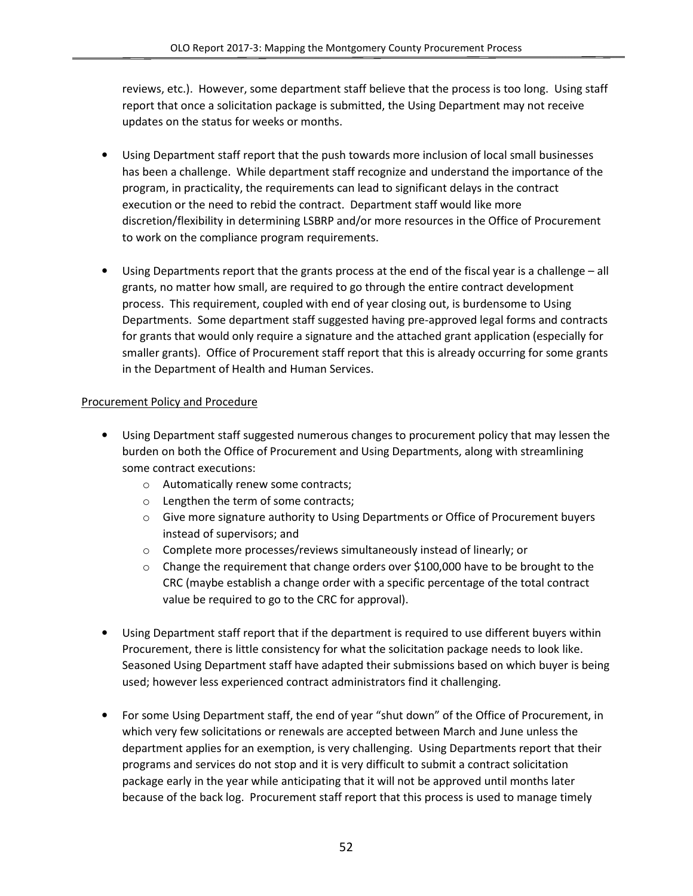reviews, etc.). However, some department staff believe that the process is too long. Using staff report that once a solicitation package is submitted, the Using Department may not receive updates on the status for weeks or months.

- Using Department staff report that the push towards more inclusion of local small businesses has been a challenge. While department staff recognize and understand the importance of the program, in practicality, the requirements can lead to significant delays in the contract execution or the need to rebid the contract. Department staff would like more discretion/flexibility in determining LSBRP and/or more resources in the Office of Procurement to work on the compliance program requirements.

- Using Departments report that the grants process at the end of the fiscal year is a challenge – all grants, no matter how small, are required to go through the entire contract development process. This requirement, coupled with end of year closing out, is burdensome to Using Departments. Some department staff suggested having pre-approved legal forms and contracts for grants that would only require a signature and the attached grant application (especially for smaller grants). Office of Procurement staff report that this is already occurring for some grants in the Department of Health and Human Services.

Procurement Policy and Procedure

- Using Department staff suggested numerous changes to procurement policy that may lessen the burden on both the Office of Procurement and Using Departments, along with streamlining some contract executions:
    - Automatically renew some contracts;
    - Lengthen the term of some contracts;
    - Give more signature authority to Using Departments or Office of Procurement buyers instead of supervisors; and
    - Complete more processes/reviews simultaneously instead of linearly; or
    - Change the requirement that change orders over $100,000 have to be brought to the CRC (maybe establish a change order with a specific percentage of the total contract value be required to go to the CRC for approval).

- Using Department staff report that if the department is required to use different buyers within Procurement, there is little consistency for what the solicitation package needs to look like. Seasoned Using Department staff have adapted their submissions based on which buyer is being used; however less experienced contract administrators find it challenging.

- For some Using Department staff, the end of year "shut down" of the Office of Procurement, in which very few solicitations or renewals are accepted between March and June unless the department applies for an exemption, is very challenging. Using Departments report that their programs and services do not stop and it is very difficult to submit a contract solicitation package early in the year while anticipating that it will not be approved until months later because of the back log. Procurement staff report that this process is used to manage timely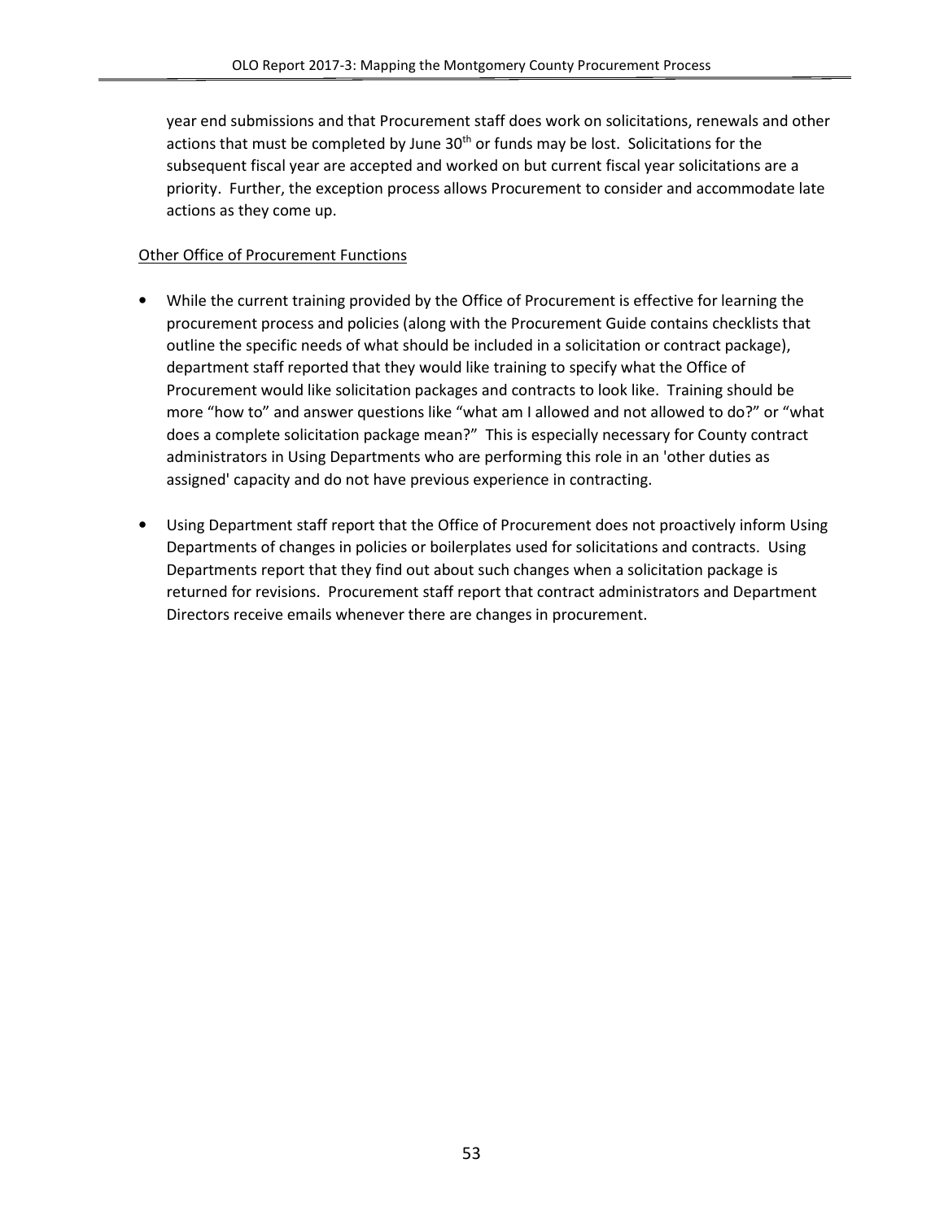year end submissions and that Procurement staff does work on solicitations, renewals and other actions that must be completed by June 30th or funds may be lost. Solicitations for the subsequent fiscal year are accepted and worked on but current fiscal year solicitations are a priority. Further, the exception process allows Procurement to consider and accommodate late actions as they come up.

Other Office of Procurement Functions

- While the current training provided by the Office of Procurement is effective for learning the procurement process and policies (along with the Procurement Guide contains checklists that outline the specific needs of what should be included in a solicitation or contract package), department staff reported that they would like training to specify what the Office of Procurement would like solicitation packages and contracts to look like. Training should be more "how to" and answer questions like "what am I allowed and not allowed to do?" or "what does a complete solicitation package mean?" This is especially necessary for County contract administrators in Using Departments who are performing this role in an 'other duties as assigned' capacity and do not have previous experience in contracting.

- Using Department staff report that the Office of Procurement does not proactively inform Using Departments of changes in policies or boilerplates used for solicitations and contracts. Using Departments report that they find out about such changes when a solicitation package is returned for revisions. Procurement staff report that contract administrators and Department Directors receive emails whenever there are changes in procurement.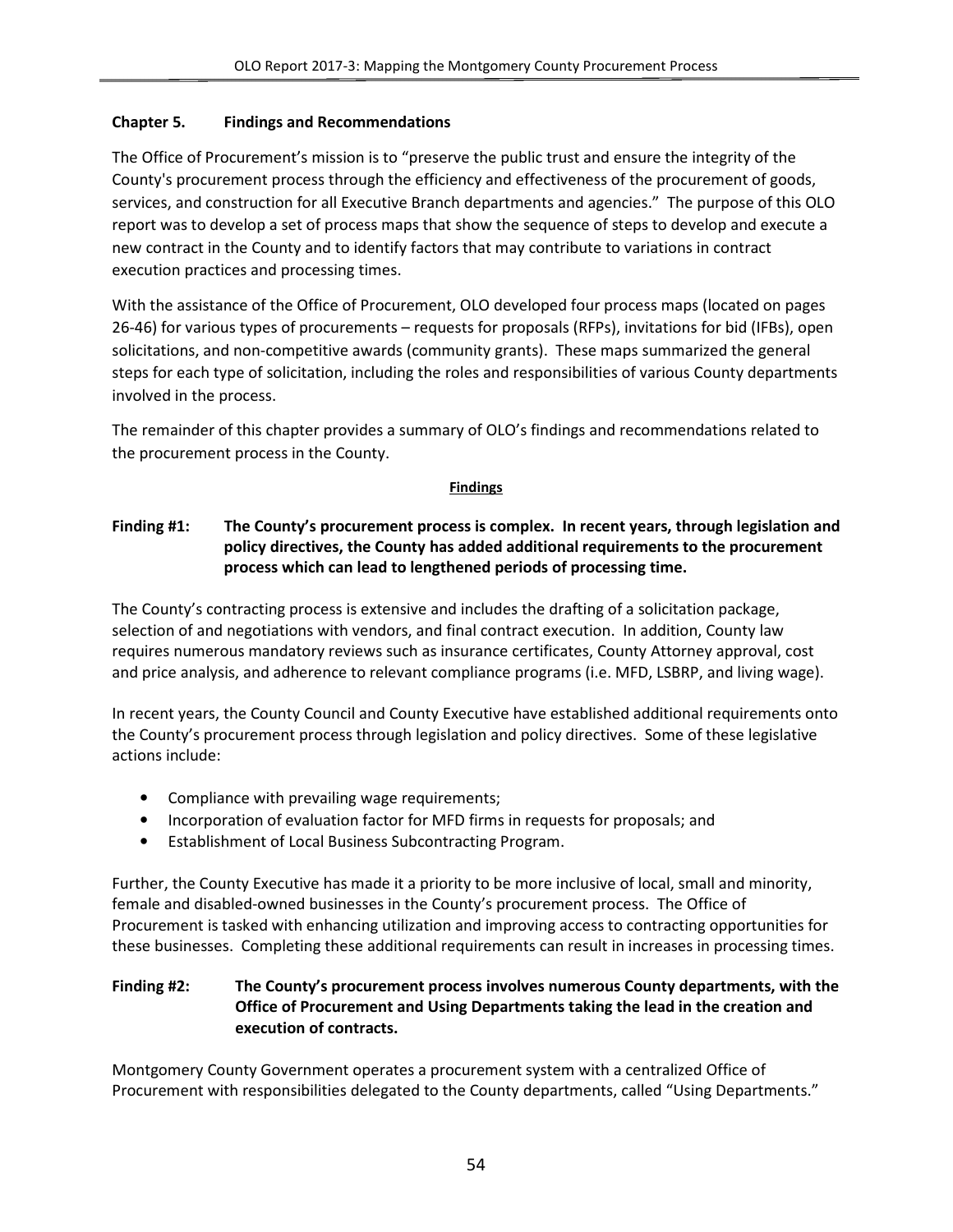## Chapter 5. Findings and Recommendations

The Office of Procurement's mission is to "preserve the public trust and ensure the integrity of the County's procurement process through the efficiency and effectiveness of the procurement of goods, services, and construction for all Executive Branch departments and agencies." The purpose of this OLO report was to develop a set of process maps that show the sequence of steps to develop and execute a new contract in the County and to identify factors that may contribute to variations in contract execution practices and processing times.

With the assistance of the Office of Procurement, OLO developed four process maps (located on pages 26-46) for various types of procurements – requests for proposals (RFPs), invitations for bid (IFBs), open solicitations, and non-competitive awards (community grants). These maps summarized the general steps for each type of solicitation, including the roles and responsibilities of various County departments involved in the process.

The remainder of this chapter provides a summary of OLO's findings and recommendations related to the procurement process in the County.

### Findings

**Finding #1: The County's procurement process is complex. In recent years, through legislation and policy directives, the County has added additional requirements to the procurement process which can lead to lengthened periods of processing time.**

The County's contracting process is extensive and includes the drafting of a solicitation package, selection of and negotiations with vendors, and final contract execution. In addition, County law requires numerous mandatory reviews such as insurance certificates, County Attorney approval, cost and price analysis, and adherence to relevant compliance programs (i.e. MFD, LSBRP, and living wage).

In recent years, the County Council and County Executive have established additional requirements onto the County's procurement process through legislation and policy directives. Some of these legislative actions include:

- Compliance with prevailing wage requirements;
- Incorporation of evaluation factor for MFD firms in requests for proposals; and
- Establishment of Local Business Subcontracting Program.

Further, the County Executive has made it a priority to be more inclusive of local, small and minority, female and disabled-owned businesses in the County's procurement process. The Office of Procurement is tasked with enhancing utilization and improving access to contracting opportunities for these businesses. Completing these additional requirements can result in increases in processing times.

**Finding #2: The County's procurement process involves numerous County departments, with the Office of Procurement and Using Departments taking the lead in the creation and execution of contracts.**

Montgomery County Government operates a procurement system with a centralized Office of Procurement with responsibilities delegated to the County departments, called "Using Departments."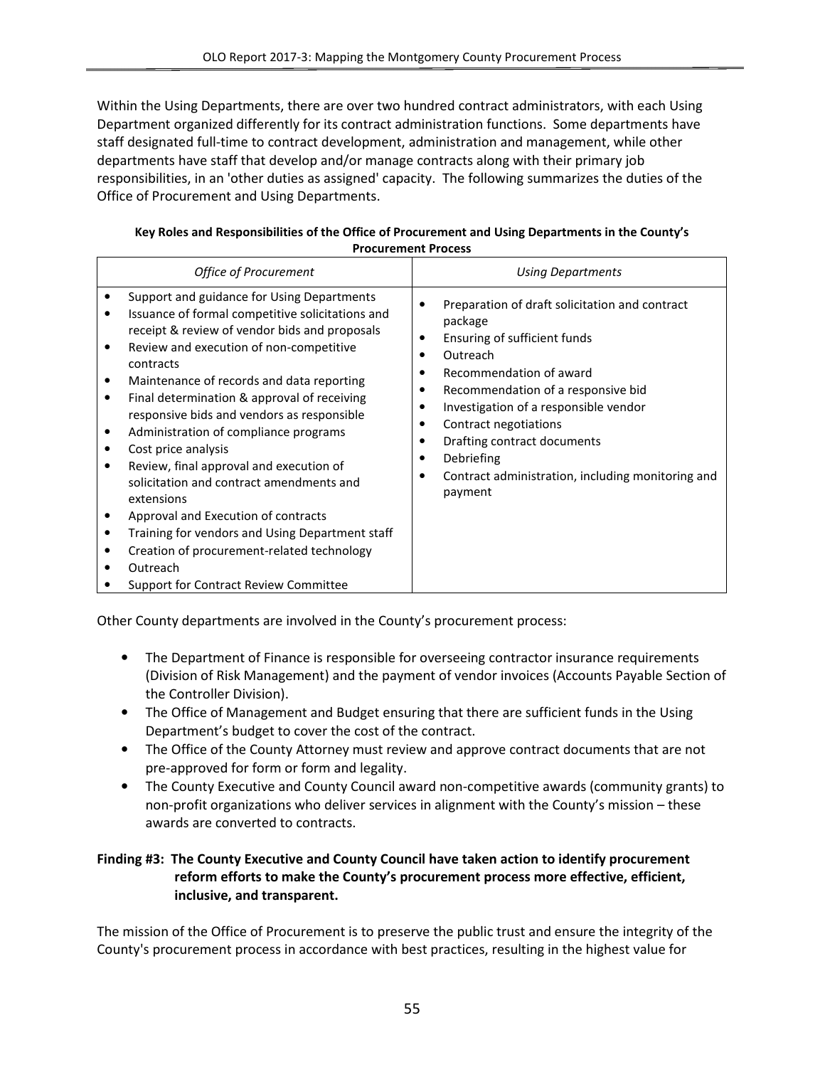Within the Using Departments, there are over two hundred contract administrators, with each Using Department organized differently for its contract administration functions. Some departments have staff designated full-time to contract development, administration and management, while other departments have staff that develop and/or manage contracts along with their primary job responsibilities, in an 'other duties as assigned' capacity. The following summarizes the duties of the Office of Procurement and Using Departments.

**Key Roles and Responsibilities of the Office of Procurement and Using Departments in the County's Procurement Process**

| *Office of Procurement* | *Using Departments* |
|---|---|
| • Support and guidance for Using Departments<br>• Issuance of formal competitive solicitations and receipt & review of vendor bids and proposals<br>• Review and execution of non-competitive contracts<br>• Maintenance of records and data reporting<br>• Final determination & approval of receiving responsive bids and vendors as responsible<br>• Administration of compliance programs<br>• Cost price analysis<br>• Review, final approval and execution of solicitation and contract amendments and extensions<br>• Approval and Execution of contracts<br>• Training for vendors and Using Department staff<br>• Creation of procurement-related technology<br>• Outreach<br>• Support for Contract Review Committee | • Preparation of draft solicitation and contract package<br>• Ensuring of sufficient funds<br>• Outreach<br>• Recommendation of award<br>• Recommendation of a responsive bid<br>• Investigation of a responsible vendor<br>• Contract negotiations<br>• Drafting contract documents<br>• Debriefing<br>• Contract administration, including monitoring and payment |

Other County departments are involved in the County's procurement process:

- The Department of Finance is responsible for overseeing contractor insurance requirements (Division of Risk Management) and the payment of vendor invoices (Accounts Payable Section of the Controller Division).
- The Office of Management and Budget ensuring that there are sufficient funds in the Using Department's budget to cover the cost of the contract.
- The Office of the County Attorney must review and approve contract documents that are not pre-approved for form or form and legality.
- The County Executive and County Council award non-competitive awards (community grants) to non-profit organizations who deliver services in alignment with the County's mission – these awards are converted to contracts.

**Finding #3: The County Executive and County Council have taken action to identify procurement reform efforts to make the County's procurement process more effective, efficient, inclusive, and transparent.**

The mission of the Office of Procurement is to preserve the public trust and ensure the integrity of the County's procurement process in accordance with best practices, resulting in the highest value for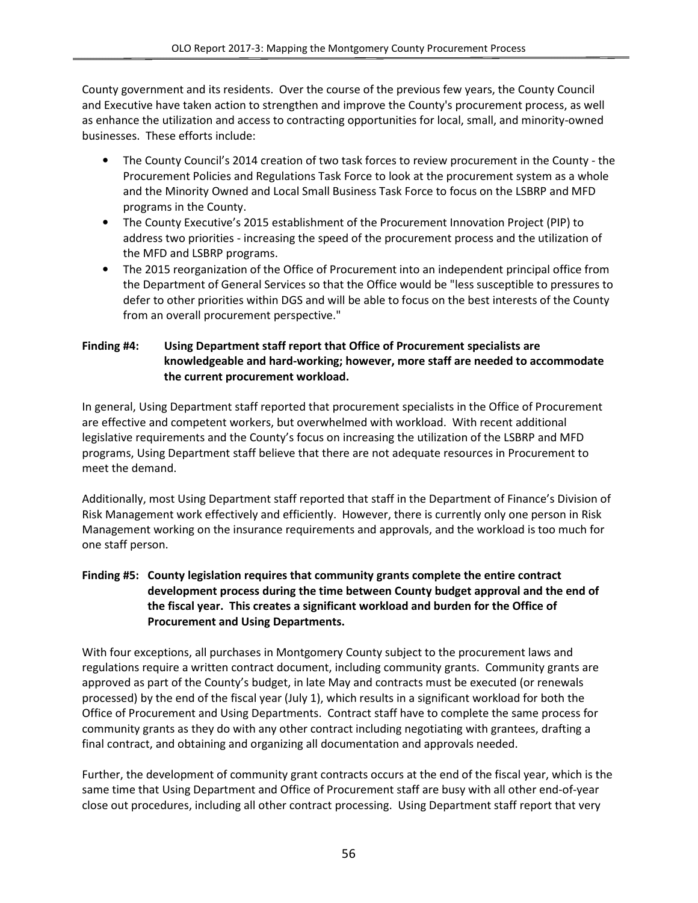County government and its residents. Over the course of the previous few years, the County Council and Executive have taken action to strengthen and improve the County's procurement process, as well as enhance the utilization and access to contracting opportunities for local, small, and minority-owned businesses. These efforts include:

- The County Council's 2014 creation of two task forces to review procurement in the County - the Procurement Policies and Regulations Task Force to look at the procurement system as a whole and the Minority Owned and Local Small Business Task Force to focus on the LSBRP and MFD programs in the County.
- The County Executive's 2015 establishment of the Procurement Innovation Project (PIP) to address two priorities - increasing the speed of the procurement process and the utilization of the MFD and LSBRP programs.
- The 2015 reorganization of the Office of Procurement into an independent principal office from the Department of General Services so that the Office would be "less susceptible to pressures to defer to other priorities within DGS and will be able to focus on the best interests of the County from an overall procurement perspective."

**Finding #4: Using Department staff report that Office of Procurement specialists are knowledgeable and hard-working; however, more staff are needed to accommodate the current procurement workload.**

In general, Using Department staff reported that procurement specialists in the Office of Procurement are effective and competent workers, but overwhelmed with workload. With recent additional legislative requirements and the County's focus on increasing the utilization of the LSBRP and MFD programs, Using Department staff believe that there are not adequate resources in Procurement to meet the demand.

Additionally, most Using Department staff reported that staff in the Department of Finance's Division of Risk Management work effectively and efficiently. However, there is currently only one person in Risk Management working on the insurance requirements and approvals, and the workload is too much for one staff person.

**Finding #5: County legislation requires that community grants complete the entire contract development process during the time between County budget approval and the end of the fiscal year. This creates a significant workload and burden for the Office of Procurement and Using Departments.**

With four exceptions, all purchases in Montgomery County subject to the procurement laws and regulations require a written contract document, including community grants. Community grants are approved as part of the County's budget, in late May and contracts must be executed (or renewals processed) by the end of the fiscal year (July 1), which results in a significant workload for both the Office of Procurement and Using Departments. Contract staff have to complete the same process for community grants as they do with any other contract including negotiating with grantees, drafting a final contract, and obtaining and organizing all documentation and approvals needed.

Further, the development of community grant contracts occurs at the end of the fiscal year, which is the same time that Using Department and Office of Procurement staff are busy with all other end-of-year close out procedures, including all other contract processing. Using Department staff report that very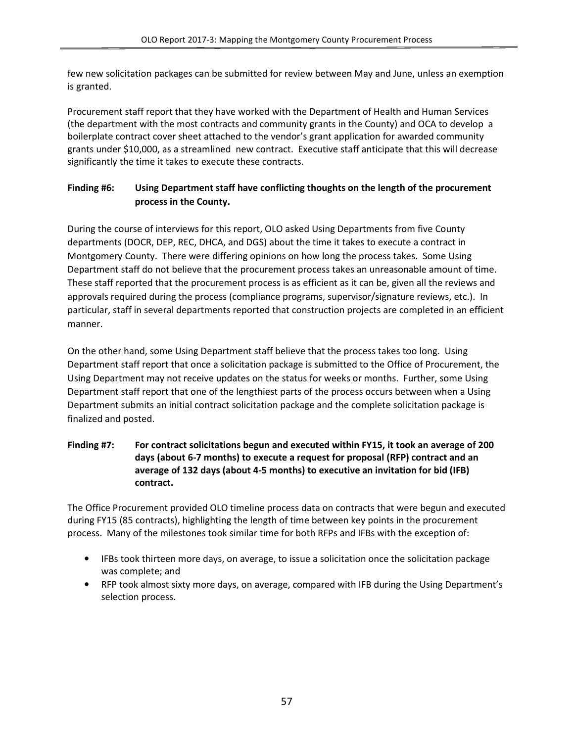few new solicitation packages can be submitted for review between May and June, unless an exemption is granted.

Procurement staff report that they have worked with the Department of Health and Human Services (the department with the most contracts and community grants in the County) and OCA to develop a boilerplate contract cover sheet attached to the vendor's grant application for awarded community grants under $10,000, as a streamlined new contract. Executive staff anticipate that this will decrease significantly the time it takes to execute these contracts.

**Finding #6: Using Department staff have conflicting thoughts on the length of the procurement process in the County.**

During the course of interviews for this report, OLO asked Using Departments from five County departments (DOCR, DEP, REC, DHCA, and DGS) about the time it takes to execute a contract in Montgomery County. There were differing opinions on how long the process takes. Some Using Department staff do not believe that the procurement process takes an unreasonable amount of time. These staff reported that the procurement process is as efficient as it can be, given all the reviews and approvals required during the process (compliance programs, supervisor/signature reviews, etc.). In particular, staff in several departments reported that construction projects are completed in an efficient manner.

On the other hand, some Using Department staff believe that the process takes too long. Using Department staff report that once a solicitation package is submitted to the Office of Procurement, the Using Department may not receive updates on the status for weeks or months. Further, some Using Department staff report that one of the lengthiest parts of the process occurs between when a Using Department submits an initial contract solicitation package and the complete solicitation package is finalized and posted.

**Finding #7: For contract solicitations begun and executed within FY15, it took an average of 200 days (about 6-7 months) to execute a request for proposal (RFP) contract and an average of 132 days (about 4-5 months) to executive an invitation for bid (IFB) contract.**

The Office Procurement provided OLO timeline process data on contracts that were begun and executed during FY15 (85 contracts), highlighting the length of time between key points in the procurement process. Many of the milestones took similar time for both RFPs and IFBs with the exception of:

- IFBs took thirteen more days, on average, to issue a solicitation once the solicitation package was complete; and
- RFP took almost sixty more days, on average, compared with IFB during the Using Department's selection process.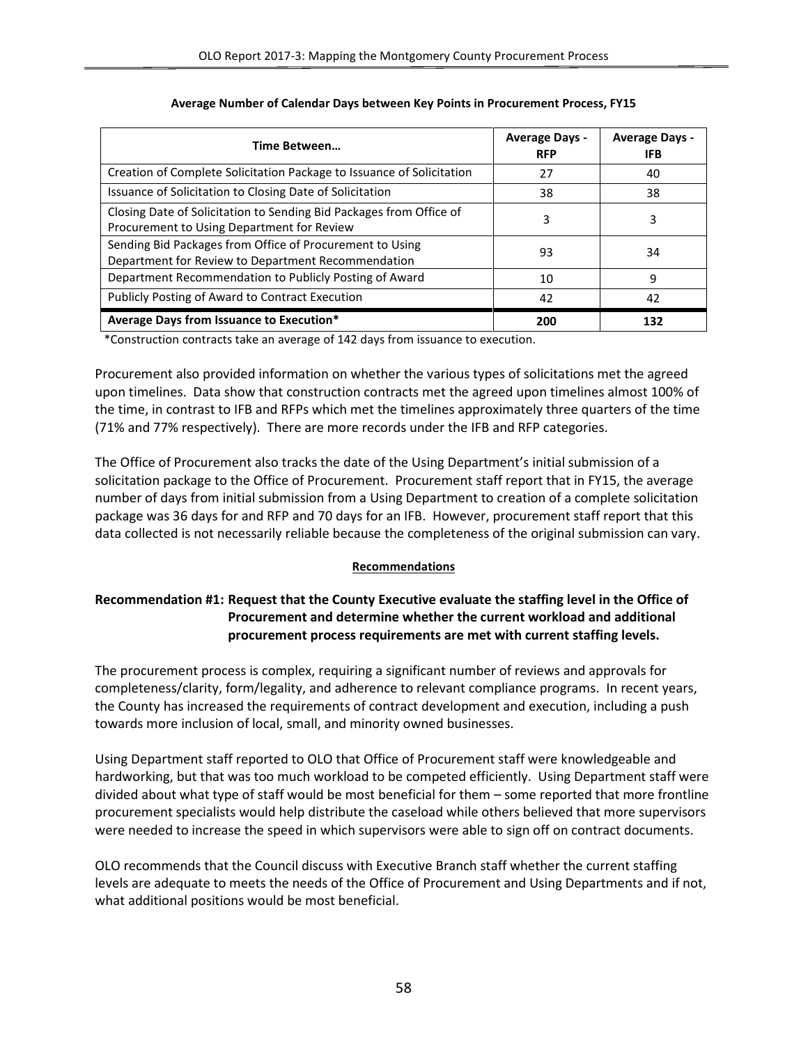**Average Number of Calendar Days between Key Points in Procurement Process, FY15**

| Time Between… | Average Days - RFP | Average Days - IFB |
|---|---|---|
| Creation of Complete Solicitation Package to Issuance of Solicitation | 27 | 40 |
| Issuance of Solicitation to Closing Date of Solicitation | 38 | 38 |
| Closing Date of Solicitation to Sending Bid Packages from Office of Procurement to Using Department for Review | 3 | 3 |
| Sending Bid Packages from Office of Procurement to Using Department for Review to Department Recommendation | 93 | 34 |
| Department Recommendation to Publicly Posting of Award | 10 | 9 |
| Publicly Posting of Award to Contract Execution | 42 | 42 |
| **Average Days from Issuance to Execution*** | **200** | **132** |

*Construction contracts take an average of 142 days from issuance to execution.

Procurement also provided information on whether the various types of solicitations met the agreed upon timelines. Data show that construction contracts met the agreed upon timelines almost 100% of the time, in contrast to IFB and RFPs which met the timelines approximately three quarters of the time (71% and 77% respectively). There are more records under the IFB and RFP categories.

The Office of Procurement also tracks the date of the Using Department's initial submission of a solicitation package to the Office of Procurement. Procurement staff report that in FY15, the average number of days from initial submission from a Using Department to creation of a complete solicitation package was 36 days for and RFP and 70 days for an IFB. However, procurement staff report that this data collected is not necessarily reliable because the completeness of the original submission can vary.

## Recommendations

### Recommendation #1: Request that the County Executive evaluate the staffing level in the Office of Procurement and determine whether the current workload and additional procurement process requirements are met with current staffing levels.

The procurement process is complex, requiring a significant number of reviews and approvals for completeness/clarity, form/legality, and adherence to relevant compliance programs. In recent years, the County has increased the requirements of contract development and execution, including a push towards more inclusion of local, small, and minority owned businesses.

Using Department staff reported to OLO that Office of Procurement staff were knowledgeable and hardworking, but that was too much workload to be competed efficiently. Using Department staff were divided about what type of staff would be most beneficial for them – some reported that more frontline procurement specialists would help distribute the caseload while others believed that more supervisors were needed to increase the speed in which supervisors were able to sign off on contract documents.

OLO recommends that the Council discuss with Executive Branch staff whether the current staffing levels are adequate to meets the needs of the Office of Procurement and Using Departments and if not, what additional positions would be most beneficial.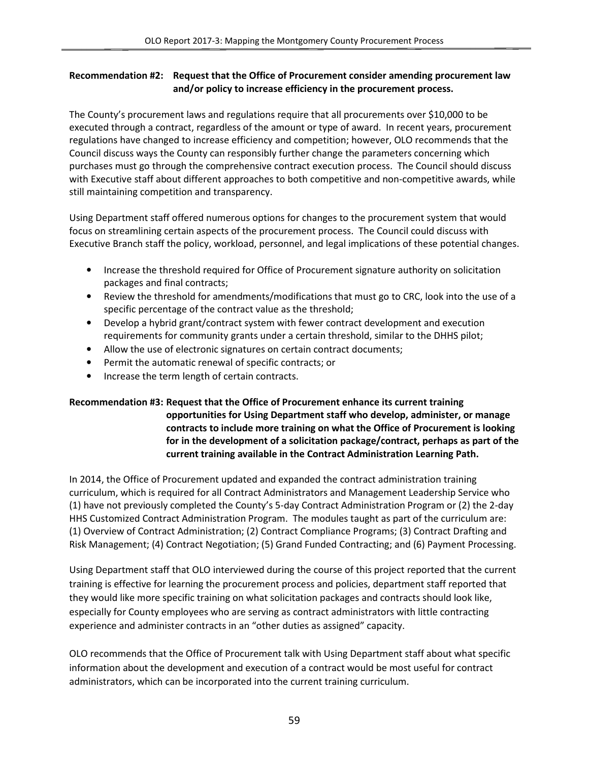**Recommendation #2: Request that the Office of Procurement consider amending procurement law and/or policy to increase efficiency in the procurement process.**

The County's procurement laws and regulations require that all procurements over $10,000 to be executed through a contract, regardless of the amount or type of award. In recent years, procurement regulations have changed to increase efficiency and competition; however, OLO recommends that the Council discuss ways the County can responsibly further change the parameters concerning which purchases must go through the comprehensive contract execution process. The Council should discuss with Executive staff about different approaches to both competitive and non-competitive awards, while still maintaining competition and transparency.

Using Department staff offered numerous options for changes to the procurement system that would focus on streamlining certain aspects of the procurement process. The Council could discuss with Executive Branch staff the policy, workload, personnel, and legal implications of these potential changes.

- Increase the threshold required for Office of Procurement signature authority on solicitation packages and final contracts;
- Review the threshold for amendments/modifications that must go to CRC, look into the use of a specific percentage of the contract value as the threshold;
- Develop a hybrid grant/contract system with fewer contract development and execution requirements for community grants under a certain threshold, similar to the DHHS pilot;
- Allow the use of electronic signatures on certain contract documents;
- Permit the automatic renewal of specific contracts; or
- Increase the term length of certain contracts.

**Recommendation #3: Request that the Office of Procurement enhance its current training opportunities for Using Department staff who develop, administer, or manage contracts to include more training on what the Office of Procurement is looking for in the development of a solicitation package/contract, perhaps as part of the current training available in the Contract Administration Learning Path.**

In 2014, the Office of Procurement updated and expanded the contract administration training curriculum, which is required for all Contract Administrators and Management Leadership Service who (1) have not previously completed the County's 5-day Contract Administration Program or (2) the 2-day HHS Customized Contract Administration Program. The modules taught as part of the curriculum are: (1) Overview of Contract Administration; (2) Contract Compliance Programs; (3) Contract Drafting and Risk Management; (4) Contract Negotiation; (5) Grand Funded Contracting; and (6) Payment Processing.

Using Department staff that OLO interviewed during the course of this project reported that the current training is effective for learning the procurement process and policies, department staff reported that they would like more specific training on what solicitation packages and contracts should look like, especially for County employees who are serving as contract administrators with little contracting experience and administer contracts in an "other duties as assigned" capacity.

OLO recommends that the Office of Procurement talk with Using Department staff about what specific information about the development and execution of a contract would be most useful for contract administrators, which can be incorporated into the current training curriculum.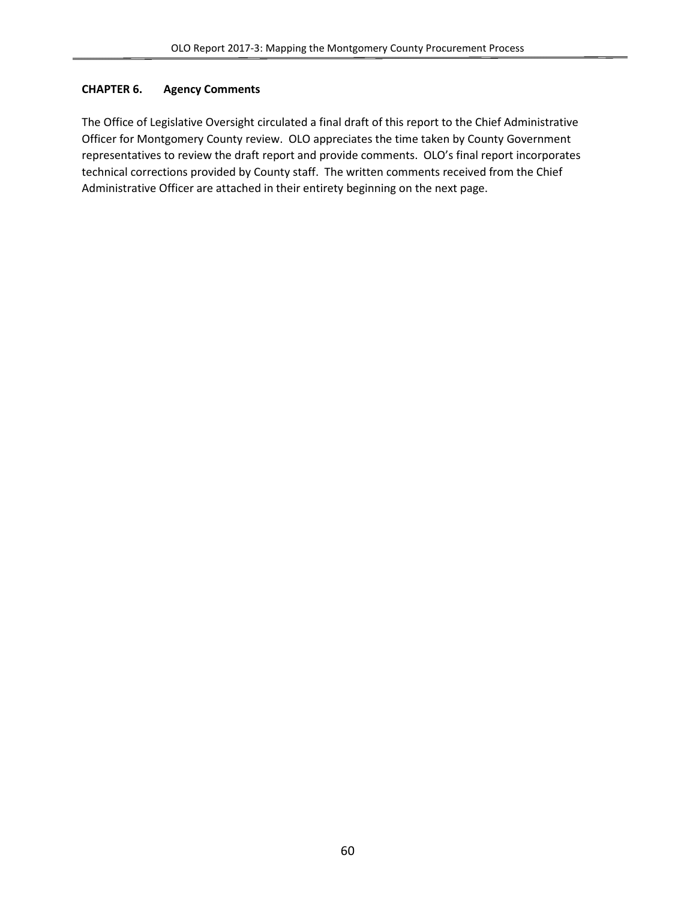## CHAPTER 6. Agency Comments

The Office of Legislative Oversight circulated a final draft of this report to the Chief Administrative Officer for Montgomery County review. OLO appreciates the time taken by County Government representatives to review the draft report and provide comments. OLO's final report incorporates technical corrections provided by County staff. The written comments received from the Chief Administrative Officer are attached in their entirety beginning on the next page.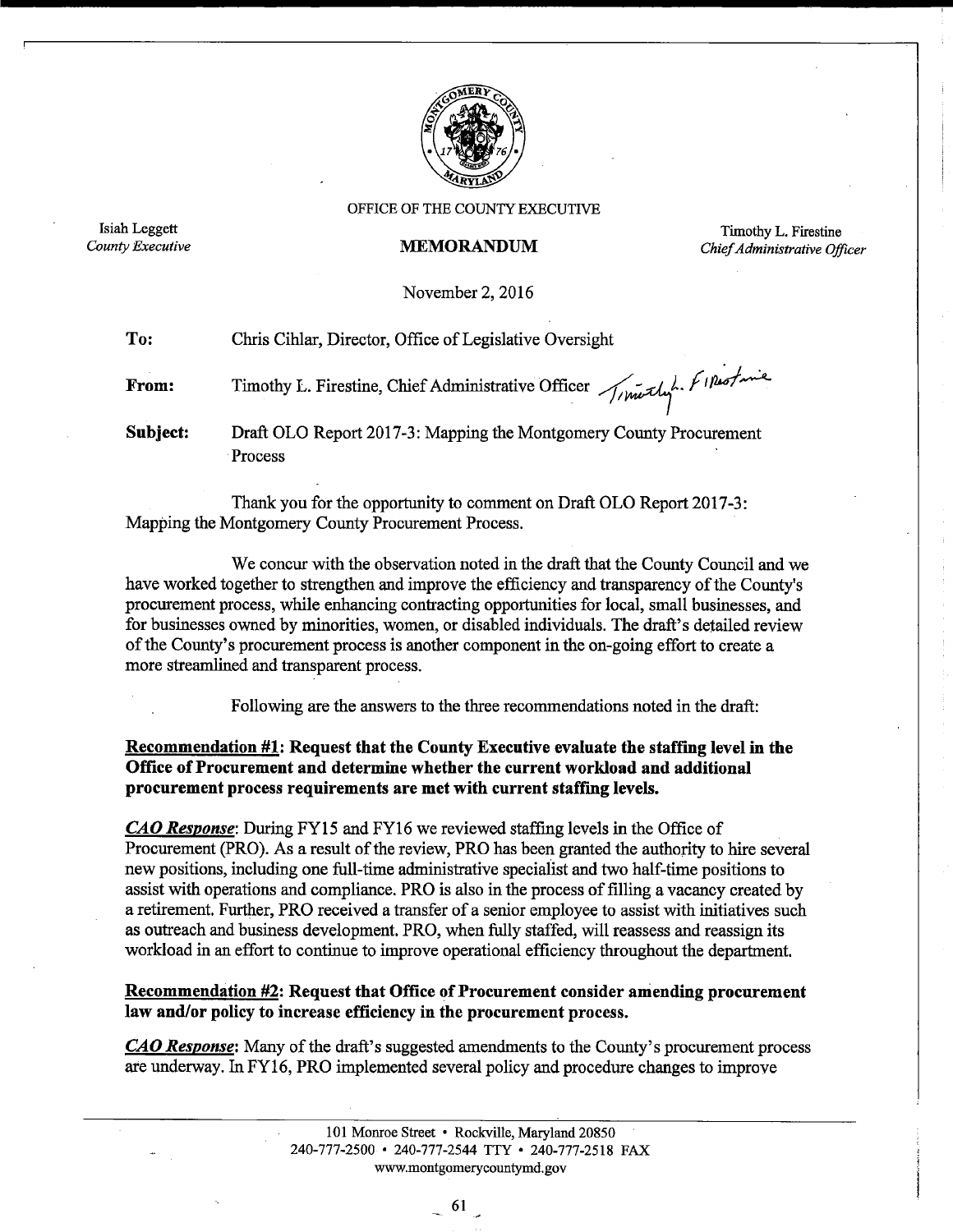OFFICE OF THE COUNTY EXECUTIVE

Isiah Leggett
*County Executive*

**MEMORANDUM**

Timothy L. Firestine
*Chief Administrative Officer*

November 2, 2016

**To:** Chris Cihlar, Director, Office of Legislative Oversight

**From:** Timothy L. Firestine, Chief Administrative Officer

**Subject:** Draft OLO Report 2017-3: Mapping the Montgomery County Procurement Process

Thank you for the opportunity to comment on Draft OLO Report 2017-3: Mapping the Montgomery County Procurement Process.

We concur with the observation noted in the draft that the County Council and we have worked together to strengthen and improve the efficiency and transparency of the County's procurement process, while enhancing contracting opportunities for local, small businesses, and for businesses owned by minorities, women, or disabled individuals. The draft's detailed review of the County's procurement process is another component in the on-going effort to create a more streamlined and transparent process.

Following are the answers to the three recommendations noted in the draft:

**Recommendation #1: Request that the County Executive evaluate the staffing level in the Office of Procurement and determine whether the current workload and additional procurement process requirements are met with current staffing levels.**

***CAO Response***: During FY15 and FY16 we reviewed staffing levels in the Office of Procurement (PRO). As a result of the review, PRO has been granted the authority to hire several new positions, including one full-time administrative specialist and two half-time positions to assist with operations and compliance. PRO is also in the process of filling a vacancy created by a retirement. Further, PRO received a transfer of a senior employee to assist with initiatives such as outreach and business development. PRO, when fully staffed, will reassess and reassign its workload in an effort to continue to improve operational efficiency throughout the department.

**Recommendation #2: Request that Office of Procurement consider amending procurement law and/or policy to increase efficiency in the procurement process.**

***CAO Response***: Many of the draft's suggested amendments to the County's procurement process are underway. In FY16, PRO implemented several policy and procedure changes to improve

101 Monroe Street • Rockville, Maryland 20850
240-777-2500 • 240-777-2544 TTY • 240-777-2518 FAX
www.montgomerycountymd.gov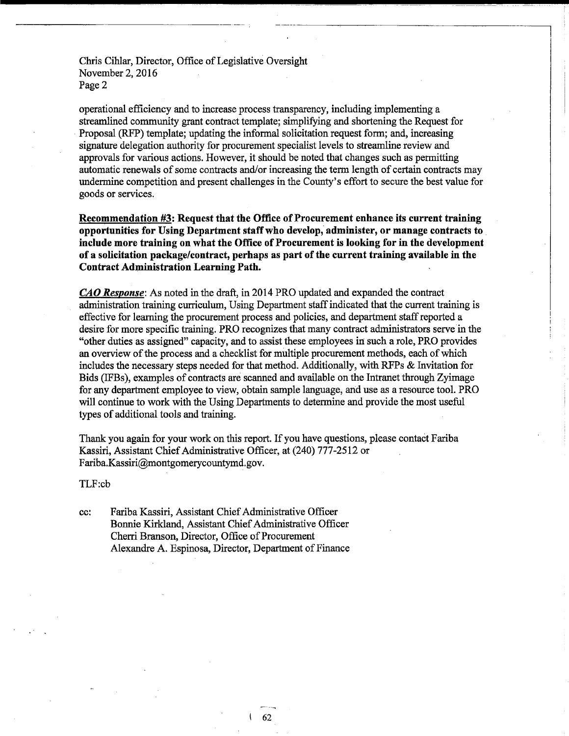Chris Cihlar, Director, Office of Legislative Oversight
November 2, 2016
Page 2

operational efficiency and to increase process transparency, including implementing a streamlined community grant contract template; simplifying and shortening the Request for Proposal (RFP) template; updating the informal solicitation request form; and, increasing signature delegation authority for procurement specialist levels to streamline review and approvals for various actions. However, it should be noted that changes such as permitting automatic renewals of some contracts and/or increasing the term length of certain contracts may undermine competition and present challenges in the County's effort to secure the best value for goods or services.

**<u>Recommendation #3</u>: Request that the Office of Procurement enhance its current training opportunities for Using Department staff who develop, administer, or manage contracts to include more training on what the Office of Procurement is looking for in the development of a solicitation package/contract, perhaps as part of the current training available in the Contract Administration Learning Path.**

***<u>CAO Response</u>***: As noted in the draft, in 2014 PRO updated and expanded the contract administration training curriculum, Using Department staff indicated that the current training is effective for learning the procurement process and policies, and department staff reported a desire for more specific training. PRO recognizes that many contract administrators serve in the "other duties as assigned" capacity, and to assist these employees in such a role, PRO provides an overview of the process and a checklist for multiple procurement methods, each of which includes the necessary steps needed for that method. Additionally, with RFPs & Invitation for Bids (IFBs), examples of contracts are scanned and available on the Intranet through Zyimage for any department employee to view, obtain sample language, and use as a resource tool. PRO will continue to work with the Using Departments to determine and provide the most useful types of additional tools and training.

Thank you again for your work on this report. If you have questions, please contact Fariba Kassiri, Assistant Chief Administrative Officer, at (240) 777-2512 or Fariba.Kassiri@montgomerycountymd.gov.

TLF:cb

cc: Fariba Kassiri, Assistant Chief Administrative Officer
Bonnie Kirkland, Assistant Chief Administrative Officer
Cherri Branson, Director, Office of Procurement
Alexandre A. Espinosa, Director, Department of Finance